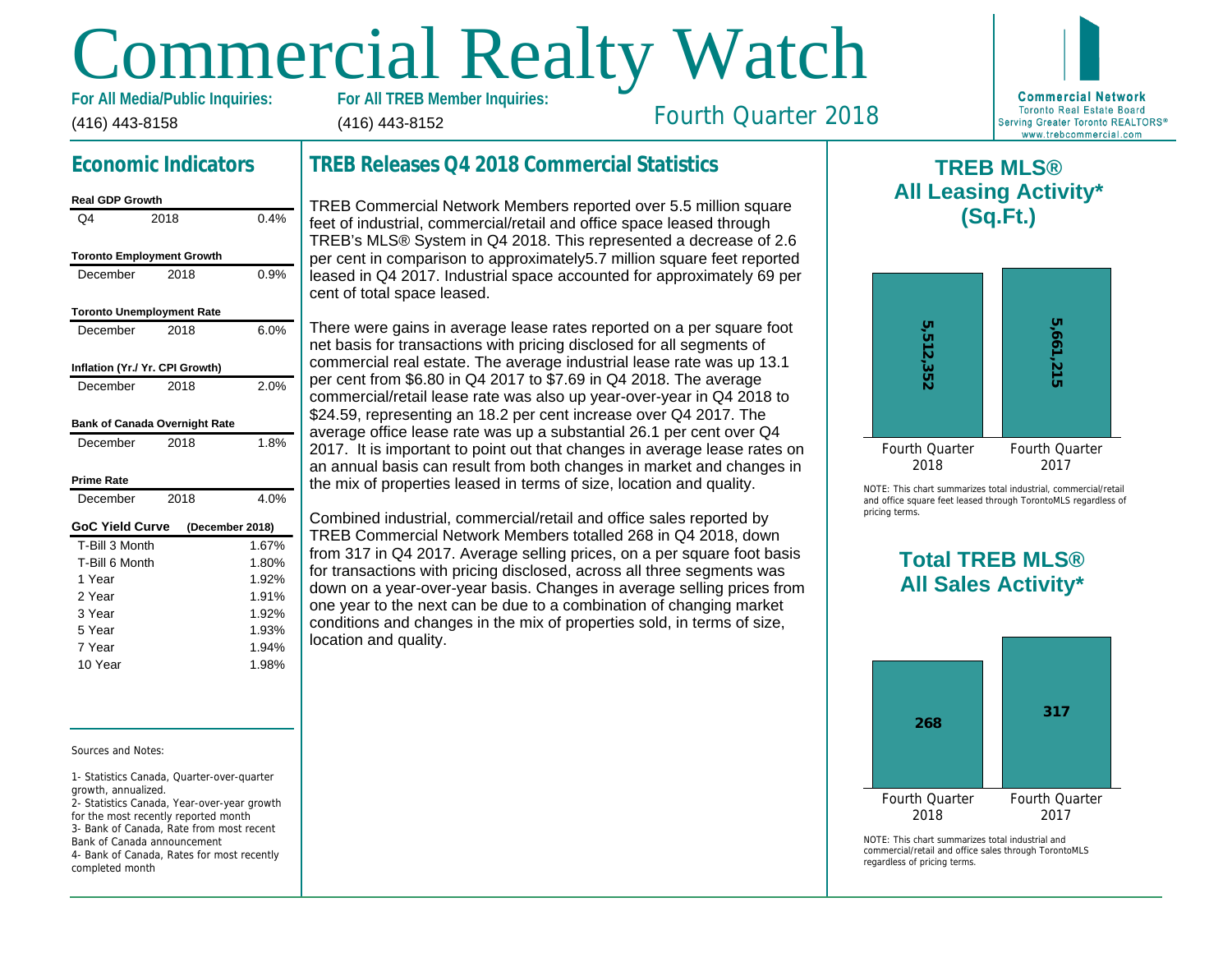# Commercial Realty Watch

**For All Media/Public Inquiries:**
(416) 443-8158

**For All TREB Member Inquiries:**
(416) 443-8152

Fourth Quarter 2018

**Commercial Network**
Toronto Real Estate Board
Serving Greater Toronto REALTORS®
www.trebcommercial.com

## Economic Indicators

**Real GDP Growth**

| | | |
|---|---|---|
| Q4 | 2018 | 0.4% |

**Toronto Employment Growth**

| | | |
|---|---|---|
| December | 2018 | 0.9% |

**Toronto Unemployment Rate**

| | | |
|---|---|---|
| December | 2018 | 6.0% |

**Inflation (Yr./ Yr. CPI Growth)**

| | | |
|---|---|---|
| December | 2018 | 2.0% |

**Bank of Canada Overnight Rate**

| | | |
|---|---|---|
| December | 2018 | 1.8% |

**Prime Rate**

| | | |
|---|---|---|
| December | 2018 | 4.0% |

**GoC Yield Curve** (December 2018)

| | |
|---|---|
| T-Bill 3 Month | 1.67% |
| T-Bill 6 Month | 1.80% |
| 1 Year | 1.92% |
| 2 Year | 1.91% |
| 3 Year | 1.92% |
| 5 Year | 1.93% |
| 7 Year | 1.94% |
| 10 Year | 1.98% |

Sources and Notes:

1- Statistics Canada, Quarter-over-quarter growth, annualized.
2- Statistics Canada, Year-over-year growth for the most recently reported month
3- Bank of Canada, Rate from most recent Bank of Canada announcement
4- Bank of Canada, Rates for most recently completed month

## TREB Releases Q4 2018 Commercial Statistics

TREB Commercial Network Members reported over 5.5 million square feet of industrial, commercial/retail and office space leased through TREB's MLS® System in Q4 2018. This represented a decrease of 2.6 per cent in comparison to approximately5.7 million square feet reported leased in Q4 2017. Industrial space accounted for approximately 69 per cent of total space leased.

There were gains in average lease rates reported on a per square foot net basis for transactions with pricing disclosed for all segments of commercial real estate. The average industrial lease rate was up 13.1 per cent from $6.80 in Q4 2017 to $7.69 in Q4 2018. The average commercial/retail lease rate was also up year-over-year in Q4 2018 to $24.59, representing an 18.2 per cent increase over Q4 2017. The average office lease rate was up a substantial 26.1 per cent over Q4 2017. It is important to point out that changes in average lease rates on an annual basis can result from both changes in market and changes in the mix of properties leased in terms of size, location and quality.

Combined industrial, commercial/retail and office sales reported by TREB Commercial Network Members totalled 268 in Q4 2018, down from 317 in Q4 2017. Average selling prices, on a per square foot basis for transactions with pricing disclosed, across all three segments was down on a year-over-year basis. Changes in average selling prices from one year to the next can be due to a combination of changing market conditions and changes in the mix of properties sold, in terms of size, location and quality.

## TREB MLS® All Leasing Activity* (Sq.Ft.)

| Fourth Quarter 2018 | Fourth Quarter 2017 |
|---|---|
| 5,512,352 | 5,661,215 |

NOTE: This chart summarizes total industrial, commercial/retail and office square feet leased through TorontoMLS regardless of pricing terms.

## Total TREB MLS® All Sales Activity*

| Fourth Quarter 2018 | Fourth Quarter 2017 |
|---|---|
| 268 | 317 |

NOTE: This chart summarizes total industrial and commercial/retail and office sales through TorontoMLS regardless of pricing terms.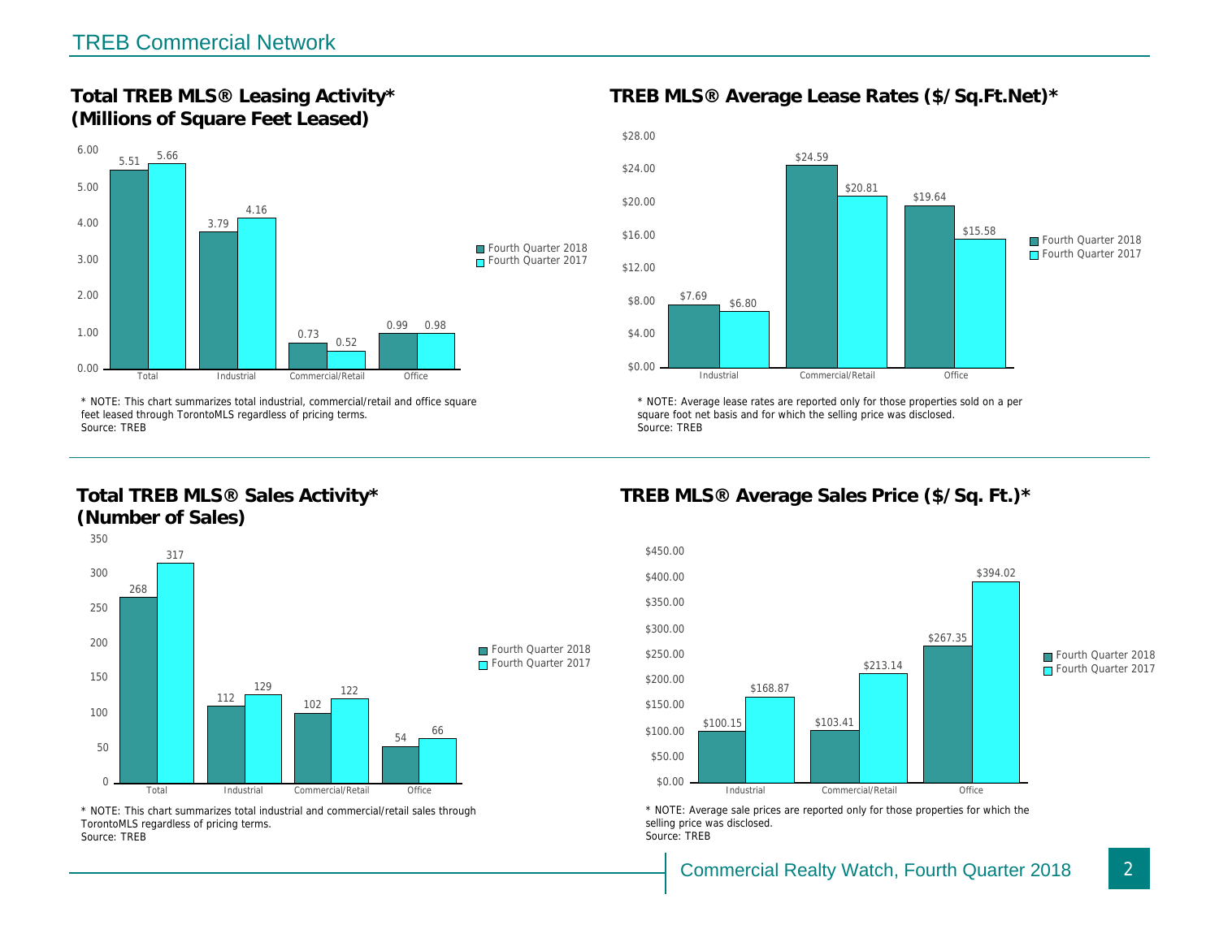## TREB Commercial Network

### Total TREB MLS® Leasing Activity* (Millions of Square Feet Leased)

| | Fourth Quarter 2018 | Fourth Quarter 2017 |
|---|---|---|
| Total | 5.51 | 5.66 |
| Industrial | 3.79 | 4.16 |
| Commercial/Retail | 0.73 | 0.52 |
| Office | 0.99 | 0.98 |

* NOTE: This chart summarizes total industrial, commercial/retail and office square feet leased through TorontoMLS regardless of pricing terms.
Source: TREB

### TREB MLS® Average Lease Rates ($/Sq.Ft.Net)*

| | Fourth Quarter 2018 | Fourth Quarter 2017 |
|---|---|---|
| Industrial | $7.69 | $6.80 |
| Commercial/Retail | $24.59 | $20.81 |
| Office | $19.64 | $15.58 |

* NOTE: Average lease rates are reported only for those properties sold on a per square foot net basis and for which the selling price was disclosed.
Source: TREB

### Total TREB MLS® Sales Activity* (Number of Sales)

| | Fourth Quarter 2018 | Fourth Quarter 2017 |
|---|---|---|
| Total | 268 | 317 |
| Industrial | 112 | 129 |
| Commercial/Retail | 102 | 122 |
| Office | 54 | 66 |

* NOTE: This chart summarizes total industrial and commercial/retail sales through TorontoMLS regardless of pricing terms.
Source: TREB

### TREB MLS® Average Sales Price ($/Sq. Ft.)*

| | Fourth Quarter 2018 | Fourth Quarter 2017 |
|---|---|---|
| Industrial | $100.15 | $168.87 |
| Commercial/Retail | $103.41 | $213.14 |
| Office | $267.35 | $394.02 |

* NOTE: Average sale prices are reported only for those properties for which the selling price was disclosed.
Source: TREB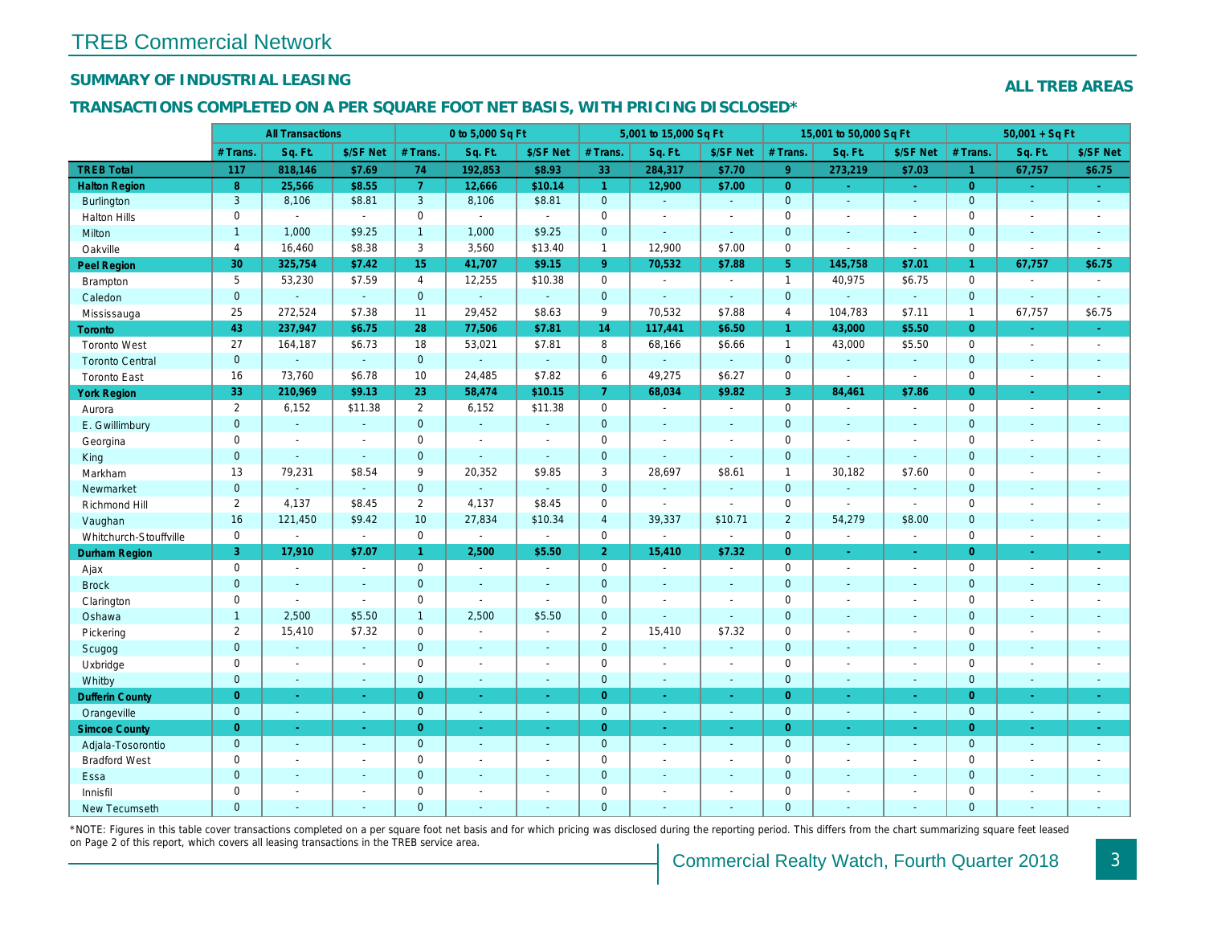# TREB Commercial Network

## SUMMARY OF INDUSTRIAL LEASING

**ALL TREB AREAS**

### TRANSACTIONS COMPLETED ON A PER SQUARE FOOT NET BASIS, WITH PRICING DISCLOSED*

| | All Transactions | | | 0 to 5,000 Sq Ft | | | 5,001 to 15,000 Sq Ft | | | 15,001 to 50,000 Sq Ft | | | 50,001 + Sq Ft | | |
|---|---|---|---|---|---|---|---|---|---|---|---|---|---|---|---|
| | # Trans. | Sq. Ft. | $/SF Net | # Trans. | Sq. Ft. | $/SF Net | # Trans. | Sq. Ft. | $/SF Net | # Trans. | Sq. Ft. | $/SF Net | # Trans. | Sq. Ft. | $/SF Net |
| **TREB Total** | **117** | **818,146** | **$7.69** | **74** | **192,853** | **$8.93** | **33** | **284,317** | **$7.70** | **9** | **273,219** | **$7.03** | **1** | **67,757** | **$6.75** |
| **Halton Region** | **8** | **25,566** | **$8.55** | **7** | **12,666** | **$10.14** | **1** | **12,900** | **$7.00** | **0** | **-** | **-** | **0** | **-** | **-** |
| Burlington | 3 | 8,106 | $8.81 | 3 | 8,106 | $8.81 | 0 | - | - | 0 | - | - | 0 | - | - |
| Halton Hills | 0 | - | - | 0 | - | - | 0 | - | - | 0 | - | - | 0 | - | - |
| Milton | 1 | 1,000 | $9.25 | 1 | 1,000 | $9.25 | 0 | - | - | 0 | - | - | 0 | - | - |
| Oakville | 4 | 16,460 | $8.38 | 3 | 3,560 | $13.40 | 1 | 12,900 | $7.00 | 0 | - | - | 0 | - | - |
| **Peel Region** | **30** | **325,754** | **$7.42** | **15** | **41,707** | **$9.15** | **9** | **70,532** | **$7.88** | **5** | **145,758** | **$7.01** | **1** | **67,757** | **$6.75** |
| Brampton | 5 | 53,230 | $7.59 | 4 | 12,255 | $10.38 | 0 | - | - | 1 | 40,975 | $6.75 | 0 | - | - |
| Caledon | 0 | - | - | 0 | - | - | 0 | - | - | 0 | - | - | 0 | - | - |
| Mississauga | 25 | 272,524 | $7.38 | 11 | 29,452 | $8.63 | 9 | 70,532 | $7.88 | 4 | 104,783 | $7.11 | 1 | 67,757 | $6.75 |
| **Toronto** | **43** | **237,947** | **$6.75** | **28** | **77,506** | **$7.81** | **14** | **117,441** | **$6.50** | **1** | **43,000** | **$5.50** | **0** | **-** | **-** |
| Toronto West | 27 | 164,187 | $6.73 | 18 | 53,021 | $7.81 | 8 | 68,166 | $6.66 | 1 | 43,000 | $5.50 | 0 | - | - |
| Toronto Central | 0 | - | - | 0 | - | - | 0 | - | - | 0 | - | - | 0 | - | - |
| Toronto East | 16 | 73,760 | $6.78 | 10 | 24,485 | $7.82 | 6 | 49,275 | $6.27 | 0 | - | - | 0 | - | - |
| **York Region** | **33** | **210,969** | **$9.13** | **23** | **58,474** | **$10.15** | **7** | **68,034** | **$9.82** | **3** | **84,461** | **$7.86** | **0** | **-** | **-** |
| Aurora | 2 | 6,152 | $11.38 | 2 | 6,152 | $11.38 | 0 | - | - | 0 | - | - | 0 | - | - |
| E. Gwillimbury | 0 | - | - | 0 | - | - | 0 | - | - | 0 | - | - | 0 | - | - |
| Georgina | 0 | - | - | 0 | - | - | 0 | - | - | 0 | - | - | 0 | - | - |
| King | 0 | - | - | 0 | - | - | 0 | - | - | 0 | - | - | 0 | - | - |
| Markham | 13 | 79,231 | $8.54 | 9 | 20,352 | $9.85 | 3 | 28,697 | $8.61 | 1 | 30,182 | $7.60 | 0 | - | - |
| Newmarket | 0 | - | - | 0 | - | - | 0 | - | - | 0 | - | - | 0 | - | - |
| Richmond Hill | 2 | 4,137 | $8.45 | 2 | 4,137 | $8.45 | 0 | - | - | 0 | - | - | 0 | - | - |
| Vaughan | 16 | 121,450 | $9.42 | 10 | 27,834 | $10.34 | 4 | 39,337 | $10.71 | 2 | 54,279 | $8.00 | 0 | - | - |
| Whitchurch-Stouffville | 0 | - | - | 0 | - | - | 0 | - | - | 0 | - | - | 0 | - | - |
| **Durham Region** | **3** | **17,910** | **$7.07** | **1** | **2,500** | **$5.50** | **2** | **15,410** | **$7.32** | **0** | **-** | **-** | **0** | **-** | **-** |
| Ajax | 0 | - | - | 0 | - | - | 0 | - | - | 0 | - | - | 0 | - | - |
| Brock | 0 | - | - | 0 | - | - | 0 | - | - | 0 | - | - | 0 | - | - |
| Clarington | 0 | - | - | 0 | - | - | 0 | - | - | 0 | - | - | 0 | - | - |
| Oshawa | 1 | 2,500 | $5.50 | 1 | 2,500 | $5.50 | 0 | - | - | 0 | - | - | 0 | - | - |
| Pickering | 2 | 15,410 | $7.32 | 0 | - | - | 2 | 15,410 | $7.32 | 0 | - | - | 0 | - | - |
| Scugog | 0 | - | - | 0 | - | - | 0 | - | - | 0 | - | - | 0 | - | - |
| Uxbridge | 0 | - | - | 0 | - | - | 0 | - | - | 0 | - | - | 0 | - | - |
| Whitby | 0 | - | - | 0 | - | - | 0 | - | - | 0 | - | - | 0 | - | - |
| **Dufferin County** | **0** | **-** | **-** | **0** | **-** | **-** | **0** | **-** | **-** | **0** | **-** | **-** | **0** | **-** | **-** |
| Orangeville | 0 | - | - | 0 | - | - | 0 | - | - | 0 | - | - | 0 | - | - |
| **Simcoe County** | **0** | **-** | **-** | **0** | **-** | **-** | **0** | **-** | **-** | **0** | **-** | **-** | **0** | **-** | **-** |
| Adjala-Tosorontio | 0 | - | - | 0 | - | - | 0 | - | - | 0 | - | - | 0 | - | - |
| Bradford West | 0 | - | - | 0 | - | - | 0 | - | - | 0 | - | - | 0 | - | - |
| Essa | 0 | - | - | 0 | - | - | 0 | - | - | 0 | - | - | 0 | - | - |
| Innisfil | 0 | - | - | 0 | - | - | 0 | - | - | 0 | - | - | 0 | - | - |
| New Tecumseth | 0 | - | - | 0 | - | - | 0 | - | - | 0 | - | - | 0 | - | - |

*NOTE: Figures in this table cover transactions completed on a per square foot net basis and for which pricing was disclosed during the reporting period. This differs from the chart summarizing square feet leased on Page 2 of this report, which covers all leasing transactions in the TREB service area.

Commercial Realty Watch, Fourth Quarter 2018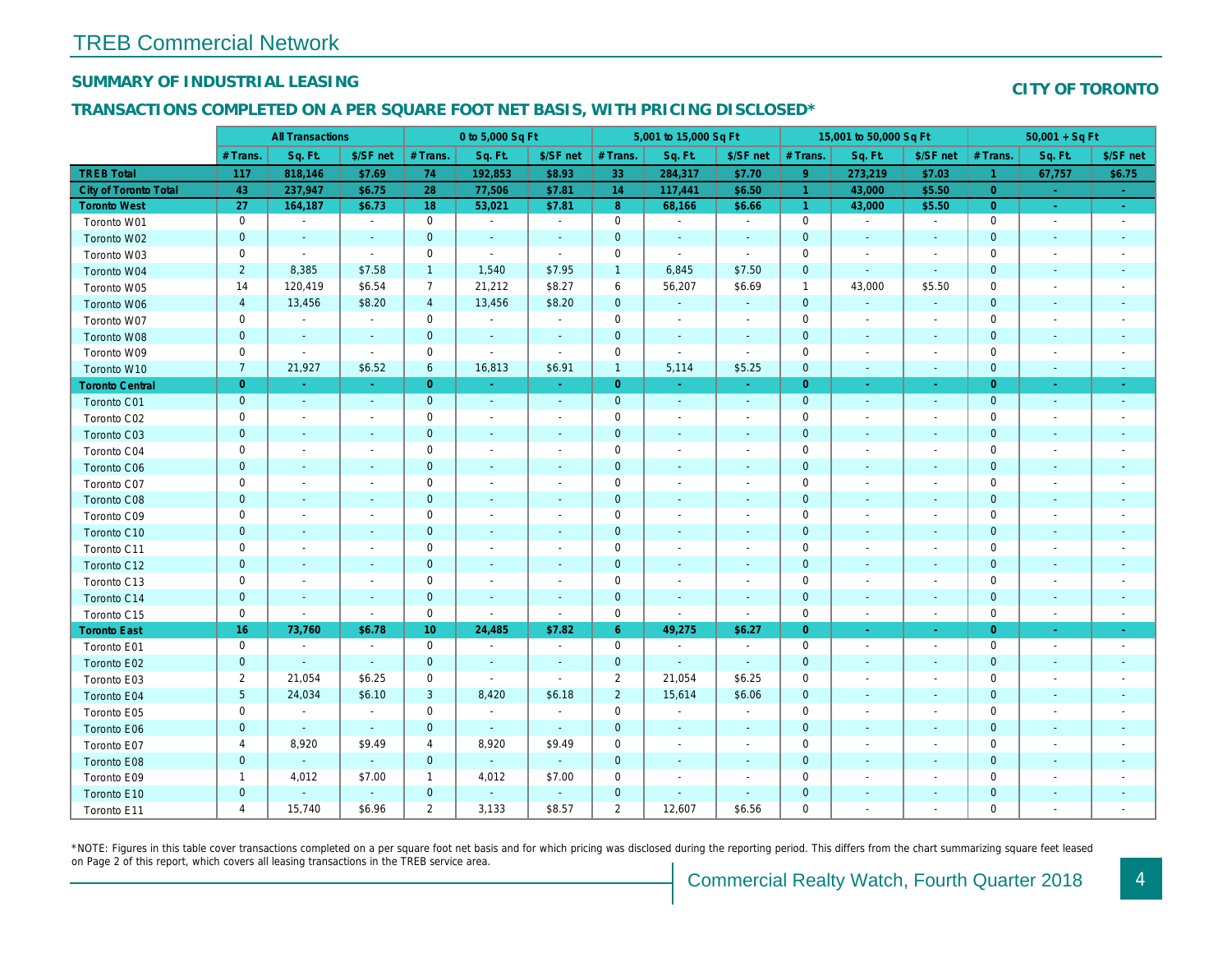# TREB Commercial Network

## SUMMARY OF INDUSTRIAL LEASING

**CITY OF TORONTO**

### TRANSACTIONS COMPLETED ON A PER SQUARE FOOT NET BASIS, WITH PRICING DISCLOSED*

| | All Transactions | | | 0 to 5,000 Sq Ft | | | 5,001 to 15,000 Sq Ft | | | 15,001 to 50,000 Sq Ft | | | 50,001 + Sq Ft | | |
|---|---|---|---|---|---|---|---|---|---|---|---|---|---|---|---|
| | # Trans. | Sq. Ft. | $/SF net | # Trans. | Sq. Ft. | $/SF net | # Trans. | Sq. Ft. | $/SF net | # Trans. | Sq. Ft. | $/SF net | # Trans. | Sq. Ft. | $/SF net |
| **TREB Total** | **117** | **818,146** | **$7.69** | **74** | **192,853** | **$8.93** | **33** | **284,317** | **$7.70** | **9** | **273,219** | **$7.03** | **1** | **67,757** | **$6.75** |
| **City of Toronto Total** | **43** | **237,947** | **$6.75** | **28** | **77,506** | **$7.81** | **14** | **117,441** | **$6.50** | **1** | **43,000** | **$5.50** | **0** | **-** | **-** |
| **Toronto West** | **27** | **164,187** | **$6.73** | **18** | **53,021** | **$7.81** | **8** | **68,166** | **$6.66** | **1** | **43,000** | **$5.50** | **0** | **-** | **-** |
| Toronto W01 | 0 | - | - | 0 | - | - | 0 | - | - | 0 | - | - | 0 | - | - |
| Toronto W02 | 0 | - | - | 0 | - | - | 0 | - | - | 0 | - | - | 0 | - | - |
| Toronto W03 | 0 | - | - | 0 | - | - | 0 | - | - | 0 | - | - | 0 | - | - |
| Toronto W04 | 2 | 8,385 | $7.58 | 1 | 1,540 | $7.95 | 1 | 6,845 | $7.50 | 0 | - | - | 0 | - | - |
| Toronto W05 | 14 | 120,419 | $6.54 | 7 | 21,212 | $8.27 | 6 | 56,207 | $6.69 | 1 | 43,000 | $5.50 | 0 | - | - |
| Toronto W06 | 4 | 13,456 | $8.20 | 4 | 13,456 | $8.20 | 0 | - | - | 0 | - | - | 0 | - | - |
| Toronto W07 | 0 | - | - | 0 | - | - | 0 | - | - | 0 | - | - | 0 | - | - |
| Toronto W08 | 0 | - | - | 0 | - | - | 0 | - | - | 0 | - | - | 0 | - | - |
| Toronto W09 | 0 | - | - | 0 | - | - | 0 | - | - | 0 | - | - | 0 | - | - |
| Toronto W10 | 7 | 21,927 | $6.52 | 6 | 16,813 | $6.91 | 1 | 5,114 | $5.25 | 0 | - | - | 0 | - | - |
| **Toronto Central** | **0** | **-** | **-** | **0** | **-** | **-** | **0** | **-** | **-** | **0** | **-** | **-** | **0** | **-** | **-** |
| Toronto C01 | 0 | - | - | 0 | - | - | 0 | - | - | 0 | - | - | 0 | - | - |
| Toronto C02 | 0 | - | - | 0 | - | - | 0 | - | - | 0 | - | - | 0 | - | - |
| Toronto C03 | 0 | - | - | 0 | - | - | 0 | - | - | 0 | - | - | 0 | - | - |
| Toronto C04 | 0 | - | - | 0 | - | - | 0 | - | - | 0 | - | - | 0 | - | - |
| Toronto C06 | 0 | - | - | 0 | - | - | 0 | - | - | 0 | - | - | 0 | - | - |
| Toronto C07 | 0 | - | - | 0 | - | - | 0 | - | - | 0 | - | - | 0 | - | - |
| Toronto C08 | 0 | - | - | 0 | - | - | 0 | - | - | 0 | - | - | 0 | - | - |
| Toronto C09 | 0 | - | - | 0 | - | - | 0 | - | - | 0 | - | - | 0 | - | - |
| Toronto C10 | 0 | - | - | 0 | - | - | 0 | - | - | 0 | - | - | 0 | - | - |
| Toronto C11 | 0 | - | - | 0 | - | - | 0 | - | - | 0 | - | - | 0 | - | - |
| Toronto C12 | 0 | - | - | 0 | - | - | 0 | - | - | 0 | - | - | 0 | - | - |
| Toronto C13 | 0 | - | - | 0 | - | - | 0 | - | - | 0 | - | - | 0 | - | - |
| Toronto C14 | 0 | - | - | 0 | - | - | 0 | - | - | 0 | - | - | 0 | - | - |
| Toronto C15 | 0 | - | - | 0 | - | - | 0 | - | - | 0 | - | - | 0 | - | - |
| **Toronto East** | **16** | **73,760** | **$6.78** | **10** | **24,485** | **$7.82** | **6** | **49,275** | **$6.27** | **0** | **-** | **-** | **0** | **-** | **-** |
| Toronto E01 | 0 | - | - | 0 | - | - | 0 | - | - | 0 | - | - | 0 | - | - |
| Toronto E02 | 0 | - | - | 0 | - | - | 0 | - | - | 0 | - | - | 0 | - | - |
| Toronto E03 | 2 | 21,054 | $6.25 | 0 | - | - | 2 | 21,054 | $6.25 | 0 | - | - | 0 | - | - |
| Toronto E04 | 5 | 24,034 | $6.10 | 3 | 8,420 | $6.18 | 2 | 15,614 | $6.06 | 0 | - | - | 0 | - | - |
| Toronto E05 | 0 | - | - | 0 | - | - | 0 | - | - | 0 | - | - | 0 | - | - |
| Toronto E06 | 0 | - | - | 0 | - | - | 0 | - | - | 0 | - | - | 0 | - | - |
| Toronto E07 | 4 | 8,920 | $9.49 | 4 | 8,920 | $9.49 | 0 | - | - | 0 | - | - | 0 | - | - |
| Toronto E08 | 0 | - | - | 0 | - | - | 0 | - | - | 0 | - | - | 0 | - | - |
| Toronto E09 | 1 | 4,012 | $7.00 | 1 | 4,012 | $7.00 | 0 | - | - | 0 | - | - | 0 | - | - |
| Toronto E10 | 0 | - | - | 0 | - | - | 0 | - | - | 0 | - | - | 0 | - | - |
| Toronto E11 | 4 | 15,740 | $6.96 | 2 | 3,133 | $8.57 | 2 | 12,607 | $6.56 | 0 | - | - | 0 | - | - |

*NOTE: Figures in this table cover transactions completed on a per square foot net basis and for which pricing was disclosed during the reporting period. This differs from the chart summarizing square feet leased on Page 2 of this report, which covers all leasing transactions in the TREB service area.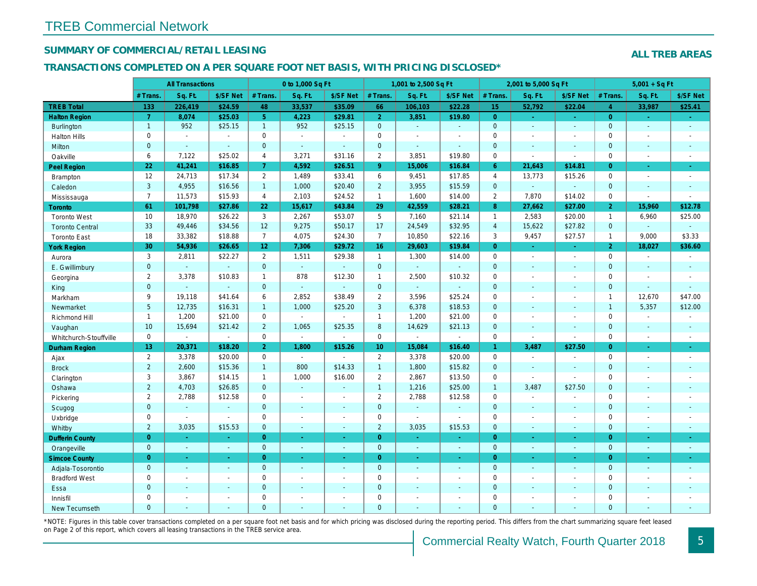## TREB Commercial Network

### SUMMARY OF COMMERCIAL/RETAIL LEASING

**ALL TREB AREAS**

### TRANSACTIONS COMPLETED ON A PER SQUARE FOOT NET BASIS, WITH PRICING DISCLOSED*

| | All Transactions | | | 0 to 1,000 Sq Ft | | | 1,001 to 2,500 Sq Ft | | | 2,001 to 5,000 Sq Ft | | | 5,001 + Sq Ft | | |
|---|---|---|---|---|---|---|---|---|---|---|---|---|---|---|---|
| | # Trans. | Sq. Ft. | $/SF Net | # Trans. | Sq. Ft. | $/SF Net | # Trans. | Sq. Ft. | $/SF Net | # Trans. | Sq. Ft. | $/SF Net | # Trans. | Sq. Ft. | $/SF Net |
| **TREB Total** | **133** | **226,419** | **$24.59** | **48** | **33,537** | **$35.09** | **66** | **106,103** | **$22.28** | **15** | **52,792** | **$22.04** | **4** | **33,987** | **$25.41** |
| **Halton Region** | **7** | **8,074** | **$25.03** | **5** | **4,223** | **$29.81** | **2** | **3,851** | **$19.80** | **0** | **-** | **-** | **0** | **-** | **-** |
| Burlington | 1 | 952 | $25.15 | 1 | 952 | $25.15 | 0 | - | - | 0 | - | - | 0 | - | - |
| Halton Hills | 0 | - | - | 0 | - | - | 0 | - | - | 0 | - | - | 0 | - | - |
| Milton | 0 | - | - | 0 | - | - | 0 | - | - | 0 | - | - | 0 | - | - |
| Oakville | 6 | 7,122 | $25.02 | 4 | 3,271 | $31.16 | 2 | 3,851 | $19.80 | 0 | - | - | 0 | - | - |
| **Peel Region** | **22** | **41,241** | **$16.85** | **7** | **4,592** | **$26.51** | **9** | **15,006** | **$16.84** | **6** | **21,643** | **$14.81** | **0** | **-** | **-** |
| Brampton | 12 | 24,713 | $17.34 | 2 | 1,489 | $33.41 | 6 | 9,451 | $17.85 | 4 | 13,773 | $15.26 | 0 | - | - |
| Caledon | 3 | 4,955 | $16.56 | 1 | 1,000 | $20.40 | 2 | 3,955 | $15.59 | 0 | - | - | 0 | - | - |
| Mississauga | 7 | 11,573 | $15.93 | 4 | 2,103 | $24.52 | 1 | 1,600 | $14.00 | 2 | 7,870 | $14.02 | 0 | - | - |
| **Toronto** | **61** | **101,798** | **$27.86** | **22** | **15,617** | **$43.84** | **29** | **42,559** | **$28.21** | **8** | **27,662** | **$27.00** | **2** | **15,960** | **$12.78** |
| Toronto West | 10 | 18,970 | $26.22 | 3 | 2,267 | $53.07 | 5 | 7,160 | $21.14 | 1 | 2,583 | $20.00 | 1 | 6,960 | $25.00 |
| Toronto Central | 33 | 49,446 | $34.56 | 12 | 9,275 | $50.17 | 17 | 24,549 | $32.95 | 4 | 15,622 | $27.82 | 0 | - | - |
| Toronto East | 18 | 33,382 | $18.88 | 7 | 4,075 | $24.30 | 7 | 10,850 | $22.16 | 3 | 9,457 | $27.57 | 1 | 9,000 | $3.33 |
| **York Region** | **30** | **54,936** | **$26.65** | **12** | **7,306** | **$29.72** | **16** | **29,603** | **$19.84** | **0** | **-** | **-** | **2** | **18,027** | **$36.60** |
| Aurora | 3 | 2,811 | $22.27 | 2 | 1,511 | $29.38 | 1 | 1,300 | $14.00 | 0 | - | - | 0 | - | - |
| E. Gwillimbury | 0 | - | - | 0 | - | - | 0 | - | - | 0 | - | - | 0 | - | - |
| Georgina | 2 | 3,378 | $10.83 | 1 | 878 | $12.30 | 1 | 2,500 | $10.32 | 0 | - | - | 0 | - | - |
| King | 0 | - | - | 0 | - | - | 0 | - | - | 0 | - | - | 0 | - | - |
| Markham | 9 | 19,118 | $41.64 | 6 | 2,852 | $38.49 | 2 | 3,596 | $25.24 | 0 | - | - | 1 | 12,670 | $47.00 |
| Newmarket | 5 | 12,735 | $16.31 | 1 | 1,000 | $25.20 | 3 | 6,378 | $18.53 | 0 | - | - | 1 | 5,357 | $12.00 |
| Richmond Hill | 1 | 1,200 | $21.00 | 0 | - | - | 1 | 1,200 | $21.00 | 0 | - | - | 0 | - | - |
| Vaughan | 10 | 15,694 | $21.42 | 2 | 1,065 | $25.35 | 8 | 14,629 | $21.13 | 0 | - | - | 0 | - | - |
| Whitchurch-Stouffville | 0 | - | - | 0 | - | - | 0 | - | - | 0 | - | - | 0 | - | - |
| **Durham Region** | **13** | **20,371** | **$18.20** | **2** | **1,800** | **$15.26** | **10** | **15,084** | **$16.40** | **1** | **3,487** | **$27.50** | **0** | **-** | **-** |
| Ajax | 2 | 3,378 | $20.00 | 0 | - | - | 2 | 3,378 | $20.00 | 0 | - | - | 0 | - | - |
| Brock | 2 | 2,600 | $15.36 | 1 | 800 | $14.33 | 1 | 1,800 | $15.82 | 0 | - | - | 0 | - | - |
| Clarington | 3 | 3,867 | $14.15 | 1 | 1,000 | $16.00 | 2 | 2,867 | $13.50 | 0 | - | - | 0 | - | - |
| Oshawa | 2 | 4,703 | $26.85 | 0 | - | - | 1 | 1,216 | $25.00 | 1 | 3,487 | $27.50 | 0 | - | - |
| Pickering | 2 | 2,788 | $12.58 | 0 | - | - | 2 | 2,788 | $12.58 | 0 | - | - | 0 | - | - |
| Scugog | 0 | - | - | 0 | - | - | 0 | - | - | 0 | - | - | 0 | - | - |
| Uxbridge | 0 | - | - | 0 | - | - | 0 | - | - | 0 | - | - | 0 | - | - |
| Whitby | 2 | 3,035 | $15.53 | 0 | - | - | 2 | 3,035 | $15.53 | 0 | - | - | 0 | - | - |
| **Dufferin County** | **0** | **-** | **-** | **0** | **-** | **-** | **0** | **-** | **-** | **0** | **-** | **-** | **0** | **-** | **-** |
| Orangeville | 0 | - | - | 0 | - | - | 0 | - | - | 0 | - | - | 0 | - | - |
| **Simcoe County** | **0** | **-** | **-** | **0** | **-** | **-** | **0** | **-** | **-** | **0** | **-** | **-** | **0** | **-** | **-** |
| Adjala-Tosorontio | 0 | - | - | 0 | - | - | 0 | - | - | 0 | - | - | 0 | - | - |
| Bradford West | 0 | - | - | 0 | - | - | 0 | - | - | 0 | - | - | 0 | - | - |
| Essa | 0 | - | - | 0 | - | - | 0 | - | - | 0 | - | - | 0 | - | - |
| Innisfil | 0 | - | - | 0 | - | - | 0 | - | - | 0 | - | - | 0 | - | - |
| New Tecumseth | 0 | - | - | 0 | - | - | 0 | - | - | 0 | - | - | 0 | - | - |

*NOTE: Figures in this table cover transactions completed on a per square foot net basis and for which pricing was disclosed during the reporting period. This differs from the chart summarizing square feet leased on Page 2 of this report, which covers all leasing transactions in the TREB service area.

Commercial Realty Watch, Fourth Quarter 2018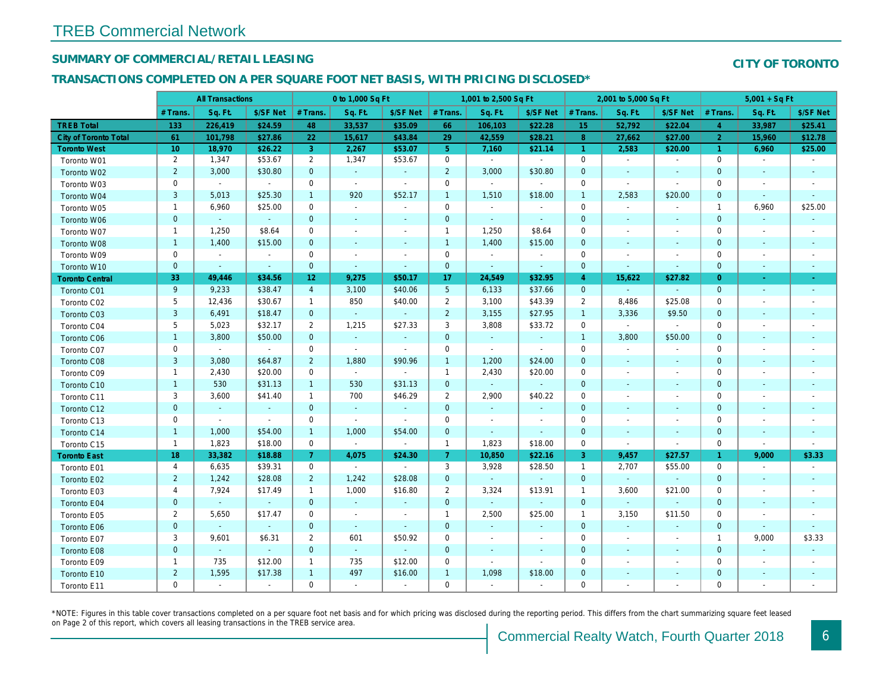# TREB Commercial Network

## SUMMARY OF COMMERCIAL/RETAIL LEASING

## CITY OF TORONTO

### TRANSACTIONS COMPLETED ON A PER SQUARE FOOT NET BASIS, WITH PRICING DISCLOSED*

| | All Transactions | | | 0 to 1,000 Sq Ft | | | 1,001 to 2,500 Sq Ft | | | 2,001 to 5,000 Sq Ft | | | 5,001 + Sq Ft | | |
|---|---|---|---|---|---|---|---|---|---|---|---|---|---|---|---|
| | # Trans. | Sq. Ft. | $/SF Net | # Trans. | Sq. Ft. | $/SF Net | # Trans. | Sq. Ft. | $/SF Net | # Trans. | Sq. Ft. | $/SF Net | # Trans. | Sq. Ft. | $/SF Net |
| **TREB Total** | **133** | **226,419** | **$24.59** | **48** | **33,537** | **$35.09** | **66** | **106,103** | **$22.28** | **15** | **52,792** | **$22.04** | **4** | **33,987** | **$25.41** |
| **City of Toronto Total** | **61** | **101,798** | **$27.86** | **22** | **15,617** | **$43.84** | **29** | **42,559** | **$28.21** | **8** | **27,662** | **$27.00** | **2** | **15,960** | **$12.78** |
| **Toronto West** | **10** | **18,970** | **$26.22** | **3** | **2,267** | **$53.07** | **5** | **7,160** | **$21.14** | **1** | **2,583** | **$20.00** | **1** | **6,960** | **$25.00** |
| Toronto W01 | 2 | 1,347 | $53.67 | 2 | 1,347 | $53.67 | 0 | - | - | 0 | - | - | 0 | - | - |
| Toronto W02 | 2 | 3,000 | $30.80 | 0 | - | - | 2 | 3,000 | $30.80 | 0 | - | - | 0 | - | - |
| Toronto W03 | 0 | - | - | 0 | - | - | 0 | - | - | 0 | - | - | 0 | - | - |
| Toronto W04 | 3 | 5,013 | $25.30 | 1 | 920 | $52.17 | 1 | 1,510 | $18.00 | 1 | 2,583 | $20.00 | 0 | - | - |
| Toronto W05 | 1 | 6,960 | $25.00 | 0 | - | - | 0 | - | - | 0 | - | - | 1 | 6,960 | $25.00 |
| Toronto W06 | 0 | - | - | 0 | - | - | 0 | - | - | 0 | - | - | 0 | - | - |
| Toronto W07 | 1 | 1,250 | $8.64 | 0 | - | - | 1 | 1,250 | $8.64 | 0 | - | - | 0 | - | - |
| Toronto W08 | 1 | 1,400 | $15.00 | 0 | - | - | 1 | 1,400 | $15.00 | 0 | - | - | 0 | - | - |
| Toronto W09 | 0 | - | - | 0 | - | - | 0 | - | - | 0 | - | - | 0 | - | - |
| Toronto W10 | 0 | - | - | 0 | - | - | 0 | - | - | 0 | - | - | 0 | - | - |
| **Toronto Central** | **33** | **49,446** | **$34.56** | **12** | **9,275** | **$50.17** | **17** | **24,549** | **$32.95** | **4** | **15,622** | **$27.82** | **0** | **-** | **-** |
| Toronto C01 | 9 | 9,233 | $38.47 | 4 | 3,100 | $40.06 | 5 | 6,133 | $37.66 | 0 | - | - | 0 | - | - |
| Toronto C02 | 5 | 12,436 | $30.67 | 1 | 850 | $40.00 | 2 | 3,100 | $43.39 | 2 | 8,486 | $25.08 | 0 | - | - |
| Toronto C03 | 3 | 6,491 | $18.47 | 0 | - | - | 2 | 3,155 | $27.95 | 1 | 3,336 | $9.50 | 0 | - | - |
| Toronto C04 | 5 | 5,023 | $32.17 | 2 | 1,215 | $27.33 | 3 | 3,808 | $33.72 | 0 | - | - | 0 | - | - |
| Toronto C06 | 1 | 3,800 | $50.00 | 0 | - | - | 0 | - | - | 1 | 3,800 | $50.00 | 0 | - | - |
| Toronto C07 | 0 | - | - | 0 | - | - | 0 | - | - | 0 | - | - | 0 | - | - |
| Toronto C08 | 3 | 3,080 | $64.87 | 2 | 1,880 | $90.96 | 1 | 1,200 | $24.00 | 0 | - | - | 0 | - | - |
| Toronto C09 | 1 | 2,430 | $20.00 | 0 | - | - | 1 | 2,430 | $20.00 | 0 | - | - | 0 | - | - |
| Toronto C10 | 1 | 530 | $31.13 | 1 | 530 | $31.13 | 0 | - | - | 0 | - | - | 0 | - | - |
| Toronto C11 | 3 | 3,600 | $41.40 | 1 | 700 | $46.29 | 2 | 2,900 | $40.22 | 0 | - | - | 0 | - | - |
| Toronto C12 | 0 | - | - | 0 | - | - | 0 | - | - | 0 | - | - | 0 | - | - |
| Toronto C13 | 0 | - | - | 0 | - | - | 0 | - | - | 0 | - | - | 0 | - | - |
| Toronto C14 | 1 | 1,000 | $54.00 | 1 | 1,000 | $54.00 | 0 | - | - | 0 | - | - | 0 | - | - |
| Toronto C15 | 1 | 1,823 | $18.00 | 0 | - | - | 1 | 1,823 | $18.00 | 0 | - | - | 0 | - | - |
| **Toronto East** | **18** | **33,382** | **$18.88** | **7** | **4,075** | **$24.30** | **7** | **10,850** | **$22.16** | **3** | **9,457** | **$27.57** | **1** | **9,000** | **$3.33** |
| Toronto E01 | 4 | 6,635 | $39.31 | 0 | - | - | 3 | 3,928 | $28.50 | 1 | 2,707 | $55.00 | 0 | - | - |
| Toronto E02 | 2 | 1,242 | $28.08 | 2 | 1,242 | $28.08 | 0 | - | - | 0 | - | - | 0 | - | - |
| Toronto E03 | 4 | 7,924 | $17.49 | 1 | 1,000 | $16.80 | 2 | 3,324 | $13.91 | 1 | 3,600 | $21.00 | 0 | - | - |
| Toronto E04 | 0 | - | - | 0 | - | - | 0 | - | - | 0 | - | - | 0 | - | - |
| Toronto E05 | 2 | 5,650 | $17.47 | 0 | - | - | 1 | 2,500 | $25.00 | 1 | 3,150 | $11.50 | 0 | - | - |
| Toronto E06 | 0 | - | - | 0 | - | - | 0 | - | - | 0 | - | - | 0 | - | - |
| Toronto E07 | 3 | 9,601 | $6.31 | 2 | 601 | $50.92 | 0 | - | - | 0 | - | - | 1 | 9,000 | $3.33 |
| Toronto E08 | 0 | - | - | 0 | - | - | 0 | - | - | 0 | - | - | 0 | - | - |
| Toronto E09 | 1 | 735 | $12.00 | 1 | 735 | $12.00 | 0 | - | - | 0 | - | - | 0 | - | - |
| Toronto E10 | 2 | 1,595 | $17.38 | 1 | 497 | $16.00 | 1 | 1,098 | $18.00 | 0 | - | - | 0 | - | - |
| Toronto E11 | 0 | - | - | 0 | - | - | 0 | - | - | 0 | - | - | 0 | - | - |

*NOTE: Figures in this table cover transactions completed on a per square foot net basis and for which pricing was disclosed during the reporting period. This differs from the chart summarizing square feet leased on Page 2 of this report, which covers all leasing transactions in the TREB service area.

Commercial Realty Watch, Fourth Quarter 2018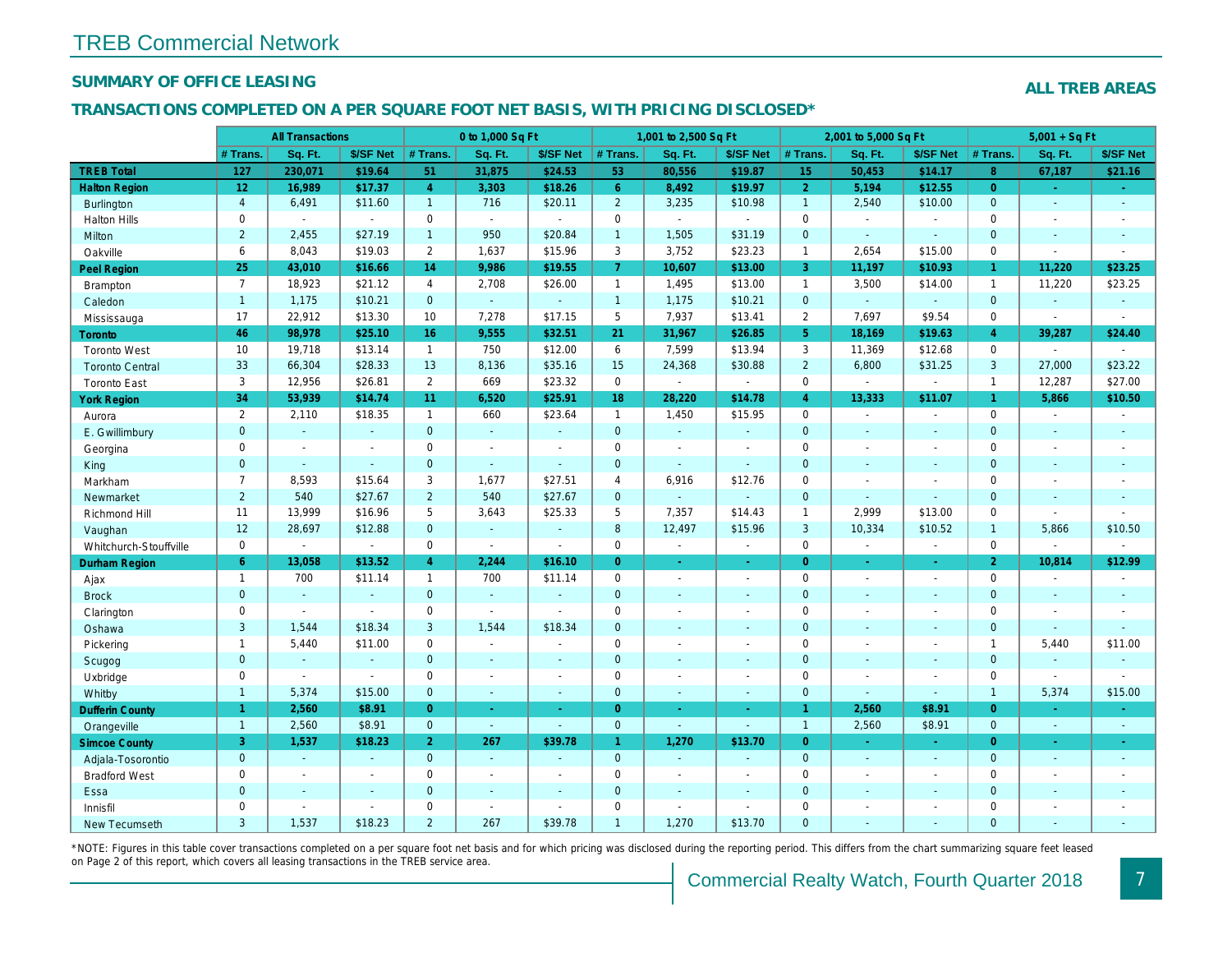# TREB Commercial Network

## SUMMARY OF OFFICE LEASING

**ALL TREB AREAS**

## TRANSACTIONS COMPLETED ON A PER SQUARE FOOT NET BASIS, WITH PRICING DISCLOSED*

| | All Transactions | | | 0 to 1,000 Sq Ft | | | 1,001 to 2,500 Sq Ft | | | 2,001 to 5,000 Sq Ft | | | 5,001 + Sq Ft | | |
|---|---|---|---|---|---|---|---|---|---|---|---|---|---|---|---|
| | # Trans. | Sq. Ft. | $/SF Net | # Trans. | Sq. Ft. | $/SF Net | # Trans. | Sq. Ft. | $/SF Net | # Trans. | Sq. Ft. | $/SF Net | # Trans. | Sq. Ft. | $/SF Net |
| **TREB Total** | **127** | **230,071** | **$19.64** | **51** | **31,875** | **$24.53** | **53** | **80,556** | **$19.87** | **15** | **50,453** | **$14.17** | **8** | **67,187** | **$21.16** |
| **Halton Region** | **12** | **16,989** | **$17.37** | **4** | **3,303** | **$18.26** | **6** | **8,492** | **$19.97** | **2** | **5,194** | **$12.55** | **0** | **-** | **-** |
| Burlington | 4 | 6,491 | $11.60 | 1 | 716 | $20.11 | 2 | 3,235 | $10.98 | 1 | 2,540 | $10.00 | 0 | - | - |
| Halton Hills | 0 | - | - | 0 | - | - | 0 | - | - | 0 | - | - | 0 | - | - |
| Milton | 2 | 2,455 | $27.19 | 1 | 950 | $20.84 | 1 | 1,505 | $31.19 | 0 | - | - | 0 | - | - |
| Oakville | 6 | 8,043 | $19.03 | 2 | 1,637 | $15.96 | 3 | 3,752 | $23.23 | 1 | 2,654 | $15.00 | 0 | - | - |
| **Peel Region** | **25** | **43,010** | **$16.66** | **14** | **9,986** | **$19.55** | **7** | **10,607** | **$13.00** | **3** | **11,197** | **$10.93** | **1** | **11,220** | **$23.25** |
| Brampton | 7 | 18,923 | $21.12 | 4 | 2,708 | $26.00 | 1 | 1,495 | $13.00 | 1 | 3,500 | $14.00 | 1 | 11,220 | $23.25 |
| Caledon | 1 | 1,175 | $10.21 | 0 | - | - | 1 | 1,175 | $10.21 | 0 | - | - | 0 | - | - |
| Mississauga | 17 | 22,912 | $13.30 | 10 | 7,278 | $17.15 | 5 | 7,937 | $13.41 | 2 | 7,697 | $9.54 | 0 | - | - |
| **Toronto** | **46** | **98,978** | **$25.10** | **16** | **9,555** | **$32.51** | **21** | **31,967** | **$26.85** | **5** | **18,169** | **$19.63** | **4** | **39,287** | **$24.40** |
| Toronto West | 10 | 19,718 | $13.14 | 1 | 750 | $12.00 | 6 | 7,599 | $13.94 | 3 | 11,369 | $12.68 | 0 | - | - |
| Toronto Central | 33 | 66,304 | $28.33 | 13 | 8,136 | $35.16 | 15 | 24,368 | $30.88 | 2 | 6,800 | $31.25 | 3 | 27,000 | $23.22 |
| Toronto East | 3 | 12,956 | $26.81 | 2 | 669 | $23.32 | 0 | - | - | 0 | - | - | 1 | 12,287 | $27.00 |
| **York Region** | **34** | **53,939** | **$14.74** | **11** | **6,520** | **$25.91** | **18** | **28,220** | **$14.78** | **4** | **13,333** | **$11.07** | **1** | **5,866** | **$10.50** |
| Aurora | 2 | 2,110 | $18.35 | 1 | 660 | $23.64 | 1 | 1,450 | $15.95 | 0 | - | - | 0 | - | - |
| E. Gwillimbury | 0 | - | - | 0 | - | - | 0 | - | - | 0 | - | - | 0 | - | - |
| Georgina | 0 | - | - | 0 | - | - | 0 | - | - | 0 | - | - | 0 | - | - |
| King | 0 | - | - | 0 | - | - | 0 | - | - | 0 | - | - | 0 | - | - |
| Markham | 7 | 8,593 | $15.64 | 3 | 1,677 | $27.51 | 4 | 6,916 | $12.76 | 0 | - | - | 0 | - | - |
| Newmarket | 2 | 540 | $27.67 | 2 | 540 | $27.67 | 0 | - | - | 0 | - | - | 0 | - | - |
| Richmond Hill | 11 | 13,999 | $16.96 | 5 | 3,643 | $25.33 | 5 | 7,357 | $14.43 | 1 | 2,999 | $13.00 | 0 | - | - |
| Vaughan | 12 | 28,697 | $12.88 | 0 | - | - | 8 | 12,497 | $15.96 | 3 | 10,334 | $10.52 | 1 | 5,866 | $10.50 |
| Whitchurch-Stouffville | 0 | - | - | 0 | - | - | 0 | - | - | 0 | - | - | 0 | - | - |
| **Durham Region** | **6** | **13,058** | **$13.52** | **4** | **2,244** | **$16.10** | **0** | **-** | **-** | **0** | **-** | **-** | **2** | **10,814** | **$12.99** |
| Ajax | 1 | 700 | $11.14 | 1 | 700 | $11.14 | 0 | - | - | 0 | - | - | 0 | - | - |
| Brock | 0 | - | - | 0 | - | - | 0 | - | - | 0 | - | - | 0 | - | - |
| Clarington | 0 | - | - | 0 | - | - | 0 | - | - | 0 | - | - | 0 | - | - |
| Oshawa | 3 | 1,544 | $18.34 | 3 | 1,544 | $18.34 | 0 | - | - | 0 | - | - | 0 | - | - |
| Pickering | 1 | 5,440 | $11.00 | 0 | - | - | 0 | - | - | 0 | - | - | 1 | 5,440 | $11.00 |
| Scugog | 0 | - | - | 0 | - | - | 0 | - | - | 0 | - | - | 0 | - | - |
| Uxbridge | 0 | - | - | 0 | - | - | 0 | - | - | 0 | - | - | 0 | - | - |
| Whitby | 1 | 5,374 | $15.00 | 0 | - | - | 0 | - | - | 0 | - | - | 1 | 5,374 | $15.00 |
| **Dufferin County** | **1** | **2,560** | **$8.91** | **0** | **-** | **-** | **0** | **-** | **-** | **1** | **2,560** | **$8.91** | **0** | **-** | **-** |
| Orangeville | 1 | 2,560 | $8.91 | 0 | - | - | 0 | - | - | 1 | 2,560 | $8.91 | 0 | - | - |
| **Simcoe County** | **3** | **1,537** | **$18.23** | **2** | **267** | **$39.78** | **1** | **1,270** | **$13.70** | **0** | **-** | **-** | **0** | **-** | **-** |
| Adjala-Tosorontio | 0 | - | - | 0 | - | - | 0 | - | - | 0 | - | - | 0 | - | - |
| Bradford West | 0 | - | - | 0 | - | - | 0 | - | - | 0 | - | - | 0 | - | - |
| Essa | 0 | - | - | 0 | - | - | 0 | - | - | 0 | - | - | 0 | - | - |
| Innisfil | 0 | - | - | 0 | - | - | 0 | - | - | 0 | - | - | 0 | - | - |
| New Tecumseth | 3 | 1,537 | $18.23 | 2 | 267 | $39.78 | 1 | 1,270 | $13.70 | 0 | - | - | 0 | - | - |

*NOTE: Figures in this table cover transactions completed on a per square foot net basis and for which pricing was disclosed during the reporting period. This differs from the chart summarizing square feet leased on Page 2 of this report, which covers all leasing transactions in the TREB service area.

Commercial Realty Watch, Fourth Quarter 2018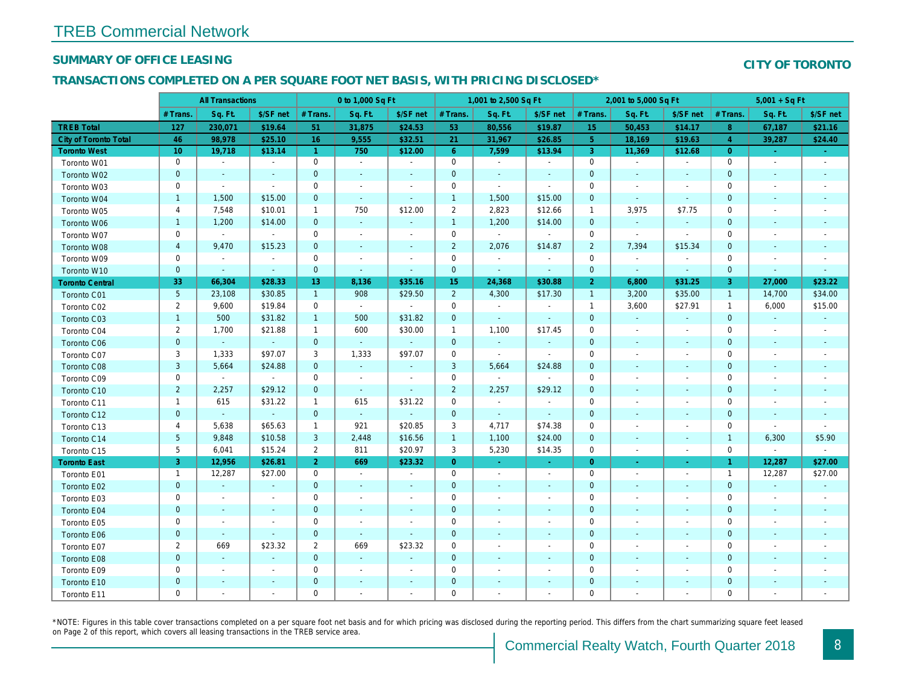# TREB Commercial Network

## SUMMARY OF OFFICE LEASING

## CITY OF TORONTO

## TRANSACTIONS COMPLETED ON A PER SQUARE FOOT NET BASIS, WITH PRICING DISCLOSED*

| | All Transactions | | | 0 to 1,000 Sq Ft | | | 1,001 to 2,500 Sq Ft | | | 2,001 to 5,000 Sq Ft | | | 5,001 + Sq Ft | | |
|---|---|---|---|---|---|---|---|---|---|---|---|---|---|---|---|
| | # Trans. | Sq. Ft. | $/SF net | # Trans. | Sq. Ft. | $/SF net | # Trans. | Sq. Ft. | $/SF net | # Trans. | Sq. Ft. | $/SF net | # Trans. | Sq. Ft. | $/SF net |
| **TREB Total** | **127** | **230,071** | **$19.64** | **51** | **31,875** | **$24.53** | **53** | **80,556** | **$19.87** | **15** | **50,453** | **$14.17** | **8** | **67,187** | **$21.16** |
| **City of Toronto Total** | **46** | **98,978** | **$25.10** | **16** | **9,555** | **$32.51** | **21** | **31,967** | **$26.85** | **5** | **18,169** | **$19.63** | **4** | **39,287** | **$24.40** |
| **Toronto West** | **10** | **19,718** | **$13.14** | **1** | **750** | **$12.00** | **6** | **7,599** | **$13.94** | **3** | **11,369** | **$12.68** | **0** | **-** | **-** |
| Toronto W01 | 0 | - | - | 0 | - | - | 0 | - | - | 0 | - | - | 0 | - | - |
| Toronto W02 | 0 | - | - | 0 | - | - | 0 | - | - | 0 | - | - | 0 | - | - |
| Toronto W03 | 0 | - | - | 0 | - | - | 0 | - | - | 0 | - | - | 0 | - | - |
| Toronto W04 | 1 | 1,500 | $15.00 | 0 | - | - | 1 | 1,500 | $15.00 | 0 | - | - | 0 | - | - |
| Toronto W05 | 4 | 7,548 | $10.01 | 1 | 750 | $12.00 | 2 | 2,823 | $12.66 | 1 | 3,975 | $7.75 | 0 | - | - |
| Toronto W06 | 1 | 1,200 | $14.00 | 0 | - | - | 1 | 1,200 | $14.00 | 0 | - | - | 0 | - | - |
| Toronto W07 | 0 | - | - | 0 | - | - | 0 | - | - | 0 | - | - | 0 | - | - |
| Toronto W08 | 4 | 9,470 | $15.23 | 0 | - | - | 2 | 2,076 | $14.87 | 2 | 7,394 | $15.34 | 0 | - | - |
| Toronto W09 | 0 | - | - | 0 | - | - | 0 | - | - | 0 | - | - | 0 | - | - |
| Toronto W10 | 0 | - | - | 0 | - | - | 0 | - | - | 0 | - | - | 0 | - | - |
| **Toronto Central** | **33** | **66,304** | **$28.33** | **13** | **8,136** | **$35.16** | **15** | **24,368** | **$30.88** | **2** | **6,800** | **$31.25** | **3** | **27,000** | **$23.22** |
| Toronto C01 | 5 | 23,108 | $30.85 | 1 | 908 | $29.50 | 2 | 4,300 | $17.30 | 1 | 3,200 | $35.00 | 1 | 14,700 | $34.00 |
| Toronto C02 | 2 | 9,600 | $19.84 | 0 | - | - | 0 | - | - | 1 | 3,600 | $27.91 | 1 | 6,000 | $15.00 |
| Toronto C03 | 1 | 500 | $31.82 | 1 | 500 | $31.82 | 0 | - | - | 0 | - | - | 0 | - | - |
| Toronto C04 | 2 | 1,700 | $21.88 | 1 | 600 | $30.00 | 1 | 1,100 | $17.45 | 0 | - | - | 0 | - | - |
| Toronto C06 | 0 | - | - | 0 | - | - | 0 | - | - | 0 | - | - | 0 | - | - |
| Toronto C07 | 3 | 1,333 | $97.07 | 3 | 1,333 | $97.07 | 0 | - | - | 0 | - | - | 0 | - | - |
| Toronto C08 | 3 | 5,664 | $24.88 | 0 | - | - | 3 | 5,664 | $24.88 | 0 | - | - | 0 | - | - |
| Toronto C09 | 0 | - | - | 0 | - | - | 0 | - | - | 0 | - | - | 0 | - | - |
| Toronto C10 | 2 | 2,257 | $29.12 | 0 | - | - | 2 | 2,257 | $29.12 | 0 | - | - | 0 | - | - |
| Toronto C11 | 1 | 615 | $31.22 | 1 | 615 | $31.22 | 0 | - | - | 0 | - | - | 0 | - | - |
| Toronto C12 | 0 | - | - | 0 | - | - | 0 | - | - | 0 | - | - | 0 | - | - |
| Toronto C13 | 4 | 5,638 | $65.63 | 1 | 921 | $20.85 | 3 | 4,717 | $74.38 | 0 | - | - | 0 | - | - |
| Toronto C14 | 5 | 9,848 | $10.58 | 3 | 2,448 | $16.56 | 1 | 1,100 | $24.00 | 0 | - | - | 1 | 6,300 | $5.90 |
| Toronto C15 | 5 | 6,041 | $15.24 | 2 | 811 | $20.97 | 3 | 5,230 | $14.35 | 0 | - | - | 0 | - | - |
| **Toronto East** | **3** | **12,956** | **$26.81** | **2** | **669** | **$23.32** | **0** | **-** | **-** | **0** | **-** | **-** | **1** | **12,287** | **$27.00** |
| Toronto E01 | 1 | 12,287 | $27.00 | 0 | - | - | 0 | - | - | 0 | - | - | 1 | 12,287 | $27.00 |
| Toronto E02 | 0 | - | - | 0 | - | - | 0 | - | - | 0 | - | - | 0 | - | - |
| Toronto E03 | 0 | - | - | 0 | - | - | 0 | - | - | 0 | - | - | 0 | - | - |
| Toronto E04 | 0 | - | - | 0 | - | - | 0 | - | - | 0 | - | - | 0 | - | - |
| Toronto E05 | 0 | - | - | 0 | - | - | 0 | - | - | 0 | - | - | 0 | - | - |
| Toronto E06 | 0 | - | - | 0 | - | - | 0 | - | - | 0 | - | - | 0 | - | - |
| Toronto E07 | 2 | 669 | $23.32 | 2 | 669 | $23.32 | 0 | - | - | 0 | - | - | 0 | - | - |
| Toronto E08 | 0 | - | - | 0 | - | - | 0 | - | - | 0 | - | - | 0 | - | - |
| Toronto E09 | 0 | - | - | 0 | - | - | 0 | - | - | 0 | - | - | 0 | - | - |
| Toronto E10 | 0 | - | - | 0 | - | - | 0 | - | - | 0 | - | - | 0 | - | - |
| Toronto E11 | 0 | - | - | 0 | - | - | 0 | - | - | 0 | - | - | 0 | - | - |

*NOTE: Figures in this table cover transactions completed on a per square foot net basis and for which pricing was disclosed during the reporting period. This differs from the chart summarizing square feet leased on Page 2 of this report, which covers all leasing transactions in the TREB service area.

Commercial Realty Watch, Fourth Quarter 2018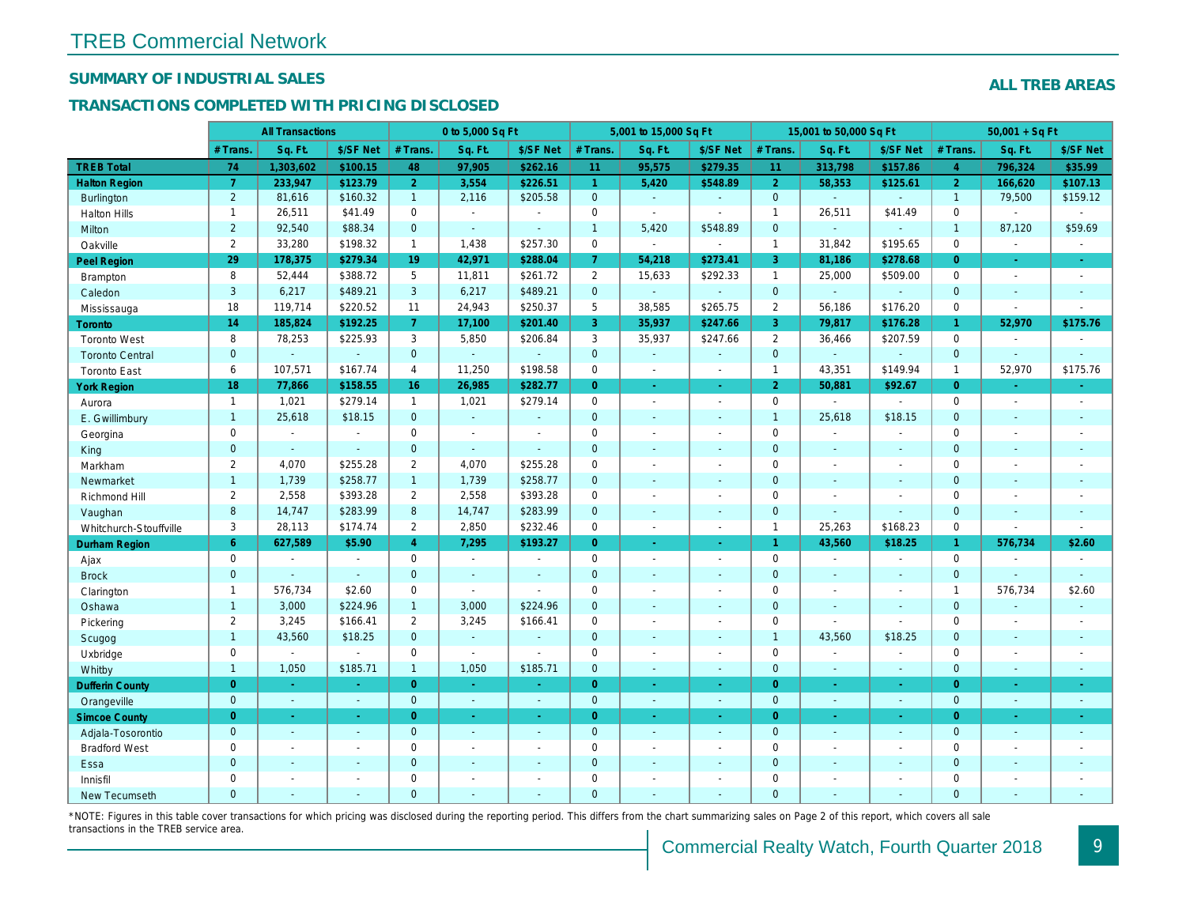# TREB Commercial Network

## SUMMARY OF INDUSTRIAL SALES

**ALL TREB AREAS**

## TRANSACTIONS COMPLETED WITH PRICING DISCLOSED

| | All Transactions | | | 0 to 5,000 Sq Ft | | | 5,001 to 15,000 Sq Ft | | | 15,001 to 50,000 Sq Ft | | | 50,001 + Sq Ft | | |
|---|---|---|---|---|---|---|---|---|---|---|---|---|---|---|---|
| | # Trans. | Sq. Ft. | $/SF Net | # Trans. | Sq. Ft. | $/SF Net | # Trans. | Sq. Ft. | $/SF Net | # Trans. | Sq. Ft. | $/SF Net | # Trans. | Sq. Ft. | $/SF Net |
| **TREB Total** | **74** | **1,303,602** | **$100.15** | **48** | **97,905** | **$262.16** | **11** | **95,575** | **$279.35** | **11** | **313,798** | **$157.86** | **4** | **796,324** | **$35.99** |
| **Halton Region** | **7** | **233,947** | **$123.79** | **2** | **3,554** | **$226.51** | **1** | **5,420** | **$548.89** | **2** | **58,353** | **$125.61** | **2** | **166,620** | **$107.13** |
| Burlington | 2 | 81,616 | $160.32 | 1 | 2,116 | $205.58 | 0 | - | - | 0 | - | - | 1 | 79,500 | $159.12 |
| Halton Hills | 1 | 26,511 | $41.49 | 0 | - | - | 0 | - | - | 1 | 26,511 | $41.49 | 0 | - | - |
| Milton | 2 | 92,540 | $88.34 | 0 | - | - | 1 | 5,420 | $548.89 | 0 | - | - | 1 | 87,120 | $59.69 |
| Oakville | 2 | 33,280 | $198.32 | 1 | 1,438 | $257.30 | 0 | - | - | 1 | 31,842 | $195.65 | 0 | - | - |
| **Peel Region** | **29** | **178,375** | **$279.34** | **19** | **42,971** | **$288.04** | **7** | **54,218** | **$273.41** | **3** | **81,186** | **$278.68** | **0** | **-** | **-** |
| Brampton | 8 | 52,444 | $388.72 | 5 | 11,811 | $261.72 | 2 | 15,633 | $292.33 | 1 | 25,000 | $509.00 | 0 | - | - |
| Caledon | 3 | 6,217 | $489.21 | 3 | 6,217 | $489.21 | 0 | - | - | 0 | - | - | 0 | - | - |
| Mississauga | 18 | 119,714 | $220.52 | 11 | 24,943 | $250.37 | 5 | 38,585 | $265.75 | 2 | 56,186 | $176.20 | 0 | - | - |
| **Toronto** | **14** | **185,824** | **$192.25** | **7** | **17,100** | **$201.40** | **3** | **35,937** | **$247.66** | **3** | **79,817** | **$176.28** | **1** | **52,970** | **$175.76** |
| Toronto West | 8 | 78,253 | $225.93 | 3 | 5,850 | $206.84 | 3 | 35,937 | $247.66 | 2 | 36,466 | $207.59 | 0 | - | - |
| Toronto Central | 0 | - | - | 0 | - | - | 0 | - | - | 0 | - | - | 0 | - | - |
| Toronto East | 6 | 107,571 | $167.74 | 4 | 11,250 | $198.58 | 0 | - | - | 1 | 43,351 | $149.94 | 1 | 52,970 | $175.76 |
| **York Region** | **18** | **77,866** | **$158.55** | **16** | **26,985** | **$282.77** | **0** | **-** | **-** | **2** | **50,881** | **$92.67** | **0** | **-** | **-** |
| Aurora | 1 | 1,021 | $279.14 | 1 | 1,021 | $279.14 | 0 | - | - | 0 | - | - | 0 | - | - |
| E. Gwillimbury | 1 | 25,618 | $18.15 | 0 | - | - | 0 | - | - | 1 | 25,618 | $18.15 | 0 | - | - |
| Georgina | 0 | - | - | 0 | - | - | 0 | - | - | 0 | - | - | 0 | - | - |
| King | 0 | - | - | 0 | - | - | 0 | - | - | 0 | - | - | 0 | - | - |
| Markham | 2 | 4,070 | $255.28 | 2 | 4,070 | $255.28 | 0 | - | - | 0 | - | - | 0 | - | - |
| Newmarket | 1 | 1,739 | $258.77 | 1 | 1,739 | $258.77 | 0 | - | - | 0 | - | - | 0 | - | - |
| Richmond Hill | 2 | 2,558 | $393.28 | 2 | 2,558 | $393.28 | 0 | - | - | 0 | - | - | 0 | - | - |
| Vaughan | 8 | 14,747 | $283.99 | 8 | 14,747 | $283.99 | 0 | - | - | 0 | - | - | 0 | - | - |
| Whitchurch-Stouffville | 3 | 28,113 | $174.74 | 2 | 2,850 | $232.46 | 0 | - | - | 1 | 25,263 | $168.23 | 0 | - | - |
| **Durham Region** | **6** | **627,589** | **$5.90** | **4** | **7,295** | **$193.27** | **0** | **-** | **-** | **1** | **43,560** | **$18.25** | **1** | **576,734** | **$2.60** |
| Ajax | 0 | - | - | 0 | - | - | 0 | - | - | 0 | - | - | 0 | - | - |
| Brock | 0 | - | - | 0 | - | - | 0 | - | - | 0 | - | - | 0 | - | - |
| Clarington | 1 | 576,734 | $2.60 | 0 | - | - | 0 | - | - | 0 | - | - | 1 | 576,734 | $2.60 |
| Oshawa | 1 | 3,000 | $224.96 | 1 | 3,000 | $224.96 | 0 | - | - | 0 | - | - | 0 | - | - |
| Pickering | 2 | 3,245 | $166.41 | 2 | 3,245 | $166.41 | 0 | - | - | 0 | - | - | 0 | - | - |
| Scugog | 1 | 43,560 | $18.25 | 0 | - | - | 0 | - | - | 1 | 43,560 | $18.25 | 0 | - | - |
| Uxbridge | 0 | - | - | 0 | - | - | 0 | - | - | 0 | - | - | 0 | - | - |
| Whitby | 1 | 1,050 | $185.71 | 1 | 1,050 | $185.71 | 0 | - | - | 0 | - | - | 0 | - | - |
| **Dufferin County** | **0** | **-** | **-** | **0** | **-** | **-** | **0** | **-** | **-** | **0** | **-** | **-** | **0** | **-** | **-** |
| Orangeville | 0 | - | - | 0 | - | - | 0 | - | - | 0 | - | - | 0 | - | - |
| **Simcoe County** | **0** | **-** | **-** | **0** | **-** | **-** | **0** | **-** | **-** | **0** | **-** | **-** | **0** | **-** | **-** |
| Adjala-Tosorontio | 0 | - | - | 0 | - | - | 0 | - | - | 0 | - | - | 0 | - | - |
| Bradford West | 0 | - | - | 0 | - | - | 0 | - | - | 0 | - | - | 0 | - | - |
| Essa | 0 | - | - | 0 | - | - | 0 | - | - | 0 | - | - | 0 | - | - |
| Innisfil | 0 | - | - | 0 | - | - | 0 | - | - | 0 | - | - | 0 | - | - |
| New Tecumseth | 0 | - | - | 0 | - | - | 0 | - | - | 0 | - | - | 0 | - | - |

*NOTE: Figures in this table cover transactions for which pricing was disclosed during the reporting period. This differs from the chart summarizing sales on Page 2 of this report, which covers all sale transactions in the TREB service area.

Commercial Realty Watch, Fourth Quarter 2018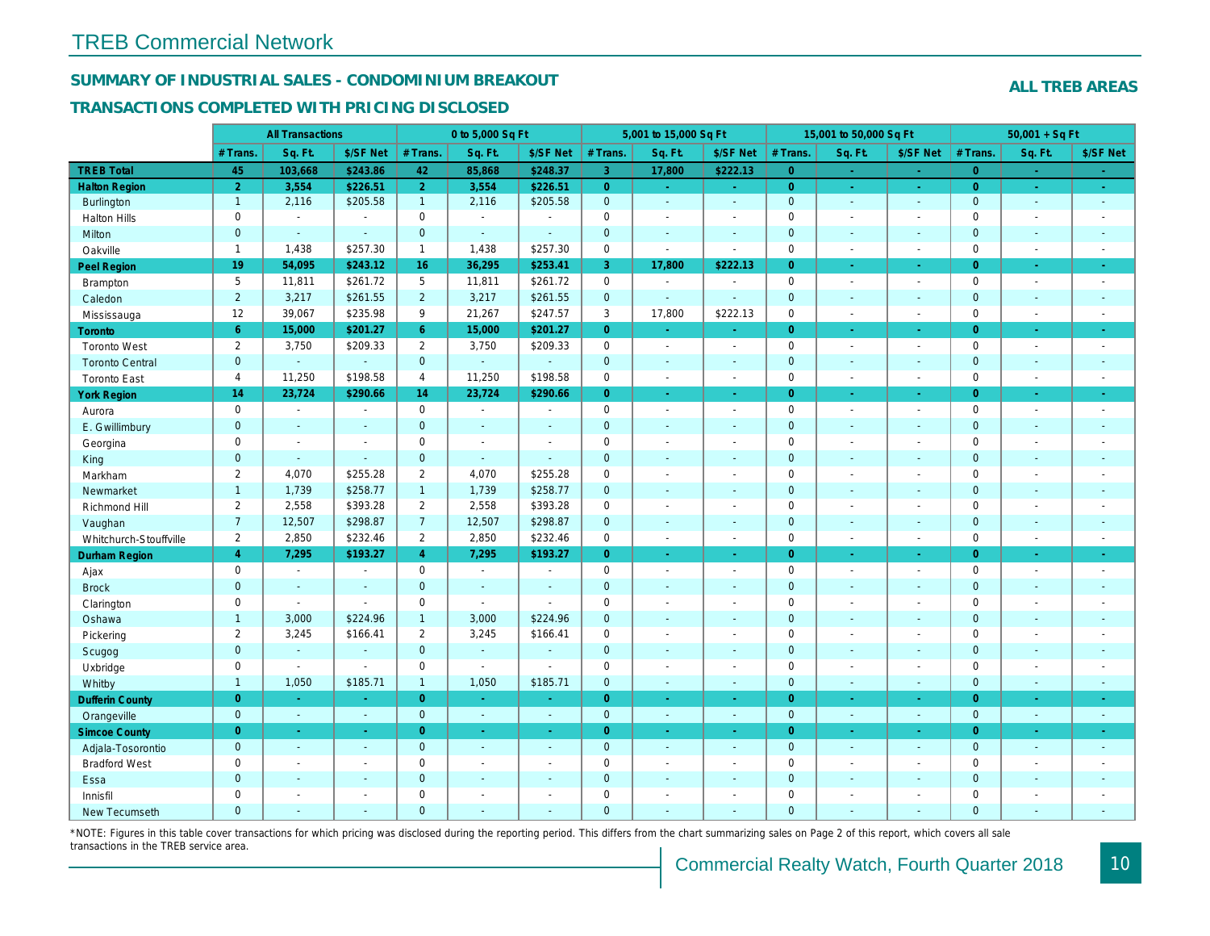# TREB Commercial Network

## SUMMARY OF INDUSTRIAL SALES - CONDOMINIUM BREAKOUT

## TRANSACTIONS COMPLETED WITH PRICING DISCLOSED

**ALL TREB AREAS**

| | All Transactions | | | 0 to 5,000 Sq Ft | | | 5,001 to 15,000 Sq Ft | | | 15,001 to 50,000 Sq Ft | | | 50,001 + Sq Ft | | |
|---|---|---|---|---|---|---|---|---|---|---|---|---|---|---|---|
| | # Trans. | Sq. Ft. | $/SF Net | # Trans. | Sq. Ft. | $/SF Net | # Trans. | Sq. Ft. | $/SF Net | # Trans. | Sq. Ft. | $/SF Net | # Trans. | Sq. Ft. | $/SF Net |
| **TREB Total** | **45** | **103,668** | **$243.86** | **42** | **85,868** | **$248.37** | **3** | **17,800** | **$222.13** | **0** | **-** | **-** | **0** | **-** | **-** |
| **Halton Region** | **2** | **3,554** | **$226.51** | **2** | **3,554** | **$226.51** | **0** | **-** | **-** | **0** | **-** | **-** | **0** | **-** | **-** |
| Burlington | 1 | 2,116 | $205.58 | 1 | 2,116 | $205.58 | 0 | - | - | 0 | - | - | 0 | - | - |
| Halton Hills | 0 | - | - | 0 | - | - | 0 | - | - | 0 | - | - | 0 | - | - |
| Milton | 0 | - | - | 0 | - | - | 0 | - | - | 0 | - | - | 0 | - | - |
| Oakville | 1 | 1,438 | $257.30 | 1 | 1,438 | $257.30 | 0 | - | - | 0 | - | - | 0 | - | - |
| **Peel Region** | **19** | **54,095** | **$243.12** | **16** | **36,295** | **$253.41** | **3** | **17,800** | **$222.13** | **0** | **-** | **-** | **0** | **-** | **-** |
| Brampton | 5 | 11,811 | $261.72 | 5 | 11,811 | $261.72 | 0 | - | - | 0 | - | - | 0 | - | - |
| Caledon | 2 | 3,217 | $261.55 | 2 | 3,217 | $261.55 | 0 | - | - | 0 | - | - | 0 | - | - |
| Mississauga | 12 | 39,067 | $235.98 | 9 | 21,267 | $247.57 | 3 | 17,800 | $222.13 | 0 | - | - | 0 | - | - |
| **Toronto** | **6** | **15,000** | **$201.27** | **6** | **15,000** | **$201.27** | **0** | **-** | **-** | **0** | **-** | **-** | **0** | **-** | **-** |
| Toronto West | 2 | 3,750 | $209.33 | 2 | 3,750 | $209.33 | 0 | - | - | 0 | - | - | 0 | - | - |
| Toronto Central | 0 | - | - | 0 | - | - | 0 | - | - | 0 | - | - | 0 | - | - |
| Toronto East | 4 | 11,250 | $198.58 | 4 | 11,250 | $198.58 | 0 | - | - | 0 | - | - | 0 | - | - |
| **York Region** | **14** | **23,724** | **$290.66** | **14** | **23,724** | **$290.66** | **0** | **-** | **-** | **0** | **-** | **-** | **0** | **-** | **-** |
| Aurora | 0 | - | - | 0 | - | - | 0 | - | - | 0 | - | - | 0 | - | - |
| E. Gwillimbury | 0 | - | - | 0 | - | - | 0 | - | - | 0 | - | - | 0 | - | - |
| Georgina | 0 | - | - | 0 | - | - | 0 | - | - | 0 | - | - | 0 | - | - |
| King | 0 | - | - | 0 | - | - | 0 | - | - | 0 | - | - | 0 | - | - |
| Markham | 2 | 4,070 | $255.28 | 2 | 4,070 | $255.28 | 0 | - | - | 0 | - | - | 0 | - | - |
| Newmarket | 1 | 1,739 | $258.77 | 1 | 1,739 | $258.77 | 0 | - | - | 0 | - | - | 0 | - | - |
| Richmond Hill | 2 | 2,558 | $393.28 | 2 | 2,558 | $393.28 | 0 | - | - | 0 | - | - | 0 | - | - |
| Vaughan | 7 | 12,507 | $298.87 | 7 | 12,507 | $298.87 | 0 | - | - | 0 | - | - | 0 | - | - |
| Whitchurch-Stouffville | 2 | 2,850 | $232.46 | 2 | 2,850 | $232.46 | 0 | - | - | 0 | - | - | 0 | - | - |
| **Durham Region** | **4** | **7,295** | **$193.27** | **4** | **7,295** | **$193.27** | **0** | **-** | **-** | **0** | **-** | **-** | **0** | **-** | **-** |
| Ajax | 0 | - | - | 0 | - | - | 0 | - | - | 0 | - | - | 0 | - | - |
| Brock | 0 | - | - | 0 | - | - | 0 | - | - | 0 | - | - | 0 | - | - |
| Clarington | 0 | - | - | 0 | - | - | 0 | - | - | 0 | - | - | 0 | - | - |
| Oshawa | 1 | 3,000 | $224.96 | 1 | 3,000 | $224.96 | 0 | - | - | 0 | - | - | 0 | - | - |
| Pickering | 2 | 3,245 | $166.41 | 2 | 3,245 | $166.41 | 0 | - | - | 0 | - | - | 0 | - | - |
| Scugog | 0 | - | - | 0 | - | - | 0 | - | - | 0 | - | - | 0 | - | - |
| Uxbridge | 0 | - | - | 0 | - | - | 0 | - | - | 0 | - | - | 0 | - | - |
| Whitby | 1 | 1,050 | $185.71 | 1 | 1,050 | $185.71 | 0 | - | - | 0 | - | - | 0 | - | - |
| **Dufferin County** | **0** | **-** | **-** | **0** | **-** | **-** | **0** | **-** | **-** | **0** | **-** | **-** | **0** | **-** | **-** |
| Orangeville | 0 | - | - | 0 | - | - | 0 | - | - | 0 | - | - | 0 | - | - |
| **Simcoe County** | **0** | **-** | **-** | **0** | **-** | **-** | **0** | **-** | **-** | **0** | **-** | **-** | **0** | **-** | **-** |
| Adjala-Tosorontio | 0 | - | - | 0 | - | - | 0 | - | - | 0 | - | - | 0 | - | - |
| Bradford West | 0 | - | - | 0 | - | - | 0 | - | - | 0 | - | - | 0 | - | - |
| Essa | 0 | - | - | 0 | - | - | 0 | - | - | 0 | - | - | 0 | - | - |
| Innisfil | 0 | - | - | 0 | - | - | 0 | - | - | 0 | - | - | 0 | - | - |
| New Tecumseth | 0 | - | - | 0 | - | - | 0 | - | - | 0 | - | - | 0 | - | - |

*NOTE: Figures in this table cover transactions for which pricing was disclosed during the reporting period. This differs from the chart summarizing sales on Page 2 of this report, which covers all sale transactions in the TREB service area.

Commercial Realty Watch, Fourth Quarter 2018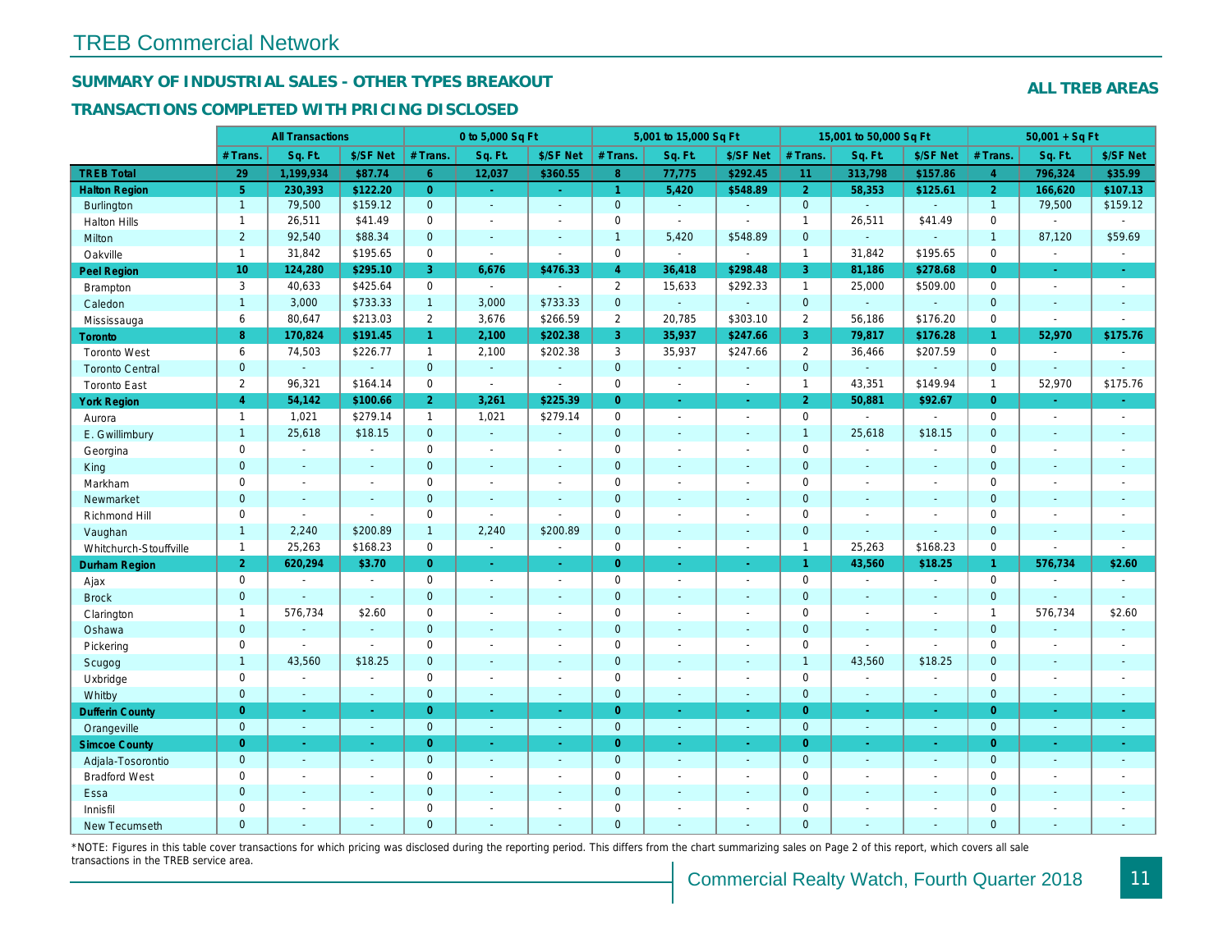# TREB Commercial Network

## SUMMARY OF INDUSTRIAL SALES - OTHER TYPES BREAKOUT

### TRANSACTIONS COMPLETED WITH PRICING DISCLOSED

**ALL TREB AREAS**

| | All Transactions | | | 0 to 5,000 Sq Ft | | | 5,001 to 15,000 Sq Ft | | | 15,001 to 50,000 Sq Ft | | | 50,001 + Sq Ft | | |
|---|---|---|---|---|---|---|---|---|---|---|---|---|---|---|---|
| | # Trans. | Sq. Ft. | $/SF Net | # Trans. | Sq. Ft. | $/SF Net | # Trans. | Sq. Ft. | $/SF Net | # Trans. | Sq. Ft. | $/SF Net | # Trans. | Sq. Ft. | $/SF Net |
| **TREB Total** | **29** | **1,199,934** | **$87.74** | **6** | **12,037** | **$360.55** | **8** | **77,775** | **$292.45** | **11** | **313,798** | **$157.86** | **4** | **796,324** | **$35.99** |
| **Halton Region** | **5** | **230,393** | **$122.20** | **0** | **-** | **-** | **1** | **5,420** | **$548.89** | **2** | **58,353** | **$125.61** | **2** | **166,620** | **$107.13** |
| Burlington | 1 | 79,500 | $159.12 | 0 | - | - | 0 | - | - | 0 | - | - | 1 | 79,500 | $159.12 |
| Halton Hills | 1 | 26,511 | $41.49 | 0 | - | - | 0 | - | - | 1 | 26,511 | $41.49 | 0 | - | - |
| Milton | 2 | 92,540 | $88.34 | 0 | - | - | 1 | 5,420 | $548.89 | 0 | - | - | 1 | 87,120 | $59.69 |
| Oakville | 1 | 31,842 | $195.65 | 0 | - | - | 0 | - | - | 1 | 31,842 | $195.65 | 0 | - | - |
| **Peel Region** | **10** | **124,280** | **$295.10** | **3** | **6,676** | **$476.33** | **4** | **36,418** | **$298.48** | **3** | **81,186** | **$278.68** | **0** | **-** | **-** |
| Brampton | 3 | 40,633 | $425.64 | 0 | - | - | 2 | 15,633 | $292.33 | 1 | 25,000 | $509.00 | 0 | - | - |
| Caledon | 1 | 3,000 | $733.33 | 1 | 3,000 | $733.33 | 0 | - | - | 0 | - | - | 0 | - | - |
| Mississauga | 6 | 80,647 | $213.03 | 2 | 3,676 | $266.59 | 2 | 20,785 | $303.10 | 2 | 56,186 | $176.20 | 0 | - | - |
| **Toronto** | **8** | **170,824** | **$191.45** | **1** | **2,100** | **$202.38** | **3** | **35,937** | **$247.66** | **3** | **79,817** | **$176.28** | **1** | **52,970** | **$175.76** |
| Toronto West | 6 | 74,503 | $226.77 | 1 | 2,100 | $202.38 | 3 | 35,937 | $247.66 | 2 | 36,466 | $207.59 | 0 | - | - |
| Toronto Central | 0 | - | - | 0 | - | - | 0 | - | - | 0 | - | - | 0 | - | - |
| Toronto East | 2 | 96,321 | $164.14 | 0 | - | - | 0 | - | - | 1 | 43,351 | $149.94 | 1 | 52,970 | $175.76 |
| **York Region** | **4** | **54,142** | **$100.66** | **2** | **3,261** | **$225.39** | **0** | **-** | **-** | **2** | **50,881** | **$92.67** | **0** | **-** | **-** |
| Aurora | 1 | 1,021 | $279.14 | 1 | 1,021 | $279.14 | 0 | - | - | 0 | - | - | 0 | - | - |
| E. Gwillimbury | 1 | 25,618 | $18.15 | 0 | - | - | 0 | - | - | 1 | 25,618 | $18.15 | 0 | - | - |
| Georgina | 0 | - | - | 0 | - | - | 0 | - | - | 0 | - | - | 0 | - | - |
| King | 0 | - | - | 0 | - | - | 0 | - | - | 0 | - | - | 0 | - | - |
| Markham | 0 | - | - | 0 | - | - | 0 | - | - | 0 | - | - | 0 | - | - |
| Newmarket | 0 | - | - | 0 | - | - | 0 | - | - | 0 | - | - | 0 | - | - |
| Richmond Hill | 0 | - | - | 0 | - | - | 0 | - | - | 0 | - | - | 0 | - | - |
| Vaughan | 1 | 2,240 | $200.89 | 1 | 2,240 | $200.89 | 0 | - | - | 0 | - | - | 0 | - | - |
| Whitchurch-Stouffville | 1 | 25,263 | $168.23 | 0 | - | - | 0 | - | - | 1 | 25,263 | $168.23 | 0 | - | - |
| **Durham Region** | **2** | **620,294** | **$3.70** | **0** | **-** | **-** | **0** | **-** | **-** | **1** | **43,560** | **$18.25** | **1** | **576,734** | **$2.60** |
| Ajax | 0 | - | - | 0 | - | - | 0 | - | - | 0 | - | - | 0 | - | - |
| Brock | 0 | - | - | 0 | - | - | 0 | - | - | 0 | - | - | 0 | - | - |
| Clarington | 1 | 576,734 | $2.60 | 0 | - | - | 0 | - | - | 0 | - | - | 1 | 576,734 | $2.60 |
| Oshawa | 0 | - | - | 0 | - | - | 0 | - | - | 0 | - | - | 0 | - | - |
| Pickering | 0 | - | - | 0 | - | - | 0 | - | - | 0 | - | - | 0 | - | - |
| Scugog | 1 | 43,560 | $18.25 | 0 | - | - | 0 | - | - | 1 | 43,560 | $18.25 | 0 | - | - |
| Uxbridge | 0 | - | - | 0 | - | - | 0 | - | - | 0 | - | - | 0 | - | - |
| Whitby | 0 | - | - | 0 | - | - | 0 | - | - | 0 | - | - | 0 | - | - |
| **Dufferin County** | **0** | **-** | **-** | **0** | **-** | **-** | **0** | **-** | **-** | **0** | **-** | **-** | **0** | **-** | **-** |
| Orangeville | 0 | - | - | 0 | - | - | 0 | - | - | 0 | - | - | 0 | - | - |
| **Simcoe County** | **0** | **-** | **-** | **0** | **-** | **-** | **0** | **-** | **-** | **0** | **-** | **-** | **0** | **-** | **-** |
| Adjala-Tosorontio | 0 | - | - | 0 | - | - | 0 | - | - | 0 | - | - | 0 | - | - |
| Bradford West | 0 | - | - | 0 | - | - | 0 | - | - | 0 | - | - | 0 | - | - |
| Essa | 0 | - | - | 0 | - | - | 0 | - | - | 0 | - | - | 0 | - | - |
| Innisfil | 0 | - | - | 0 | - | - | 0 | - | - | 0 | - | - | 0 | - | - |
| New Tecumseth | 0 | - | - | 0 | - | - | 0 | - | - | 0 | - | - | 0 | - | - |

*NOTE: Figures in this table cover transactions for which pricing was disclosed during the reporting period. This differs from the chart summarizing sales on Page 2 of this report, which covers all sale transactions in the TREB service area.

Commercial Realty Watch, Fourth Quarter 2018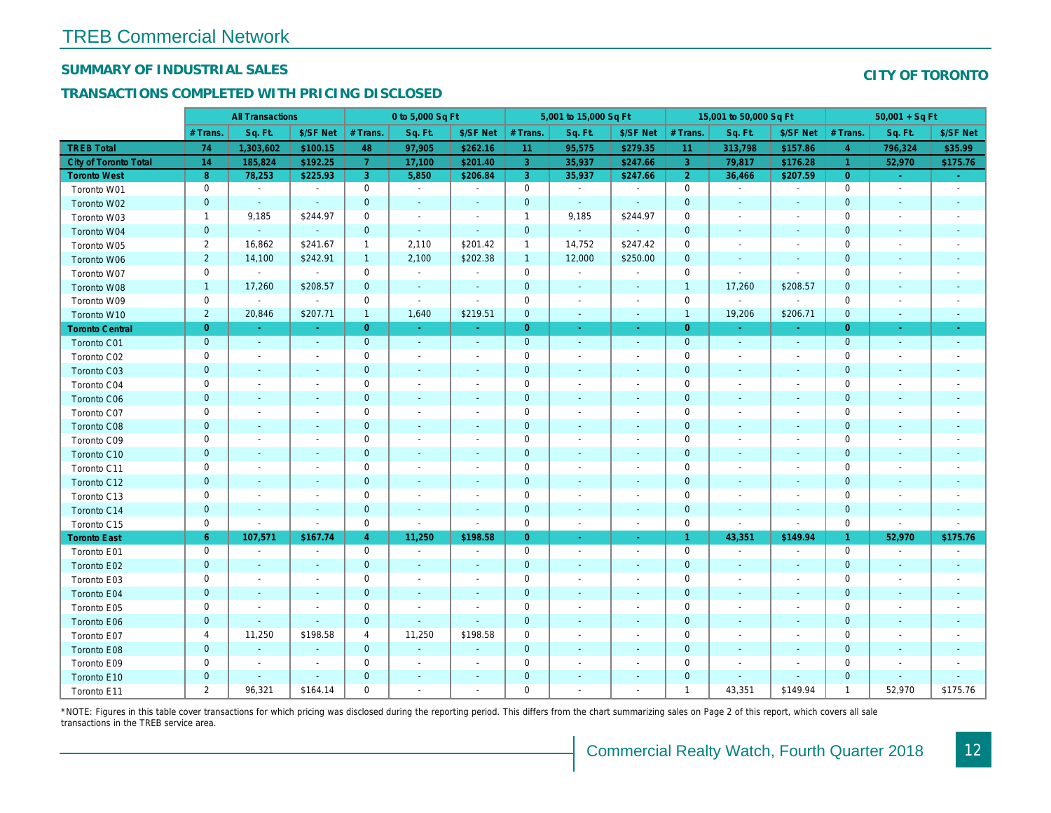# TREB Commercial Network

## SUMMARY OF INDUSTRIAL SALES

## TRANSACTIONS COMPLETED WITH PRICING DISCLOSED

**CITY OF TORONTO**

| | All Transactions | | | 0 to 5,000 Sq Ft | | | 5,001 to 15,000 Sq Ft | | | 15,001 to 50,000 Sq Ft | | | 50,001 + Sq Ft | | |
|---|---|---|---|---|---|---|---|---|---|---|---|---|---|---|---|
| | # Trans. | Sq. Ft. | $/SF Net | # Trans. | Sq. Ft. | $/SF Net | # Trans. | Sq. Ft. | $/SF Net | # Trans. | Sq. Ft. | $/SF Net | # Trans. | Sq. Ft. | $/SF Net |
| **TREB Total** | **74** | **1,303,602** | **$100.15** | **48** | **97,905** | **$262.16** | **11** | **95,575** | **$279.35** | **11** | **313,798** | **$157.86** | **4** | **796,324** | **$35.99** |
| **City of Toronto Total** | **14** | **185,824** | **$192.25** | **7** | **17,100** | **$201.40** | **3** | **35,937** | **$247.66** | **3** | **79,817** | **$176.28** | **1** | **52,970** | **$175.76** |
| **Toronto West** | **8** | **78,253** | **$225.93** | **3** | **5,850** | **$206.84** | **3** | **35,937** | **$247.66** | **2** | **36,466** | **$207.59** | **0** | **-** | **-** |
| Toronto W01 | 0 | - | - | 0 | - | - | 0 | - | - | 0 | - | - | 0 | - | - |
| Toronto W02 | 0 | - | - | 0 | - | - | 0 | - | - | 0 | - | - | 0 | - | - |
| Toronto W03 | 1 | 9,185 | $244.97 | 0 | - | - | 1 | 9,185 | $244.97 | 0 | - | - | 0 | - | - |
| Toronto W04 | 0 | - | - | 0 | - | - | 0 | - | - | 0 | - | - | 0 | - | - |
| Toronto W05 | 2 | 16,862 | $241.67 | 1 | 2,110 | $201.42 | 1 | 14,752 | $247.42 | 0 | - | - | 0 | - | - |
| Toronto W06 | 2 | 14,100 | $242.91 | 1 | 2,100 | $202.38 | 1 | 12,000 | $250.00 | 0 | - | - | 0 | - | - |
| Toronto W07 | 0 | - | - | 0 | - | - | 0 | - | - | 0 | - | - | 0 | - | - |
| Toronto W08 | 1 | 17,260 | $208.57 | 0 | - | - | 0 | - | - | 1 | 17,260 | $208.57 | 0 | - | - |
| Toronto W09 | 0 | - | - | 0 | - | - | 0 | - | - | 0 | - | - | 0 | - | - |
| Toronto W10 | 2 | 20,846 | $207.71 | 1 | 1,640 | $219.51 | 0 | - | - | 1 | 19,206 | $206.71 | 0 | - | - |
| **Toronto Central** | **0** | **-** | **-** | **0** | **-** | **-** | **0** | **-** | **-** | **0** | **-** | **-** | **0** | **-** | **-** |
| Toronto C01 | 0 | - | - | 0 | - | - | 0 | - | - | 0 | - | - | 0 | - | - |
| Toronto C02 | 0 | - | - | 0 | - | - | 0 | - | - | 0 | - | - | 0 | - | - |
| Toronto C03 | 0 | - | - | 0 | - | - | 0 | - | - | 0 | - | - | 0 | - | - |
| Toronto C04 | 0 | - | - | 0 | - | - | 0 | - | - | 0 | - | - | 0 | - | - |
| Toronto C06 | 0 | - | - | 0 | - | - | 0 | - | - | 0 | - | - | 0 | - | - |
| Toronto C07 | 0 | - | - | 0 | - | - | 0 | - | - | 0 | - | - | 0 | - | - |
| Toronto C08 | 0 | - | - | 0 | - | - | 0 | - | - | 0 | - | - | 0 | - | - |
| Toronto C09 | 0 | - | - | 0 | - | - | 0 | - | - | 0 | - | - | 0 | - | - |
| Toronto C10 | 0 | - | - | 0 | - | - | 0 | - | - | 0 | - | - | 0 | - | - |
| Toronto C11 | 0 | - | - | 0 | - | - | 0 | - | - | 0 | - | - | 0 | - | - |
| Toronto C12 | 0 | - | - | 0 | - | - | 0 | - | - | 0 | - | - | 0 | - | - |
| Toronto C13 | 0 | - | - | 0 | - | - | 0 | - | - | 0 | - | - | 0 | - | - |
| Toronto C14 | 0 | - | - | 0 | - | - | 0 | - | - | 0 | - | - | 0 | - | - |
| Toronto C15 | 0 | - | - | 0 | - | - | 0 | - | - | 0 | - | - | 0 | - | - |
| **Toronto East** | **6** | **107,571** | **$167.74** | **4** | **11,250** | **$198.58** | **0** | **-** | **-** | **1** | **43,351** | **$149.94** | **1** | **52,970** | **$175.76** |
| Toronto E01 | 0 | - | - | 0 | - | - | 0 | - | - | 0 | - | - | 0 | - | - |
| Toronto E02 | 0 | - | - | 0 | - | - | 0 | - | - | 0 | - | - | 0 | - | - |
| Toronto E03 | 0 | - | - | 0 | - | - | 0 | - | - | 0 | - | - | 0 | - | - |
| Toronto E04 | 0 | - | - | 0 | - | - | 0 | - | - | 0 | - | - | 0 | - | - |
| Toronto E05 | 0 | - | - | 0 | - | - | 0 | - | - | 0 | - | - | 0 | - | - |
| Toronto E06 | 0 | - | - | 0 | - | - | 0 | - | - | 0 | - | - | 0 | - | - |
| Toronto E07 | 4 | 11,250 | $198.58 | 4 | 11,250 | $198.58 | 0 | - | - | 0 | - | - | 0 | - | - |
| Toronto E08 | 0 | - | - | 0 | - | - | 0 | - | - | 0 | - | - | 0 | - | - |
| Toronto E09 | 0 | - | - | 0 | - | - | 0 | - | - | 0 | - | - | 0 | - | - |
| Toronto E10 | 0 | - | - | 0 | - | - | 0 | - | - | 0 | - | - | 0 | - | - |
| Toronto E11 | 2 | 96,321 | $164.14 | 0 | - | - | 0 | - | - | 1 | 43,351 | $149.94 | 1 | 52,970 | $175.76 |

*NOTE: Figures in this table cover transactions for which pricing was disclosed during the reporting period. This differs from the chart summarizing sales on Page 2 of this report, which covers all sale transactions in the TREB service area.

Commercial Realty Watch, Fourth Quarter 2018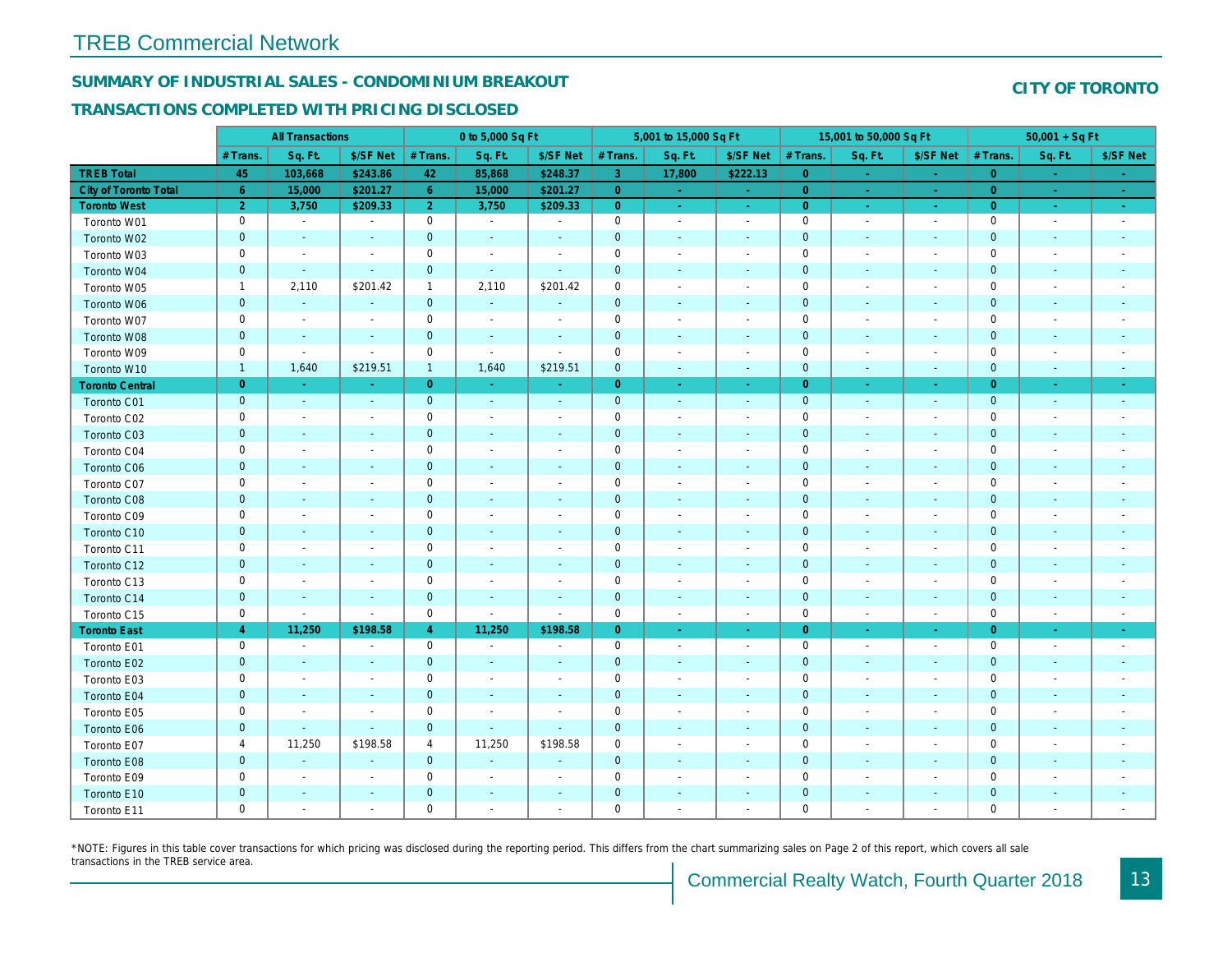# TREB Commercial Network

## SUMMARY OF INDUSTRIAL SALES - CONDOMINIUM BREAKOUT

## CITY OF TORONTO

### TRANSACTIONS COMPLETED WITH PRICING DISCLOSED

| | All Transactions | | | 0 to 5,000 Sq Ft | | | 5,001 to 15,000 Sq Ft | | | 15,001 to 50,000 Sq Ft | | | 50,001 + Sq Ft | | |
|---|---|---|---|---|---|---|---|---|---|---|---|---|---|---|---|
| | # Trans. | Sq. Ft. | $/SF Net | # Trans. | Sq. Ft. | $/SF Net | # Trans. | Sq. Ft. | $/SF Net | # Trans. | Sq. Ft. | $/SF Net | # Trans. | Sq. Ft. | $/SF Net |
| **TREB Total** | **45** | **103,668** | **$243.86** | **42** | **85,868** | **$248.37** | **3** | **17,800** | **$222.13** | **0** | **-** | **-** | **0** | **-** | **-** |
| **City of Toronto Total** | **6** | **15,000** | **$201.27** | **6** | **15,000** | **$201.27** | **0** | **-** | **-** | **0** | **-** | **-** | **0** | **-** | **-** |
| **Toronto West** | **2** | **3,750** | **$209.33** | **2** | **3,750** | **$209.33** | **0** | **-** | **-** | **0** | **-** | **-** | **0** | **-** | **-** |
| Toronto W01 | 0 | - | - | 0 | - | - | 0 | - | - | 0 | - | - | 0 | - | - |
| Toronto W02 | 0 | - | - | 0 | - | - | 0 | - | - | 0 | - | - | 0 | - | - |
| Toronto W03 | 0 | - | - | 0 | - | - | 0 | - | - | 0 | - | - | 0 | - | - |
| Toronto W04 | 0 | - | - | 0 | - | - | 0 | - | - | 0 | - | - | 0 | - | - |
| Toronto W05 | 1 | 2,110 | $201.42 | 1 | 2,110 | $201.42 | 0 | - | - | 0 | - | - | 0 | - | - |
| Toronto W06 | 0 | - | - | 0 | - | - | 0 | - | - | 0 | - | - | 0 | - | - |
| Toronto W07 | 0 | - | - | 0 | - | - | 0 | - | - | 0 | - | - | 0 | - | - |
| Toronto W08 | 0 | - | - | 0 | - | - | 0 | - | - | 0 | - | - | 0 | - | - |
| Toronto W09 | 0 | - | - | 0 | - | - | 0 | - | - | 0 | - | - | 0 | - | - |
| Toronto W10 | 1 | 1,640 | $219.51 | 1 | 1,640 | $219.51 | 0 | - | - | 0 | - | - | 0 | - | - |
| **Toronto Central** | **0** | **-** | **-** | **0** | **-** | **-** | **0** | **-** | **-** | **0** | **-** | **-** | **0** | **-** | **-** |
| Toronto C01 | 0 | - | - | 0 | - | - | 0 | - | - | 0 | - | - | 0 | - | - |
| Toronto C02 | 0 | - | - | 0 | - | - | 0 | - | - | 0 | - | - | 0 | - | - |
| Toronto C03 | 0 | - | - | 0 | - | - | 0 | - | - | 0 | - | - | 0 | - | - |
| Toronto C04 | 0 | - | - | 0 | - | - | 0 | - | - | 0 | - | - | 0 | - | - |
| Toronto C06 | 0 | - | - | 0 | - | - | 0 | - | - | 0 | - | - | 0 | - | - |
| Toronto C07 | 0 | - | - | 0 | - | - | 0 | - | - | 0 | - | - | 0 | - | - |
| Toronto C08 | 0 | - | - | 0 | - | - | 0 | - | - | 0 | - | - | 0 | - | - |
| Toronto C09 | 0 | - | - | 0 | - | - | 0 | - | - | 0 | - | - | 0 | - | - |
| Toronto C10 | 0 | - | - | 0 | - | - | 0 | - | - | 0 | - | - | 0 | - | - |
| Toronto C11 | 0 | - | - | 0 | - | - | 0 | - | - | 0 | - | - | 0 | - | - |
| Toronto C12 | 0 | - | - | 0 | - | - | 0 | - | - | 0 | - | - | 0 | - | - |
| Toronto C13 | 0 | - | - | 0 | - | - | 0 | - | - | 0 | - | - | 0 | - | - |
| Toronto C14 | 0 | - | - | 0 | - | - | 0 | - | - | 0 | - | - | 0 | - | - |
| Toronto C15 | 0 | - | - | 0 | - | - | 0 | - | - | 0 | - | - | 0 | - | - |
| **Toronto East** | **4** | **11,250** | **$198.58** | **4** | **11,250** | **$198.58** | **0** | **-** | **-** | **0** | **-** | **-** | **0** | **-** | **-** |
| Toronto E01 | 0 | - | - | 0 | - | - | 0 | - | - | 0 | - | - | 0 | - | - |
| Toronto E02 | 0 | - | - | 0 | - | - | 0 | - | - | 0 | - | - | 0 | - | - |
| Toronto E03 | 0 | - | - | 0 | - | - | 0 | - | - | 0 | - | - | 0 | - | - |
| Toronto E04 | 0 | - | - | 0 | - | - | 0 | - | - | 0 | - | - | 0 | - | - |
| Toronto E05 | 0 | - | - | 0 | - | - | 0 | - | - | 0 | - | - | 0 | - | - |
| Toronto E06 | 0 | - | - | 0 | - | - | 0 | - | - | 0 | - | - | 0 | - | - |
| Toronto E07 | 4 | 11,250 | $198.58 | 4 | 11,250 | $198.58 | 0 | - | - | 0 | - | - | 0 | - | - |
| Toronto E08 | 0 | - | - | 0 | - | - | 0 | - | - | 0 | - | - | 0 | - | - |
| Toronto E09 | 0 | - | - | 0 | - | - | 0 | - | - | 0 | - | - | 0 | - | - |
| Toronto E10 | 0 | - | - | 0 | - | - | 0 | - | - | 0 | - | - | 0 | - | - |
| Toronto E11 | 0 | - | - | 0 | - | - | 0 | - | - | 0 | - | - | 0 | - | - |

*NOTE: Figures in this table cover transactions for which pricing was disclosed during the reporting period. This differs from the chart summarizing sales on Page 2 of this report, which covers all sale transactions in the TREB service area.

Commercial Realty Watch, Fourth Quarter 2018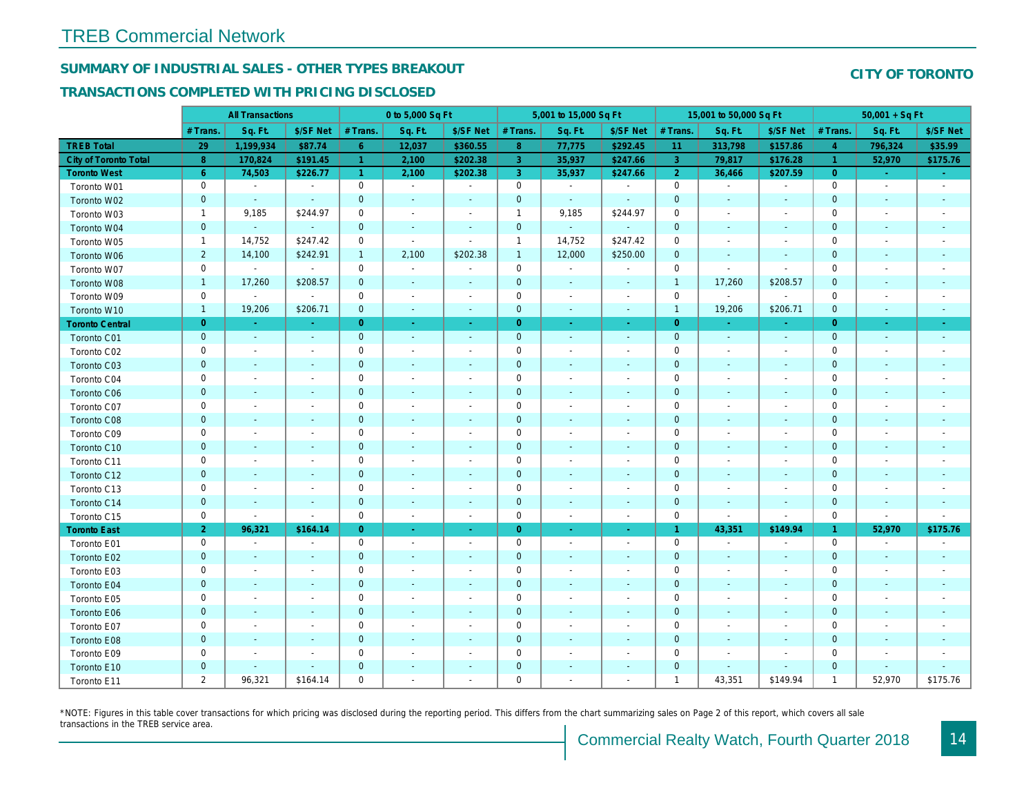## TREB Commercial Network

### SUMMARY OF INDUSTRIAL SALES - OTHER TYPES BREAKOUT

### TRANSACTIONS COMPLETED WITH PRICING DISCLOSED

**CITY OF TORONTO**

| | All Transactions | | | 0 to 5,000 Sq Ft | | | 5,001 to 15,000 Sq Ft | | | 15,001 to 50,000 Sq Ft | | | 50,001 + Sq Ft | | |
|---|---|---|---|---|---|---|---|---|---|---|---|---|---|---|---|
| | # Trans. | Sq. Ft. | $/SF Net | # Trans. | Sq. Ft. | $/SF Net | # Trans. | Sq. Ft. | $/SF Net | # Trans. | Sq. Ft. | $/SF Net | # Trans. | Sq. Ft. | $/SF Net |
| **TREB Total** | **29** | **1,199,934** | **$87.74** | **6** | **12,037** | **$360.55** | **8** | **77,775** | **$292.45** | **11** | **313,798** | **$157.86** | **4** | **796,324** | **$35.99** |
| **City of Toronto Total** | **8** | **170,824** | **$191.45** | **1** | **2,100** | **$202.38** | **3** | **35,937** | **$247.66** | **3** | **79,817** | **$176.28** | **1** | **52,970** | **$175.76** |
| **Toronto West** | **6** | **74,503** | **$226.77** | **1** | **2,100** | **$202.38** | **3** | **35,937** | **$247.66** | **2** | **36,466** | **$207.59** | **0** | **-** | **-** |
| Toronto W01 | 0 | - | - | 0 | - | - | 0 | - | - | 0 | - | - | 0 | - | - |
| Toronto W02 | 0 | - | - | 0 | - | - | 0 | - | - | 0 | - | - | 0 | - | - |
| Toronto W03 | 1 | 9,185 | $244.97 | 0 | - | - | 1 | 9,185 | $244.97 | 0 | - | - | 0 | - | - |
| Toronto W04 | 0 | - | - | 0 | - | - | 0 | - | - | 0 | - | - | 0 | - | - |
| Toronto W05 | 1 | 14,752 | $247.42 | 0 | - | - | 1 | 14,752 | $247.42 | 0 | - | - | 0 | - | - |
| Toronto W06 | 2 | 14,100 | $242.91 | 1 | 2,100 | $202.38 | 1 | 12,000 | $250.00 | 0 | - | - | 0 | - | - |
| Toronto W07 | 0 | - | - | 0 | - | - | 0 | - | - | 0 | - | - | 0 | - | - |
| Toronto W08 | 1 | 17,260 | $208.57 | 0 | - | - | 0 | - | - | 1 | 17,260 | $208.57 | 0 | - | - |
| Toronto W09 | 0 | - | - | 0 | - | - | 0 | - | - | 0 | - | - | 0 | - | - |
| Toronto W10 | 1 | 19,206 | $206.71 | 0 | - | - | 0 | - | - | 1 | 19,206 | $206.71 | 0 | - | - |
| **Toronto Central** | **0** | **-** | **-** | **0** | **-** | **-** | **0** | **-** | **-** | **0** | **-** | **-** | **0** | **-** | **-** |
| Toronto C01 | 0 | - | - | 0 | - | - | 0 | - | - | 0 | - | - | 0 | - | - |
| Toronto C02 | 0 | - | - | 0 | - | - | 0 | - | - | 0 | - | - | 0 | - | - |
| Toronto C03 | 0 | - | - | 0 | - | - | 0 | - | - | 0 | - | - | 0 | - | - |
| Toronto C04 | 0 | - | - | 0 | - | - | 0 | - | - | 0 | - | - | 0 | - | - |
| Toronto C06 | 0 | - | - | 0 | - | - | 0 | - | - | 0 | - | - | 0 | - | - |
| Toronto C07 | 0 | - | - | 0 | - | - | 0 | - | - | 0 | - | - | 0 | - | - |
| Toronto C08 | 0 | - | - | 0 | - | - | 0 | - | - | 0 | - | - | 0 | - | - |
| Toronto C09 | 0 | - | - | 0 | - | - | 0 | - | - | 0 | - | - | 0 | - | - |
| Toronto C10 | 0 | - | - | 0 | - | - | 0 | - | - | 0 | - | - | 0 | - | - |
| Toronto C11 | 0 | - | - | 0 | - | - | 0 | - | - | 0 | - | - | 0 | - | - |
| Toronto C12 | 0 | - | - | 0 | - | - | 0 | - | - | 0 | - | - | 0 | - | - |
| Toronto C13 | 0 | - | - | 0 | - | - | 0 | - | - | 0 | - | - | 0 | - | - |
| Toronto C14 | 0 | - | - | 0 | - | - | 0 | - | - | 0 | - | - | 0 | - | - |
| Toronto C15 | 0 | - | - | 0 | - | - | 0 | - | - | 0 | - | - | 0 | - | - |
| **Toronto East** | **2** | **96,321** | **$164.14** | **0** | **-** | **-** | **0** | **-** | **-** | **1** | **43,351** | **$149.94** | **1** | **52,970** | **$175.76** |
| Toronto E01 | 0 | - | - | 0 | - | - | 0 | - | - | 0 | - | - | 0 | - | - |
| Toronto E02 | 0 | - | - | 0 | - | - | 0 | - | - | 0 | - | - | 0 | - | - |
| Toronto E03 | 0 | - | - | 0 | - | - | 0 | - | - | 0 | - | - | 0 | - | - |
| Toronto E04 | 0 | - | - | 0 | - | - | 0 | - | - | 0 | - | - | 0 | - | - |
| Toronto E05 | 0 | - | - | 0 | - | - | 0 | - | - | 0 | - | - | 0 | - | - |
| Toronto E06 | 0 | - | - | 0 | - | - | 0 | - | - | 0 | - | - | 0 | - | - |
| Toronto E07 | 0 | - | - | 0 | - | - | 0 | - | - | 0 | - | - | 0 | - | - |
| Toronto E08 | 0 | - | - | 0 | - | - | 0 | - | - | 0 | - | - | 0 | - | - |
| Toronto E09 | 0 | - | - | 0 | - | - | 0 | - | - | 0 | - | - | 0 | - | - |
| Toronto E10 | 0 | - | - | 0 | - | - | 0 | - | - | 0 | - | - | 0 | - | - |
| Toronto E11 | 2 | 96,321 | $164.14 | 0 | - | - | 0 | - | - | 1 | 43,351 | $149.94 | 1 | 52,970 | $175.76 |

*NOTE: Figures in this table cover transactions for which pricing was disclosed during the reporting period. This differs from the chart summarizing sales on Page 2 of this report, which covers all sale transactions in the TREB service area.

Commercial Realty Watch, Fourth Quarter 2018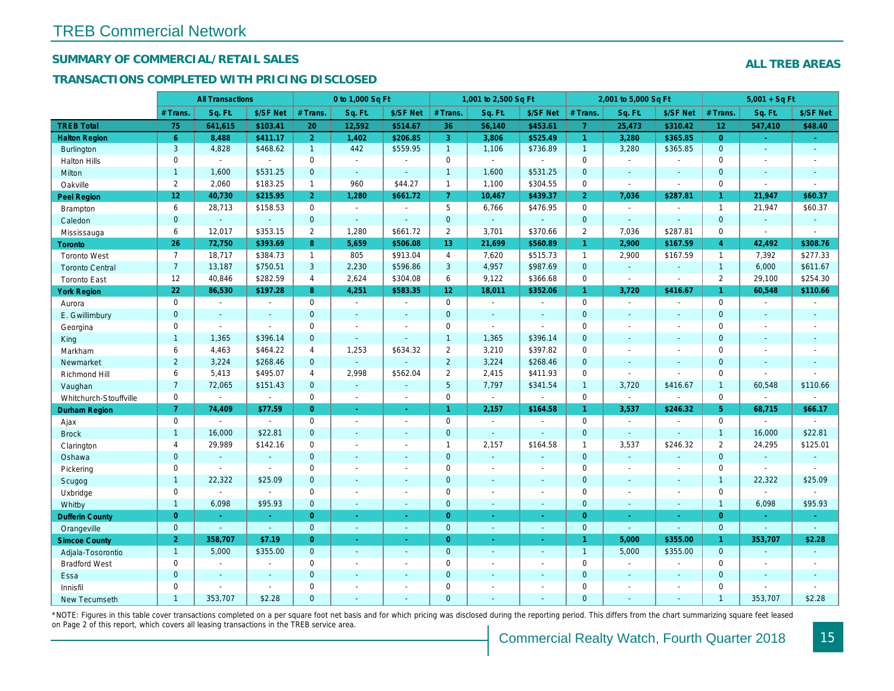# TREB Commercial Network

## SUMMARY OF COMMERCIAL/RETAIL SALES

## TRANSACTIONS COMPLETED WITH PRICING DISCLOSED

**ALL TREB AREAS**

| | All Transactions | | | 0 to 1,000 Sq Ft | | | 1,001 to 2,500 Sq Ft | | | 2,001 to 5,000 Sq Ft | | | 5,001 + Sq Ft | | |
|---|---|---|---|---|---|---|---|---|---|---|---|---|---|---|---|
| | # Trans. | Sq. Ft. | $/SF Net | # Trans. | Sq. Ft. | $/SF Net | # Trans. | Sq. Ft. | $/SF Net | # Trans. | Sq. Ft. | $/SF Net | # Trans. | Sq. Ft. | $/SF Net |
| **TREB Total** | **75** | **641,615** | **$103.41** | **20** | **12,592** | **$514.67** | **36** | **56,140** | **$453.61** | **7** | **25,473** | **$310.42** | **12** | **547,410** | **$48.40** |
| **Halton Region** | **6** | **8,488** | **$411.17** | **2** | **1,402** | **$206.85** | **3** | **3,806** | **$525.49** | **1** | **3,280** | **$365.85** | **0** | **-** | **-** |
| Burlington | 3 | 4,828 | $468.62 | 1 | 442 | $559.95 | 1 | 1,106 | $736.89 | 1 | 3,280 | $365.85 | 0 | - | - |
| Halton Hills | 0 | - | - | 0 | - | - | 0 | - | - | 0 | - | - | 0 | - | - |
| Milton | 1 | 1,600 | $531.25 | 0 | - | - | 1 | 1,600 | $531.25 | 0 | - | - | 0 | - | - |
| Oakville | 2 | 2,060 | $183.25 | 1 | 960 | $44.27 | 1 | 1,100 | $304.55 | 0 | - | - | 0 | - | - |
| **Peel Region** | **12** | **40,730** | **$215.95** | **2** | **1,280** | **$661.72** | **7** | **10,467** | **$439.37** | **2** | **7,036** | **$287.81** | **1** | **21,947** | **$60.37** |
| Brampton | 6 | 28,713 | $158.53 | 0 | - | - | 5 | 6,766 | $476.95 | 0 | - | - | 1 | 21,947 | $60.37 |
| Caledon | 0 | - | - | 0 | - | - | 0 | - | - | 0 | - | - | 0 | - | - |
| Mississauga | 6 | 12,017 | $353.15 | 2 | 1,280 | $661.72 | 2 | 3,701 | $370.66 | 2 | 7,036 | $287.81 | 0 | - | - |
| **Toronto** | **26** | **72,750** | **$393.69** | **8** | **5,659** | **$506.08** | **13** | **21,699** | **$560.89** | **1** | **2,900** | **$167.59** | **4** | **42,492** | **$308.76** |
| Toronto West | 7 | 18,717 | $384.73 | 1 | 805 | $913.04 | 4 | 7,620 | $515.73 | 1 | 2,900 | $167.59 | 1 | 7,392 | $277.33 |
| Toronto Central | 7 | 13,187 | $750.51 | 3 | 2,230 | $596.86 | 3 | 4,957 | $987.69 | 0 | - | - | 1 | 6,000 | $611.67 |
| Toronto East | 12 | 40,846 | $282.59 | 4 | 2,624 | $304.08 | 6 | 9,122 | $366.68 | 0 | - | - | 2 | 29,100 | $254.30 |
| **York Region** | **22** | **86,530** | **$197.28** | **8** | **4,251** | **$583.35** | **12** | **18,011** | **$352.06** | **1** | **3,720** | **$416.67** | **1** | **60,548** | **$110.66** |
| Aurora | 0 | - | - | 0 | - | - | 0 | - | - | 0 | - | - | 0 | - | - |
| E. Gwillimbury | 0 | - | - | 0 | - | - | 0 | - | - | 0 | - | - | 0 | - | - |
| Georgina | 0 | - | - | 0 | - | - | 0 | - | - | 0 | - | - | 0 | - | - |
| King | 1 | 1,365 | $396.14 | 0 | - | - | 1 | 1,365 | $396.14 | 0 | - | - | 0 | - | - |
| Markham | 6 | 4,463 | $464.22 | 4 | 1,253 | $634.32 | 2 | 3,210 | $397.82 | 0 | - | - | 0 | - | - |
| Newmarket | 2 | 3,224 | $268.46 | 0 | - | - | 2 | 3,224 | $268.46 | 0 | - | - | 0 | - | - |
| Richmond Hill | 6 | 5,413 | $495.07 | 4 | 2,998 | $562.04 | 2 | 2,415 | $411.93 | 0 | - | - | 0 | - | - |
| Vaughan | 7 | 72,065 | $151.43 | 0 | - | - | 5 | 7,797 | $341.54 | 1 | 3,720 | $416.67 | 1 | 60,548 | $110.66 |
| Whitchurch-Stouffville | 0 | - | - | 0 | - | - | 0 | - | - | 0 | - | - | 0 | - | - |
| **Durham Region** | **7** | **74,409** | **$77.59** | **0** | **-** | **-** | **1** | **2,157** | **$164.58** | **1** | **3,537** | **$246.32** | **5** | **68,715** | **$66.17** |
| Ajax | 0 | - | - | 0 | - | - | 0 | - | - | 0 | - | - | 0 | - | - |
| Brock | 1 | 16,000 | $22.81 | 0 | - | - | 0 | - | - | 0 | - | - | 1 | 16,000 | $22.81 |
| Clarington | 4 | 29,989 | $142.16 | 0 | - | - | 1 | 2,157 | $164.58 | 1 | 3,537 | $246.32 | 2 | 24,295 | $125.01 |
| Oshawa | 0 | - | - | 0 | - | - | 0 | - | - | 0 | - | - | 0 | - | - |
| Pickering | 0 | - | - | 0 | - | - | 0 | - | - | 0 | - | - | 0 | - | - |
| Scugog | 1 | 22,322 | $25.09 | 0 | - | - | 0 | - | - | 0 | - | - | 1 | 22,322 | $25.09 |
| Uxbridge | 0 | - | - | 0 | - | - | 0 | - | - | 0 | - | - | 0 | - | - |
| Whitby | 1 | 6,098 | $95.93 | 0 | - | - | 0 | - | - | 0 | - | - | 1 | 6,098 | $95.93 |
| **Dufferin County** | **0** | **-** | **-** | **0** | **-** | **-** | **0** | **-** | **-** | **0** | **-** | **-** | **0** | **-** | **-** |
| Orangeville | 0 | - | - | 0 | - | - | 0 | - | - | 0 | - | - | 0 | - | - |
| **Simcoe County** | **2** | **358,707** | **$7.19** | **0** | **-** | **-** | **0** | **-** | **-** | **1** | **5,000** | **$355.00** | **1** | **353,707** | **$2.28** |
| Adjala-Tosorontio | 1 | 5,000 | $355.00 | 0 | - | - | 0 | - | - | 1 | 5,000 | $355.00 | 0 | - | - |
| Bradford West | 0 | - | - | 0 | - | - | 0 | - | - | 0 | - | - | 0 | - | - |
| Essa | 0 | - | - | 0 | - | - | 0 | - | - | 0 | - | - | 0 | - | - |
| Innisfil | 0 | - | - | 0 | - | - | 0 | - | - | 0 | - | - | 0 | - | - |
| New Tecumseth | 1 | 353,707 | $2.28 | 0 | - | - | 0 | - | - | 0 | - | - | 1 | 353,707 | $2.28 |

*NOTE: Figures in this table cover transactions completed on a per square foot net basis and for which pricing was disclosed during the reporting period. This differs from the chart summarizing square feet leased on Page 2 of this report, which covers all leasing transactions in the TREB service area.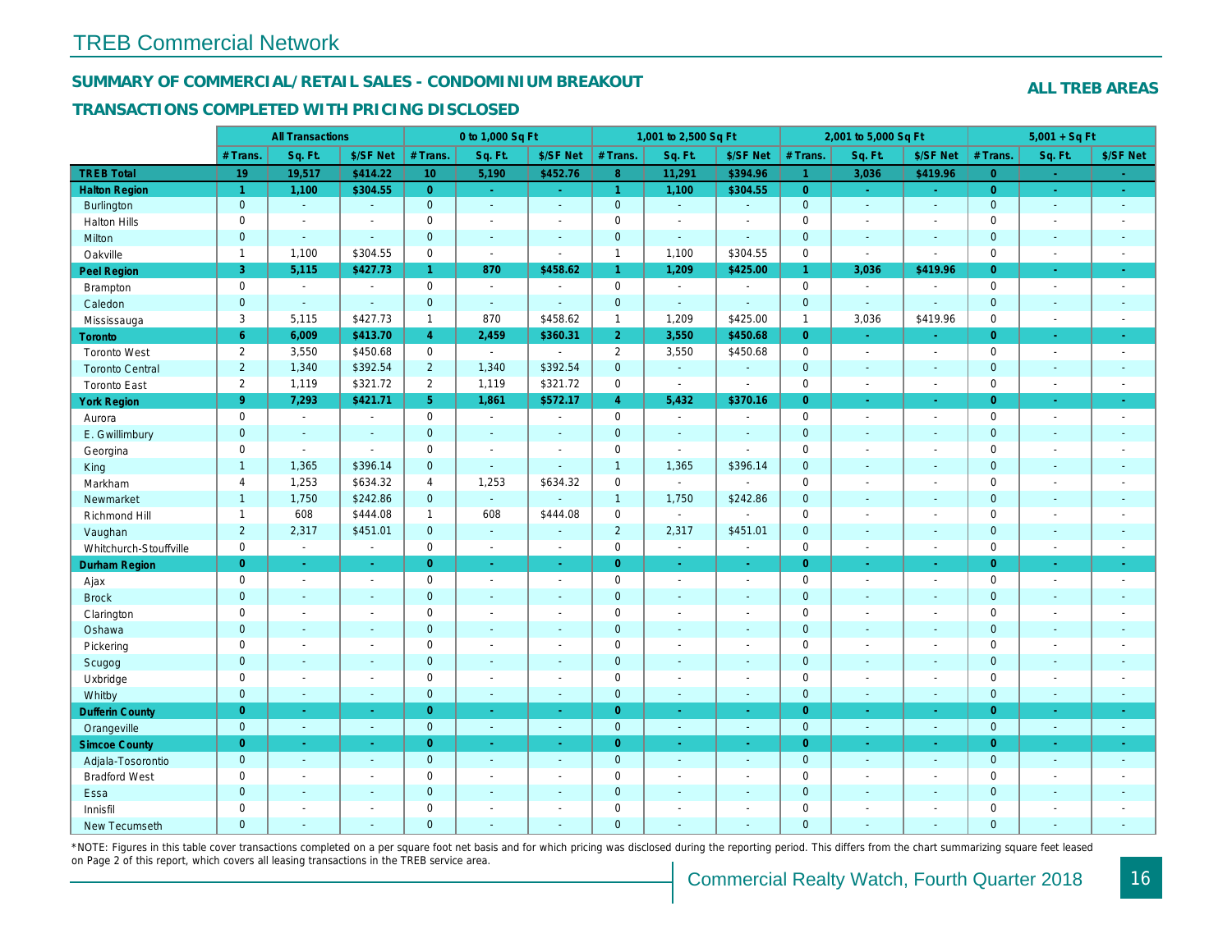# TREB Commercial Network

## SUMMARY OF COMMERCIAL/RETAIL SALES - CONDOMINIUM BREAKOUT

**ALL TREB AREAS**

### TRANSACTIONS COMPLETED WITH PRICING DISCLOSED

| | All Transactions | | | 0 to 1,000 Sq Ft | | | 1,001 to 2,500 Sq Ft | | | 2,001 to 5,000 Sq Ft | | | 5,001 + Sq Ft | | |
|---|---|---|---|---|---|---|---|---|---|---|---|---|---|---|---|
| | # Trans. | Sq. Ft. | $/SF Net | # Trans. | Sq. Ft. | $/SF Net | # Trans. | Sq. Ft. | $/SF Net | # Trans. | Sq. Ft. | $/SF Net | # Trans. | Sq. Ft. | $/SF Net |
| **TREB Total** | **19** | **19,517** | **$414.22** | **10** | **5,190** | **$452.76** | **8** | **11,291** | **$394.96** | **1** | **3,036** | **$419.96** | **0** | **-** | **-** |
| **Halton Region** | **1** | **1,100** | **$304.55** | **0** | **-** | **-** | **1** | **1,100** | **$304.55** | **0** | **-** | **-** | **0** | **-** | **-** |
| Burlington | 0 | - | - | 0 | - | - | 0 | - | - | 0 | - | - | 0 | - | - |
| Halton Hills | 0 | - | - | 0 | - | - | 0 | - | - | 0 | - | - | 0 | - | - |
| Milton | 0 | - | - | 0 | - | - | 0 | - | - | 0 | - | - | 0 | - | - |
| Oakville | 1 | 1,100 | $304.55 | 0 | - | - | 1 | 1,100 | $304.55 | 0 | - | - | 0 | - | - |
| **Peel Region** | **3** | **5,115** | **$427.73** | **1** | **870** | **$458.62** | **1** | **1,209** | **$425.00** | **1** | **3,036** | **$419.96** | **0** | **-** | **-** |
| Brampton | 0 | - | - | 0 | - | - | 0 | - | - | 0 | - | - | 0 | - | - |
| Caledon | 0 | - | - | 0 | - | - | 0 | - | - | 0 | - | - | 0 | - | - |
| Mississauga | 3 | 5,115 | $427.73 | 1 | 870 | $458.62 | 1 | 1,209 | $425.00 | 1 | 3,036 | $419.96 | 0 | - | - |
| **Toronto** | **6** | **6,009** | **$413.70** | **4** | **2,459** | **$360.31** | **2** | **3,550** | **$450.68** | **0** | **-** | **-** | **0** | **-** | **-** |
| Toronto West | 2 | 3,550 | $450.68 | 0 | - | - | 2 | 3,550 | $450.68 | 0 | - | - | 0 | - | - |
| Toronto Central | 2 | 1,340 | $392.54 | 2 | 1,340 | $392.54 | 0 | - | - | 0 | - | - | 0 | - | - |
| Toronto East | 2 | 1,119 | $321.72 | 2 | 1,119 | $321.72 | 0 | - | - | 0 | - | - | 0 | - | - |
| **York Region** | **9** | **7,293** | **$421.71** | **5** | **1,861** | **$572.17** | **4** | **5,432** | **$370.16** | **0** | **-** | **-** | **0** | **-** | **-** |
| Aurora | 0 | - | - | 0 | - | - | 0 | - | - | 0 | - | - | 0 | - | - |
| E. Gwillimbury | 0 | - | - | 0 | - | - | 0 | - | - | 0 | - | - | 0 | - | - |
| Georgina | 0 | - | - | 0 | - | - | 0 | - | - | 0 | - | - | 0 | - | - |
| King | 1 | 1,365 | $396.14 | 0 | - | - | 1 | 1,365 | $396.14 | 0 | - | - | 0 | - | - |
| Markham | 4 | 1,253 | $634.32 | 4 | 1,253 | $634.32 | 0 | - | - | 0 | - | - | 0 | - | - |
| Newmarket | 1 | 1,750 | $242.86 | 0 | - | - | 1 | 1,750 | $242.86 | 0 | - | - | 0 | - | - |
| Richmond Hill | 1 | 608 | $444.08 | 1 | 608 | $444.08 | 0 | - | - | 0 | - | - | 0 | - | - |
| Vaughan | 2 | 2,317 | $451.01 | 0 | - | - | 2 | 2,317 | $451.01 | 0 | - | - | 0 | - | - |
| Whitchurch-Stouffville | 0 | - | - | 0 | - | - | 0 | - | - | 0 | - | - | 0 | - | - |
| **Durham Region** | **0** | **-** | **-** | **0** | **-** | **-** | **0** | **-** | **-** | **0** | **-** | **-** | **0** | **-** | **-** |
| Ajax | 0 | - | - | 0 | - | - | 0 | - | - | 0 | - | - | 0 | - | - |
| Brock | 0 | - | - | 0 | - | - | 0 | - | - | 0 | - | - | 0 | - | - |
| Clarington | 0 | - | - | 0 | - | - | 0 | - | - | 0 | - | - | 0 | - | - |
| Oshawa | 0 | - | - | 0 | - | - | 0 | - | - | 0 | - | - | 0 | - | - |
| Pickering | 0 | - | - | 0 | - | - | 0 | - | - | 0 | - | - | 0 | - | - |
| Scugog | 0 | - | - | 0 | - | - | 0 | - | - | 0 | - | - | 0 | - | - |
| Uxbridge | 0 | - | - | 0 | - | - | 0 | - | - | 0 | - | - | 0 | - | - |
| Whitby | 0 | - | - | 0 | - | - | 0 | - | - | 0 | - | - | 0 | - | - |
| **Dufferin County** | **0** | **-** | **-** | **0** | **-** | **-** | **0** | **-** | **-** | **0** | **-** | **-** | **0** | **-** | **-** |
| Orangeville | 0 | - | - | 0 | - | - | 0 | - | - | 0 | - | - | 0 | - | - |
| **Simcoe County** | **0** | **-** | **-** | **0** | **-** | **-** | **0** | **-** | **-** | **0** | **-** | **-** | **0** | **-** | **-** |
| Adjala-Tosorontio | 0 | - | - | 0 | - | - | 0 | - | - | 0 | - | - | 0 | - | - |
| Bradford West | 0 | - | - | 0 | - | - | 0 | - | - | 0 | - | - | 0 | - | - |
| Essa | 0 | - | - | 0 | - | - | 0 | - | - | 0 | - | - | 0 | - | - |
| Innisfil | 0 | - | - | 0 | - | - | 0 | - | - | 0 | - | - | 0 | - | - |
| New Tecumseth | 0 | - | - | 0 | - | - | 0 | - | - | 0 | - | - | 0 | - | - |

*NOTE: Figures in this table cover transactions completed on a per square foot net basis and for which pricing was disclosed during the reporting period. This differs from the chart summarizing square feet leased on Page 2 of this report, which covers all leasing transactions in the TREB service area.

Commercial Realty Watch, Fourth Quarter 2018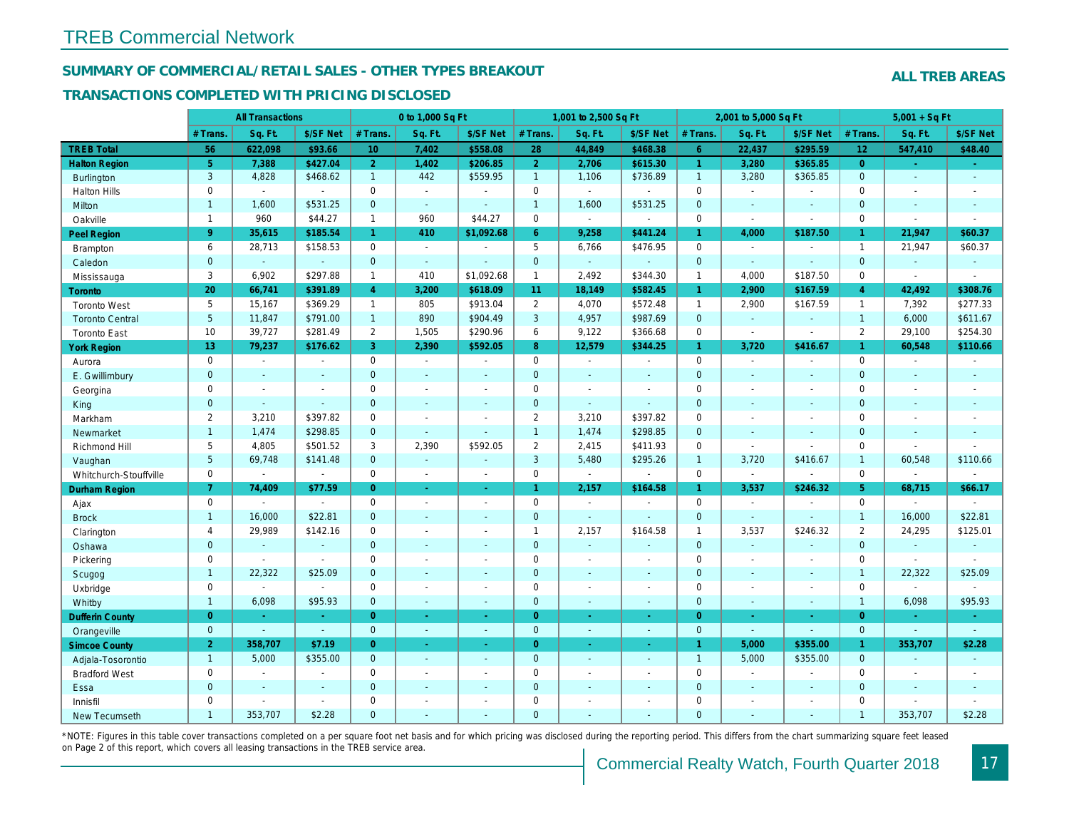# TREB Commercial Network

## SUMMARY OF COMMERCIAL/RETAIL SALES - OTHER TYPES BREAKOUT

**ALL TREB AREAS**

### TRANSACTIONS COMPLETED WITH PRICING DISCLOSED

| | All Transactions | | | 0 to 1,000 Sq Ft | | | 1,001 to 2,500 Sq Ft | | | 2,001 to 5,000 Sq Ft | | | 5,001 + Sq Ft | | |
|---|---|---|---|---|---|---|---|---|---|---|---|---|---|---|---|
| | # Trans. | Sq. Ft. | $/SF Net | # Trans. | Sq. Ft. | $/SF Net | # Trans. | Sq. Ft. | $/SF Net | # Trans. | Sq. Ft. | $/SF Net | # Trans. | Sq. Ft. | $/SF Net |
| **TREB Total** | **56** | **622,098** | **$93.66** | **10** | **7,402** | **$558.08** | **28** | **44,849** | **$468.38** | **6** | **22,437** | **$295.59** | **12** | **547,410** | **$48.40** |
| **Halton Region** | **5** | **7,388** | **$427.04** | **2** | **1,402** | **$206.85** | **2** | **2,706** | **$615.30** | **1** | **3,280** | **$365.85** | **0** | **-** | **-** |
| Burlington | 3 | 4,828 | $468.62 | 1 | 442 | $559.95 | 1 | 1,106 | $736.89 | 1 | 3,280 | $365.85 | 0 | - | - |
| Halton Hills | 0 | - | - | 0 | - | - | 0 | - | - | 0 | - | - | 0 | - | - |
| Milton | 1 | 1,600 | $531.25 | 0 | - | - | 1 | 1,600 | $531.25 | 0 | - | - | 0 | - | - |
| Oakville | 1 | 960 | $44.27 | 1 | 960 | $44.27 | 0 | - | - | 0 | - | - | 0 | - | - |
| **Peel Region** | **9** | **35,615** | **$185.54** | **1** | **410** | **$1,092.68** | **6** | **9,258** | **$441.24** | **1** | **4,000** | **$187.50** | **1** | **21,947** | **$60.37** |
| Brampton | 6 | 28,713 | $158.53 | 0 | - | - | 5 | 6,766 | $476.95 | 0 | - | - | 1 | 21,947 | $60.37 |
| Caledon | 0 | - | - | 0 | - | - | 0 | - | - | 0 | - | - | 0 | - | - |
| Mississauga | 3 | 6,902 | $297.88 | 1 | 410 | $1,092.68 | 1 | 2,492 | $344.30 | 1 | 4,000 | $187.50 | 0 | - | - |
| **Toronto** | **20** | **66,741** | **$391.89** | **4** | **3,200** | **$618.09** | **11** | **18,149** | **$582.45** | **1** | **2,900** | **$167.59** | **4** | **42,492** | **$308.76** |
| Toronto West | 5 | 15,167 | $369.29 | 1 | 805 | $913.04 | 2 | 4,070 | $572.48 | 1 | 2,900 | $167.59 | 1 | 7,392 | $277.33 |
| Toronto Central | 5 | 11,847 | $791.00 | 1 | 890 | $904.49 | 3 | 4,957 | $987.69 | 0 | - | - | 1 | 6,000 | $611.67 |
| Toronto East | 10 | 39,727 | $281.49 | 2 | 1,505 | $290.96 | 6 | 9,122 | $366.68 | 0 | - | - | 2 | 29,100 | $254.30 |
| **York Region** | **13** | **79,237** | **$176.62** | **3** | **2,390** | **$592.05** | **8** | **12,579** | **$344.25** | **1** | **3,720** | **$416.67** | **1** | **60,548** | **$110.66** |
| Aurora | 0 | - | - | 0 | - | - | 0 | - | - | 0 | - | - | 0 | - | - |
| E. Gwillimbury | 0 | - | - | 0 | - | - | 0 | - | - | 0 | - | - | 0 | - | - |
| Georgina | 0 | - | - | 0 | - | - | 0 | - | - | 0 | - | - | 0 | - | - |
| King | 0 | - | - | 0 | - | - | 0 | - | - | 0 | - | - | 0 | - | - |
| Markham | 2 | 3,210 | $397.82 | 0 | - | - | 2 | 3,210 | $397.82 | 0 | - | - | 0 | - | - |
| Newmarket | 1 | 1,474 | $298.85 | 0 | - | - | 1 | 1,474 | $298.85 | 0 | - | - | 0 | - | - |
| Richmond Hill | 5 | 4,805 | $501.52 | 3 | 2,390 | $592.05 | 2 | 2,415 | $411.93 | 0 | - | - | 0 | - | - |
| Vaughan | 5 | 69,748 | $141.48 | 0 | - | - | 3 | 5,480 | $295.26 | 1 | 3,720 | $416.67 | 1 | 60,548 | $110.66 |
| Whitchurch-Stouffville | 0 | - | - | 0 | - | - | 0 | - | - | 0 | - | - | 0 | - | - |
| **Durham Region** | **7** | **74,409** | **$77.59** | **0** | **-** | **-** | **1** | **2,157** | **$164.58** | **1** | **3,537** | **$246.32** | **5** | **68,715** | **$66.17** |
| Ajax | 0 | - | - | 0 | - | - | 0 | - | - | 0 | - | - | 0 | - | - |
| Brock | 1 | 16,000 | $22.81 | 0 | - | - | 0 | - | - | 0 | - | - | 1 | 16,000 | $22.81 |
| Clarington | 4 | 29,989 | $142.16 | 0 | - | - | 1 | 2,157 | $164.58 | 1 | 3,537 | $246.32 | 2 | 24,295 | $125.01 |
| Oshawa | 0 | - | - | 0 | - | - | 0 | - | - | 0 | - | - | 0 | - | - |
| Pickering | 0 | - | - | 0 | - | - | 0 | - | - | 0 | - | - | 0 | - | - |
| Scugog | 1 | 22,322 | $25.09 | 0 | - | - | 0 | - | - | 0 | - | - | 1 | 22,322 | $25.09 |
| Uxbridge | 0 | - | - | 0 | - | - | 0 | - | - | 0 | - | - | 0 | - | - |
| Whitby | 1 | 6,098 | $95.93 | 0 | - | - | 0 | - | - | 0 | - | - | 1 | 6,098 | $95.93 |
| **Dufferin County** | **0** | **-** | **-** | **0** | **-** | **-** | **0** | **-** | **-** | **0** | **-** | **-** | **0** | **-** | **-** |
| Orangeville | 0 | - | - | 0 | - | - | 0 | - | - | 0 | - | - | 0 | - | - |
| **Simcoe County** | **2** | **358,707** | **$7.19** | **0** | **-** | **-** | **0** | **-** | **-** | **1** | **5,000** | **$355.00** | **1** | **353,707** | **$2.28** |
| Adjala-Tosorontio | 1 | 5,000 | $355.00 | 0 | - | - | 0 | - | - | 1 | 5,000 | $355.00 | 0 | - | - |
| Bradford West | 0 | - | - | 0 | - | - | 0 | - | - | 0 | - | - | 0 | - | - |
| Essa | 0 | - | - | 0 | - | - | 0 | - | - | 0 | - | - | 0 | - | - |
| Innisfil | 0 | - | - | 0 | - | - | 0 | - | - | 0 | - | - | 0 | - | - |
| New Tecumseth | 1 | 353,707 | $2.28 | 0 | - | - | 0 | - | - | 0 | - | - | 1 | 353,707 | $2.28 |

*NOTE: Figures in this table cover transactions completed on a per square foot net basis and for which pricing was disclosed during the reporting period. This differs from the chart summarizing square feet leased on Page 2 of this report, which covers all leasing transactions in the TREB service area.

Commercial Realty Watch, Fourth Quarter 2018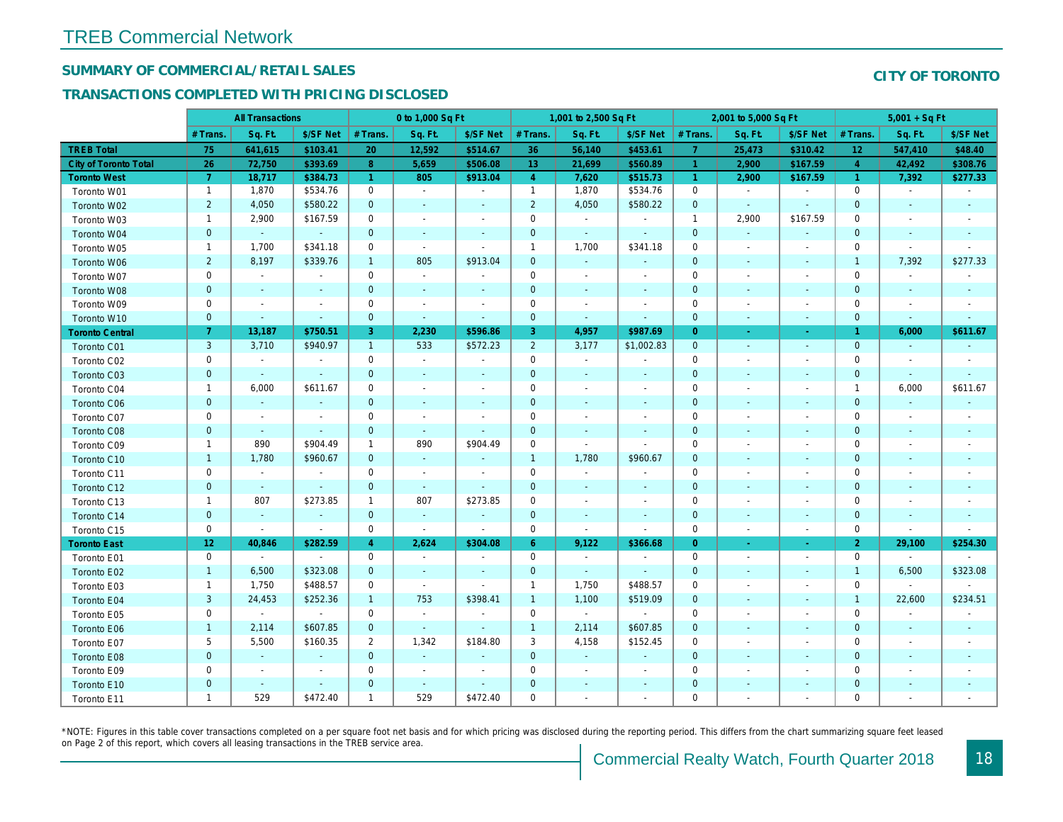# TREB Commercial Network

## SUMMARY OF COMMERCIAL/RETAIL SALES

## TRANSACTIONS COMPLETED WITH PRICING DISCLOSED

**CITY OF TORONTO**

| | All Transactions | | | 0 to 1,000 Sq Ft | | | 1,001 to 2,500 Sq Ft | | | 2,001 to 5,000 Sq Ft | | | 5,001 + Sq Ft | | |
|---|---|---|---|---|---|---|---|---|---|---|---|---|---|---|---|
| | # Trans. | Sq. Ft. | $/SF Net | # Trans. | Sq. Ft. | $/SF Net | # Trans. | Sq. Ft. | $/SF Net | # Trans. | Sq. Ft. | $/SF Net | # Trans. | Sq. Ft. | $/SF Net |
| **TREB Total** | **75** | **641,615** | **$103.41** | **20** | **12,592** | **$514.67** | **36** | **56,140** | **$453.61** | **7** | **25,473** | **$310.42** | **12** | **547,410** | **$48.40** |
| **City of Toronto Total** | **26** | **72,750** | **$393.69** | **8** | **5,659** | **$506.08** | **13** | **21,699** | **$560.89** | **1** | **2,900** | **$167.59** | **4** | **42,492** | **$308.76** |
| **Toronto West** | **7** | **18,717** | **$384.73** | **1** | **805** | **$913.04** | **4** | **7,620** | **$515.73** | **1** | **2,900** | **$167.59** | **1** | **7,392** | **$277.33** |
| Toronto W01 | 1 | 1,870 | $534.76 | 0 | - | - | 1 | 1,870 | $534.76 | 0 | - | - | 0 | - | - |
| Toronto W02 | 2 | 4,050 | $580.22 | 0 | - | - | 2 | 4,050 | $580.22 | 0 | - | - | 0 | - | - |
| Toronto W03 | 1 | 2,900 | $167.59 | 0 | - | - | 0 | - | - | 1 | 2,900 | $167.59 | 0 | - | - |
| Toronto W04 | 0 | - | - | 0 | - | - | 0 | - | - | 0 | - | - | 0 | - | - |
| Toronto W05 | 1 | 1,700 | $341.18 | 0 | - | - | 1 | 1,700 | $341.18 | 0 | - | - | 0 | - | - |
| Toronto W06 | 2 | 8,197 | $339.76 | 1 | 805 | $913.04 | 0 | - | - | 0 | - | - | 1 | 7,392 | $277.33 |
| Toronto W07 | 0 | - | - | 0 | - | - | 0 | - | - | 0 | - | - | 0 | - | - |
| Toronto W08 | 0 | - | - | 0 | - | - | 0 | - | - | 0 | - | - | 0 | - | - |
| Toronto W09 | 0 | - | - | 0 | - | - | 0 | - | - | 0 | - | - | 0 | - | - |
| Toronto W10 | 0 | - | - | 0 | - | - | 0 | - | - | 0 | - | - | 0 | - | - |
| **Toronto Central** | **7** | **13,187** | **$750.51** | **3** | **2,230** | **$596.86** | **3** | **4,957** | **$987.69** | **0** | **-** | **-** | **1** | **6,000** | **$611.67** |
| Toronto C01 | 3 | 3,710 | $940.97 | 1 | 533 | $572.23 | 2 | 3,177 | $1,002.83 | 0 | - | - | 0 | - | - |
| Toronto C02 | 0 | - | - | 0 | - | - | 0 | - | - | 0 | - | - | 0 | - | - |
| Toronto C03 | 0 | - | - | 0 | - | - | 0 | - | - | 0 | - | - | 0 | - | - |
| Toronto C04 | 1 | 6,000 | $611.67 | 0 | - | - | 0 | - | - | 0 | - | - | 1 | 6,000 | $611.67 |
| Toronto C06 | 0 | - | - | 0 | - | - | 0 | - | - | 0 | - | - | 0 | - | - |
| Toronto C07 | 0 | - | - | 0 | - | - | 0 | - | - | 0 | - | - | 0 | - | - |
| Toronto C08 | 0 | - | - | 0 | - | - | 0 | - | - | 0 | - | - | 0 | - | - |
| Toronto C09 | 1 | 890 | $904.49 | 1 | 890 | $904.49 | 0 | - | - | 0 | - | - | 0 | - | - |
| Toronto C10 | 1 | 1,780 | $960.67 | 0 | - | - | 1 | 1,780 | $960.67 | 0 | - | - | 0 | - | - |
| Toronto C11 | 0 | - | - | 0 | - | - | 0 | - | - | 0 | - | - | 0 | - | - |
| Toronto C12 | 0 | - | - | 0 | - | - | 0 | - | - | 0 | - | - | 0 | - | - |
| Toronto C13 | 1 | 807 | $273.85 | 1 | 807 | $273.85 | 0 | - | - | 0 | - | - | 0 | - | - |
| Toronto C14 | 0 | - | - | 0 | - | - | 0 | - | - | 0 | - | - | 0 | - | - |
| Toronto C15 | 0 | - | - | 0 | - | - | 0 | - | - | 0 | - | - | 0 | - | - |
| **Toronto East** | **12** | **40,846** | **$282.59** | **4** | **2,624** | **$304.08** | **6** | **9,122** | **$366.68** | **0** | **-** | **-** | **2** | **29,100** | **$254.30** |
| Toronto E01 | 0 | - | - | 0 | - | - | 0 | - | - | 0 | - | - | 0 | - | - |
| Toronto E02 | 1 | 6,500 | $323.08 | 0 | - | - | 0 | - | - | 0 | - | - | 1 | 6,500 | $323.08 |
| Toronto E03 | 1 | 1,750 | $488.57 | 0 | - | - | 1 | 1,750 | $488.57 | 0 | - | - | 0 | - | - |
| Toronto E04 | 3 | 24,453 | $252.36 | 1 | 753 | $398.41 | 1 | 1,100 | $519.09 | 0 | - | - | 1 | 22,600 | $234.51 |
| Toronto E05 | 0 | - | - | 0 | - | - | 0 | - | - | 0 | - | - | 0 | - | - |
| Toronto E06 | 1 | 2,114 | $607.85 | 0 | - | - | 1 | 2,114 | $607.85 | 0 | - | - | 0 | - | - |
| Toronto E07 | 5 | 5,500 | $160.35 | 2 | 1,342 | $184.80 | 3 | 4,158 | $152.45 | 0 | - | - | 0 | - | - |
| Toronto E08 | 0 | - | - | 0 | - | - | 0 | - | - | 0 | - | - | 0 | - | - |
| Toronto E09 | 0 | - | - | 0 | - | - | 0 | - | - | 0 | - | - | 0 | - | - |
| Toronto E10 | 0 | - | - | 0 | - | - | 0 | - | - | 0 | - | - | 0 | - | - |
| Toronto E11 | 1 | 529 | $472.40 | 1 | 529 | $472.40 | 0 | - | - | 0 | - | - | 0 | - | - |

*NOTE: Figures in this table cover transactions completed on a per square foot net basis and for which pricing was disclosed during the reporting period. This differs from the chart summarizing square feet leased on Page 2 of this report, which covers all leasing transactions in the TREB service area.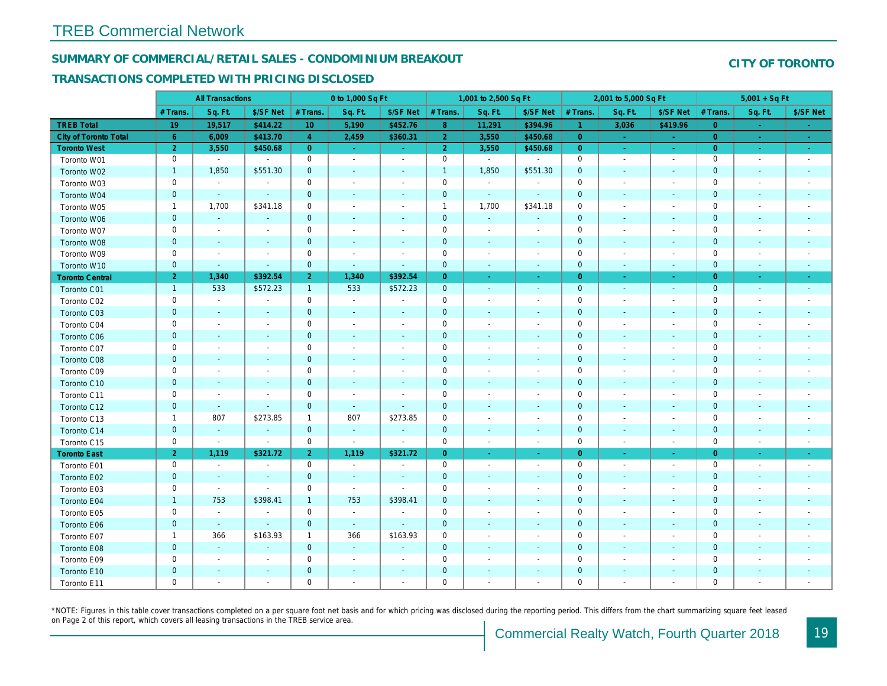# TREB Commercial Network

## SUMMARY OF COMMERCIAL/RETAIL SALES - CONDOMINIUM BREAKOUT

**CITY OF TORONTO**

### TRANSACTIONS COMPLETED WITH PRICING DISCLOSED

| | All Transactions | | | 0 to 1,000 Sq Ft | | | 1,001 to 2,500 Sq Ft | | | 2,001 to 5,000 Sq Ft | | | 5,001 + Sq Ft | | |
|---|---|---|---|---|---|---|---|---|---|---|---|---|---|---|---|
| | # Trans. | Sq. Ft. | $/SF Net | # Trans. | Sq. Ft. | $/SF Net | # Trans. | Sq. Ft. | $/SF Net | # Trans. | Sq. Ft. | $/SF Net | # Trans. | Sq. Ft. | $/SF Net |
| **TREB Total** | **19** | **19,517** | **$414.22** | **10** | **5,190** | **$452.76** | **8** | **11,291** | **$394.96** | **1** | **3,036** | **$419.96** | **0** | **-** | **-** |
| **City of Toronto Total** | **6** | **6,009** | **$413.70** | **4** | **2,459** | **$360.31** | **2** | **3,550** | **$450.68** | **0** | **-** | **-** | **0** | **-** | **-** |
| **Toronto West** | **2** | **3,550** | **$450.68** | **0** | **-** | **-** | **2** | **3,550** | **$450.68** | **0** | **-** | **-** | **0** | **-** | **-** |
| Toronto W01 | 0 | - | - | 0 | - | - | 0 | - | - | 0 | - | - | 0 | - | - |
| Toronto W02 | 1 | 1,850 | $551.30 | 0 | - | - | 1 | 1,850 | $551.30 | 0 | - | - | 0 | - | - |
| Toronto W03 | 0 | - | - | 0 | - | - | 0 | - | - | 0 | - | - | 0 | - | - |
| Toronto W04 | 0 | - | - | 0 | - | - | 0 | - | - | 0 | - | - | 0 | - | - |
| Toronto W05 | 1 | 1,700 | $341.18 | 0 | - | - | 1 | 1,700 | $341.18 | 0 | - | - | 0 | - | - |
| Toronto W06 | 0 | - | - | 0 | - | - | 0 | - | - | 0 | - | - | 0 | - | - |
| Toronto W07 | 0 | - | - | 0 | - | - | 0 | - | - | 0 | - | - | 0 | - | - |
| Toronto W08 | 0 | - | - | 0 | - | - | 0 | - | - | 0 | - | - | 0 | - | - |
| Toronto W09 | 0 | - | - | 0 | - | - | 0 | - | - | 0 | - | - | 0 | - | - |
| Toronto W10 | 0 | - | - | 0 | - | - | 0 | - | - | 0 | - | - | 0 | - | - |
| **Toronto Central** | **2** | **1,340** | **$392.54** | **2** | **1,340** | **$392.54** | **0** | **-** | **-** | **0** | **-** | **-** | **0** | **-** | **-** |
| Toronto C01 | 1 | 533 | $572.23 | 1 | 533 | $572.23 | 0 | - | - | 0 | - | - | 0 | - | - |
| Toronto C02 | 0 | - | - | 0 | - | - | 0 | - | - | 0 | - | - | 0 | - | - |
| Toronto C03 | 0 | - | - | 0 | - | - | 0 | - | - | 0 | - | - | 0 | - | - |
| Toronto C04 | 0 | - | - | 0 | - | - | 0 | - | - | 0 | - | - | 0 | - | - |
| Toronto C06 | 0 | - | - | 0 | - | - | 0 | - | - | 0 | - | - | 0 | - | - |
| Toronto C07 | 0 | - | - | 0 | - | - | 0 | - | - | 0 | - | - | 0 | - | - |
| Toronto C08 | 0 | - | - | 0 | - | - | 0 | - | - | 0 | - | - | 0 | - | - |
| Toronto C09 | 0 | - | - | 0 | - | - | 0 | - | - | 0 | - | - | 0 | - | - |
| Toronto C10 | 0 | - | - | 0 | - | - | 0 | - | - | 0 | - | - | 0 | - | - |
| Toronto C11 | 0 | - | - | 0 | - | - | 0 | - | - | 0 | - | - | 0 | - | - |
| Toronto C12 | 0 | - | - | 0 | - | - | 0 | - | - | 0 | - | - | 0 | - | - |
| Toronto C13 | 1 | 807 | $273.85 | 1 | 807 | $273.85 | 0 | - | - | 0 | - | - | 0 | - | - |
| Toronto C14 | 0 | - | - | 0 | - | - | 0 | - | - | 0 | - | - | 0 | - | - |
| Toronto C15 | 0 | - | - | 0 | - | - | 0 | - | - | 0 | - | - | 0 | - | - |
| **Toronto East** | **2** | **1,119** | **$321.72** | **2** | **1,119** | **$321.72** | **0** | **-** | **-** | **0** | **-** | **-** | **0** | **-** | **-** |
| Toronto E01 | 0 | - | - | 0 | - | - | 0 | - | - | 0 | - | - | 0 | - | - |
| Toronto E02 | 0 | - | - | 0 | - | - | 0 | - | - | 0 | - | - | 0 | - | - |
| Toronto E03 | 0 | - | - | 0 | - | - | 0 | - | - | 0 | - | - | 0 | - | - |
| Toronto E04 | 1 | 753 | $398.41 | 1 | 753 | $398.41 | 0 | - | - | 0 | - | - | 0 | - | - |
| Toronto E05 | 0 | - | - | 0 | - | - | 0 | - | - | 0 | - | - | 0 | - | - |
| Toronto E06 | 0 | - | - | 0 | - | - | 0 | - | - | 0 | - | - | 0 | - | - |
| Toronto E07 | 1 | 366 | $163.93 | 1 | 366 | $163.93 | 0 | - | - | 0 | - | - | 0 | - | - |
| Toronto E08 | 0 | - | - | 0 | - | - | 0 | - | - | 0 | - | - | 0 | - | - |
| Toronto E09 | 0 | - | - | 0 | - | - | 0 | - | - | 0 | - | - | 0 | - | - |
| Toronto E10 | 0 | - | - | 0 | - | - | 0 | - | - | 0 | - | - | 0 | - | - |
| Toronto E11 | 0 | - | - | 0 | - | - | 0 | - | - | 0 | - | - | 0 | - | - |

*NOTE: Figures in this table cover transactions completed on a per square foot net basis and for which pricing was disclosed during the reporting period. This differs from the chart summarizing square feet leased on Page 2 of this report, which covers all leasing transactions in the TREB service area.

Commercial Realty Watch, Fourth Quarter 2018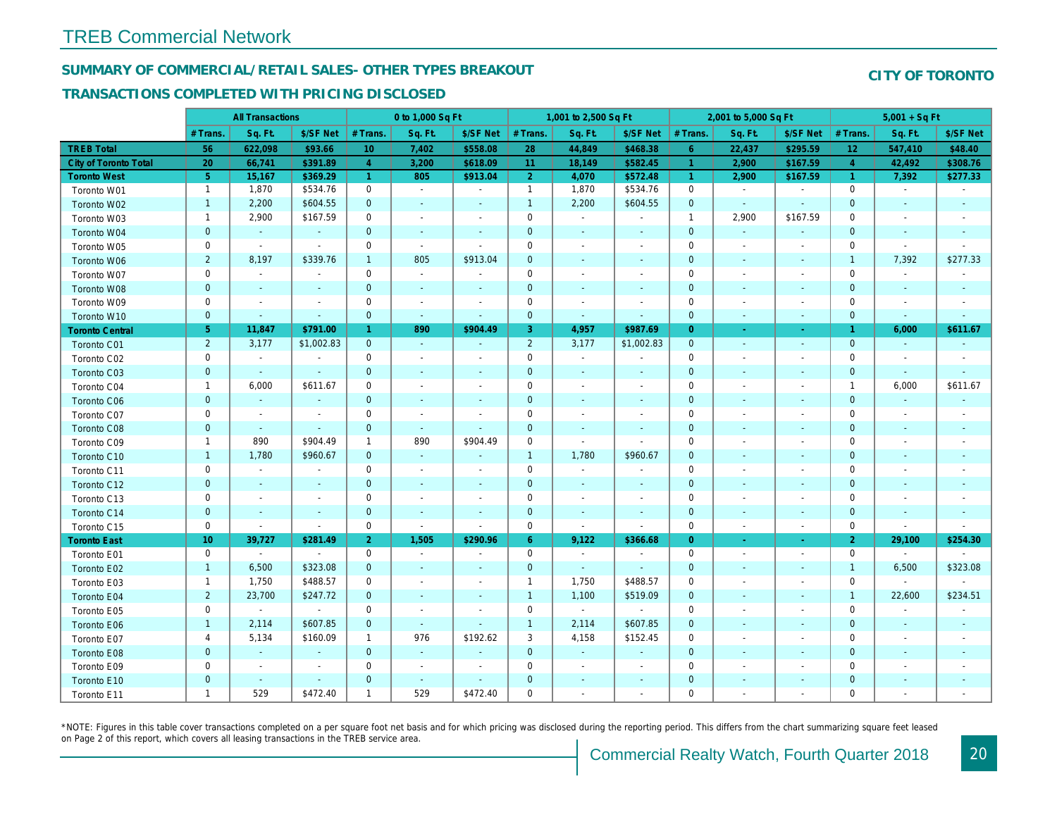# TREB Commercial Network

## SUMMARY OF COMMERCIAL/RETAIL SALES- OTHER TYPES BREAKOUT

## TRANSACTIONS COMPLETED WITH PRICING DISCLOSED

**CITY OF TORONTO**

| | All Transactions | | | 0 to 1,000 Sq Ft | | | 1,001 to 2,500 Sq Ft | | | 2,001 to 5,000 Sq Ft | | | 5,001 + Sq Ft | | |
|---|---|---|---|---|---|---|---|---|---|---|---|---|---|---|---|
| | # Trans. | Sq. Ft. | $/SF Net | # Trans. | Sq. Ft. | $/SF Net | # Trans. | Sq. Ft. | $/SF Net | # Trans. | Sq. Ft. | $/SF Net | # Trans. | Sq. Ft. | $/SF Net |
| **TREB Total** | **56** | **622,098** | **$93.66** | **10** | **7,402** | **$558.08** | **28** | **44,849** | **$468.38** | **6** | **22,437** | **$295.59** | **12** | **547,410** | **$48.40** |
| **City of Toronto Total** | **20** | **66,741** | **$391.89** | **4** | **3,200** | **$618.09** | **11** | **18,149** | **$582.45** | **1** | **2,900** | **$167.59** | **4** | **42,492** | **$308.76** |
| **Toronto West** | **5** | **15,167** | **$369.29** | **1** | **805** | **$913.04** | **2** | **4,070** | **$572.48** | **1** | **2,900** | **$167.59** | **1** | **7,392** | **$277.33** |
| Toronto W01 | 1 | 1,870 | $534.76 | 0 | - | - | 1 | 1,870 | $534.76 | 0 | - | - | 0 | - | - |
| Toronto W02 | 1 | 2,200 | $604.55 | 0 | - | - | 1 | 2,200 | $604.55 | 0 | - | - | 0 | - | - |
| Toronto W03 | 1 | 2,900 | $167.59 | 0 | - | - | 0 | - | - | 1 | 2,900 | $167.59 | 0 | - | - |
| Toronto W04 | 0 | - | - | 0 | - | - | 0 | - | - | 0 | - | - | 0 | - | - |
| Toronto W05 | 0 | - | - | 0 | - | - | 0 | - | - | 0 | - | - | 0 | - | - |
| Toronto W06 | 2 | 8,197 | $339.76 | 1 | 805 | $913.04 | 0 | - | - | 0 | - | - | 1 | 7,392 | $277.33 |
| Toronto W07 | 0 | - | - | 0 | - | - | 0 | - | - | 0 | - | - | 0 | - | - |
| Toronto W08 | 0 | - | - | 0 | - | - | 0 | - | - | 0 | - | - | 0 | - | - |
| Toronto W09 | 0 | - | - | 0 | - | - | 0 | - | - | 0 | - | - | 0 | - | - |
| Toronto W10 | 0 | - | - | 0 | - | - | 0 | - | - | 0 | - | - | 0 | - | - |
| **Toronto Central** | **5** | **11,847** | **$791.00** | **1** | **890** | **$904.49** | **3** | **4,957** | **$987.69** | **0** | **-** | **-** | **1** | **6,000** | **$611.67** |
| Toronto C01 | 2 | 3,177 | $1,002.83 | 0 | - | - | 2 | 3,177 | $1,002.83 | 0 | - | - | 0 | - | - |
| Toronto C02 | 0 | - | - | 0 | - | - | 0 | - | - | 0 | - | - | 0 | - | - |
| Toronto C03 | 0 | - | - | 0 | - | - | 0 | - | - | 0 | - | - | 0 | - | - |
| Toronto C04 | 1 | 6,000 | $611.67 | 0 | - | - | 0 | - | - | 0 | - | - | 1 | 6,000 | $611.67 |
| Toronto C06 | 0 | - | - | 0 | - | - | 0 | - | - | 0 | - | - | 0 | - | - |
| Toronto C07 | 0 | - | - | 0 | - | - | 0 | - | - | 0 | - | - | 0 | - | - |
| Toronto C08 | 0 | - | - | 0 | - | - | 0 | - | - | 0 | - | - | 0 | - | - |
| Toronto C09 | 1 | 890 | $904.49 | 1 | 890 | $904.49 | 0 | - | - | 0 | - | - | 0 | - | - |
| Toronto C10 | 1 | 1,780 | $960.67 | 0 | - | - | 1 | 1,780 | $960.67 | 0 | - | - | 0 | - | - |
| Toronto C11 | 0 | - | - | 0 | - | - | 0 | - | - | 0 | - | - | 0 | - | - |
| Toronto C12 | 0 | - | - | 0 | - | - | 0 | - | - | 0 | - | - | 0 | - | - |
| Toronto C13 | 0 | - | - | 0 | - | - | 0 | - | - | 0 | - | - | 0 | - | - |
| Toronto C14 | 0 | - | - | 0 | - | - | 0 | - | - | 0 | - | - | 0 | - | - |
| Toronto C15 | 0 | - | - | 0 | - | - | 0 | - | - | 0 | - | - | 0 | - | - |
| **Toronto East** | **10** | **39,727** | **$281.49** | **2** | **1,505** | **$290.96** | **6** | **9,122** | **$366.68** | **0** | **-** | **-** | **2** | **29,100** | **$254.30** |
| Toronto E01 | 0 | - | - | 0 | - | - | 0 | - | - | 0 | - | - | 0 | - | - |
| Toronto E02 | 1 | 6,500 | $323.08 | 0 | - | - | 0 | - | - | 0 | - | - | 1 | 6,500 | $323.08 |
| Toronto E03 | 1 | 1,750 | $488.57 | 0 | - | - | 1 | 1,750 | $488.57 | 0 | - | - | 0 | - | - |
| Toronto E04 | 2 | 23,700 | $247.72 | 0 | - | - | 1 | 1,100 | $519.09 | 0 | - | - | 1 | 22,600 | $234.51 |
| Toronto E05 | 0 | - | - | 0 | - | - | 0 | - | - | 0 | - | - | 0 | - | - |
| Toronto E06 | 1 | 2,114 | $607.85 | 0 | - | - | 1 | 2,114 | $607.85 | 0 | - | - | 0 | - | - |
| Toronto E07 | 4 | 5,134 | $160.09 | 1 | 976 | $192.62 | 3 | 4,158 | $152.45 | 0 | - | - | 0 | - | - |
| Toronto E08 | 0 | - | - | 0 | - | - | 0 | - | - | 0 | - | - | 0 | - | - |
| Toronto E09 | 0 | - | - | 0 | - | - | 0 | - | - | 0 | - | - | 0 | - | - |
| Toronto E10 | 0 | - | - | 0 | - | - | 0 | - | - | 0 | - | - | 0 | - | - |
| Toronto E11 | 1 | 529 | $472.40 | 1 | 529 | $472.40 | 0 | - | - | 0 | - | - | 0 | - | - |

*NOTE: Figures in this table cover transactions completed on a per square foot net basis and for which pricing was disclosed during the reporting period. This differs from the chart summarizing square feet leased on Page 2 of this report, which covers all leasing transactions in the TREB service area.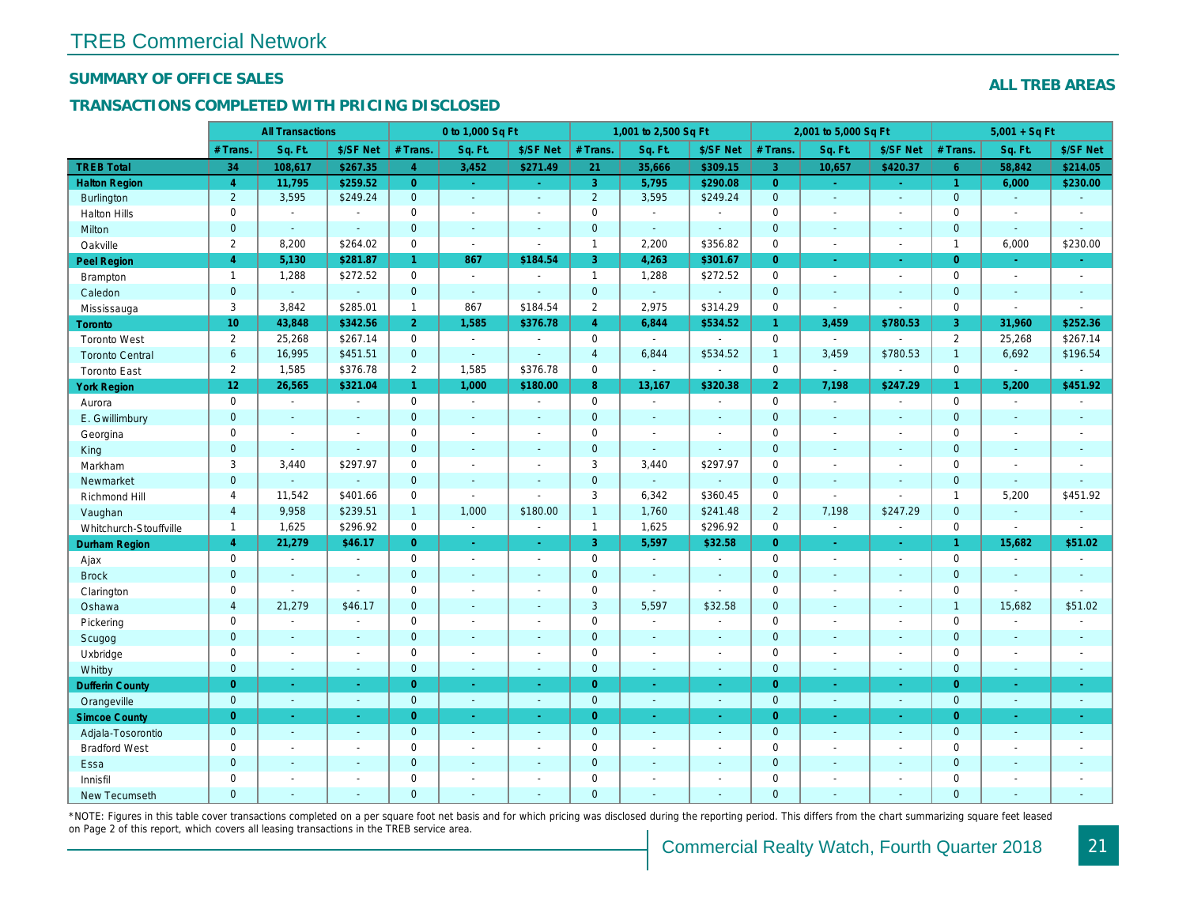# TREB Commercial Network

## SUMMARY OF OFFICE SALES

### TRANSACTIONS COMPLETED WITH PRICING DISCLOSED

**ALL TREB AREAS**

| | All Transactions | | | 0 to 1,000 Sq Ft | | | 1,001 to 2,500 Sq Ft | | | 2,001 to 5,000 Sq Ft | | | 5,001 + Sq Ft | | |
|---|---|---|---|---|---|---|---|---|---|---|---|---|---|---|---|
| | # Trans. | Sq. Ft. | $/SF Net | # Trans. | Sq. Ft. | $/SF Net | # Trans. | Sq. Ft. | $/SF Net | # Trans. | Sq. Ft. | $/SF Net | # Trans. | Sq. Ft. | $/SF Net |
| **TREB Total** | **34** | **108,617** | **$267.35** | **4** | **3,452** | **$271.49** | **21** | **35,666** | **$309.15** | **3** | **10,657** | **$420.37** | **6** | **58,842** | **$214.05** |
| **Halton Region** | **4** | **11,795** | **$259.52** | **0** | **-** | **-** | **3** | **5,795** | **$290.08** | **0** | **-** | **-** | **1** | **6,000** | **$230.00** |
| Burlington | 2 | 3,595 | $249.24 | 0 | - | - | 2 | 3,595 | $249.24 | 0 | - | - | 0 | - | - |
| Halton Hills | 0 | - | - | 0 | - | - | 0 | - | - | 0 | - | - | 0 | - | - |
| Milton | 0 | - | - | 0 | - | - | 0 | - | - | 0 | - | - | 0 | - | - |
| Oakville | 2 | 8,200 | $264.02 | 0 | - | - | 1 | 2,200 | $356.82 | 0 | - | - | 1 | 6,000 | $230.00 |
| **Peel Region** | **4** | **5,130** | **$281.87** | **1** | **867** | **$184.54** | **3** | **4,263** | **$301.67** | **0** | **-** | **-** | **0** | **-** | **-** |
| Brampton | 1 | 1,288 | $272.52 | 0 | - | - | 1 | 1,288 | $272.52 | 0 | - | - | 0 | - | - |
| Caledon | 0 | - | - | 0 | - | - | 0 | - | - | 0 | - | - | 0 | - | - |
| Mississauga | 3 | 3,842 | $285.01 | 1 | 867 | $184.54 | 2 | 2,975 | $314.29 | 0 | - | - | 0 | - | - |
| **Toronto** | **10** | **43,848** | **$342.56** | **2** | **1,585** | **$376.78** | **4** | **6,844** | **$534.52** | **1** | **3,459** | **$780.53** | **3** | **31,960** | **$252.36** |
| Toronto West | 2 | 25,268 | $267.14 | 0 | - | - | 0 | - | - | 0 | - | - | 2 | 25,268 | $267.14 |
| Toronto Central | 6 | 16,995 | $451.51 | 0 | - | - | 4 | 6,844 | $534.52 | 1 | 3,459 | $780.53 | 1 | 6,692 | $196.54 |
| Toronto East | 2 | 1,585 | $376.78 | 2 | 1,585 | $376.78 | 0 | - | - | 0 | - | - | 0 | - | - |
| **York Region** | **12** | **26,565** | **$321.04** | **1** | **1,000** | **$180.00** | **8** | **13,167** | **$320.38** | **2** | **7,198** | **$247.29** | **1** | **5,200** | **$451.92** |
| Aurora | 0 | - | - | 0 | - | - | 0 | - | - | 0 | - | - | 0 | - | - |
| E. Gwillimbury | 0 | - | - | 0 | - | - | 0 | - | - | 0 | - | - | 0 | - | - |
| Georgina | 0 | - | - | 0 | - | - | 0 | - | - | 0 | - | - | 0 | - | - |
| King | 0 | - | - | 0 | - | - | 0 | - | - | 0 | - | - | 0 | - | - |
| Markham | 3 | 3,440 | $297.97 | 0 | - | - | 3 | 3,440 | $297.97 | 0 | - | - | 0 | - | - |
| Newmarket | 0 | - | - | 0 | - | - | 0 | - | - | 0 | - | - | 0 | - | - |
| Richmond Hill | 4 | 11,542 | $401.66 | 0 | - | - | 3 | 6,342 | $360.45 | 0 | - | - | 1 | 5,200 | $451.92 |
| Vaughan | 4 | 9,958 | $239.51 | 1 | 1,000 | $180.00 | 1 | 1,760 | $241.48 | 2 | 7,198 | $247.29 | 0 | - | - |
| Whitchurch-Stouffville | 1 | 1,625 | $296.92 | 0 | - | - | 1 | 1,625 | $296.92 | 0 | - | - | 0 | - | - |
| **Durham Region** | **4** | **21,279** | **$46.17** | **0** | **-** | **-** | **3** | **5,597** | **$32.58** | **0** | **-** | **-** | **1** | **15,682** | **$51.02** |
| Ajax | 0 | - | - | 0 | - | - | 0 | - | - | 0 | - | - | 0 | - | - |
| Brock | 0 | - | - | 0 | - | - | 0 | - | - | 0 | - | - | 0 | - | - |
| Clarington | 0 | - | - | 0 | - | - | 0 | - | - | 0 | - | - | 0 | - | - |
| Oshawa | 4 | 21,279 | $46.17 | 0 | - | - | 3 | 5,597 | $32.58 | 0 | - | - | 1 | 15,682 | $51.02 |
| Pickering | 0 | - | - | 0 | - | - | 0 | - | - | 0 | - | - | 0 | - | - |
| Scugog | 0 | - | - | 0 | - | - | 0 | - | - | 0 | - | - | 0 | - | - |
| Uxbridge | 0 | - | - | 0 | - | - | 0 | - | - | 0 | - | - | 0 | - | - |
| Whitby | 0 | - | - | 0 | - | - | 0 | - | - | 0 | - | - | 0 | - | - |
| **Dufferin County** | **0** | **-** | **-** | **0** | **-** | **-** | **0** | **-** | **-** | **0** | **-** | **-** | **0** | **-** | **-** |
| Orangeville | 0 | - | - | 0 | - | - | 0 | - | - | 0 | - | - | 0 | - | - |
| **Simcoe County** | **0** | **-** | **-** | **0** | **-** | **-** | **0** | **-** | **-** | **0** | **-** | **-** | **0** | **-** | **-** |
| Adjala-Tosorontio | 0 | - | - | 0 | - | - | 0 | - | - | 0 | - | - | 0 | - | - |
| Bradford West | 0 | - | - | 0 | - | - | 0 | - | - | 0 | - | - | 0 | - | - |
| Essa | 0 | - | - | 0 | - | - | 0 | - | - | 0 | - | - | 0 | - | - |
| Innisfil | 0 | - | - | 0 | - | - | 0 | - | - | 0 | - | - | 0 | - | - |
| New Tecumseth | 0 | - | - | 0 | - | - | 0 | - | - | 0 | - | - | 0 | - | - |

*NOTE: Figures in this table cover transactions completed on a per square foot net basis and for which pricing was disclosed during the reporting period. This differs from the chart summarizing square feet leased on Page 2 of this report, which covers all leasing transactions in the TREB service area.

Commercial Realty Watch, Fourth Quarter 2018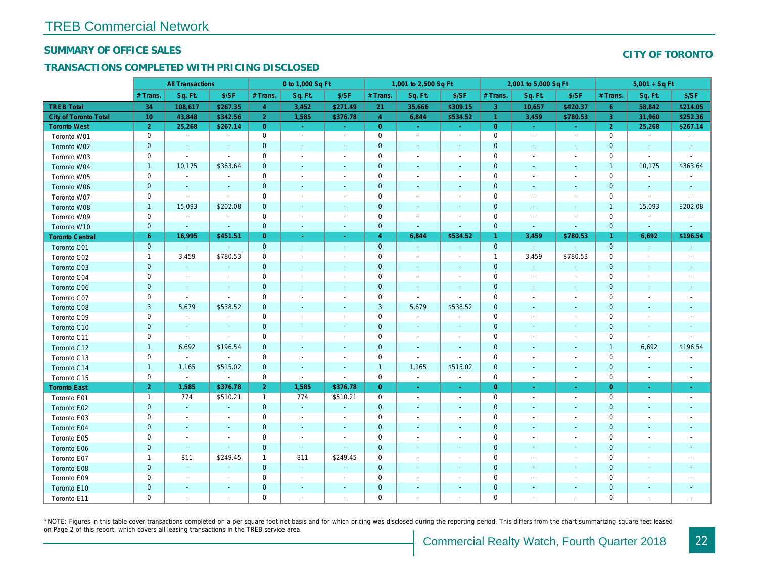# TREB Commercial Network

## SUMMARY OF OFFICE SALES

## TRANSACTIONS COMPLETED WITH PRICING DISCLOSED

**CITY OF TORONTO**

| | All Transactions | | | 0 to 1,000 Sq Ft | | | 1,001 to 2,500 Sq Ft | | | 2,001 to 5,000 Sq Ft | | | 5,001 + Sq Ft | | |
|---|---|---|---|---|---|---|---|---|---|---|---|---|---|---|---|
| | # Trans. | Sq. Ft. | $/SF | # Trans. | Sq. Ft. | $/SF | # Trans. | Sq. Ft. | $/SF | # Trans. | Sq. Ft. | $/SF | # Trans. | Sq. Ft. | $/SF |
| **TREB Total** | **34** | **108,617** | **$267.35** | **4** | **3,452** | **$271.49** | **21** | **35,666** | **$309.15** | **3** | **10,657** | **$420.37** | **6** | **58,842** | **$214.05** |
| **City of Toronto Total** | **10** | **43,848** | **$342.56** | **2** | **1,585** | **$376.78** | **4** | **6,844** | **$534.52** | **1** | **3,459** | **$780.53** | **3** | **31,960** | **$252.36** |
| **Toronto West** | **2** | **25,268** | **$267.14** | **0** | **-** | **-** | **0** | **-** | **-** | **0** | **-** | **-** | **2** | **25,268** | **$267.14** |
| Toronto W01 | 0 | - | - | 0 | - | - | 0 | - | - | 0 | - | - | 0 | - | - |
| Toronto W02 | 0 | - | - | 0 | - | - | 0 | - | - | 0 | - | - | 0 | - | - |
| Toronto W03 | 0 | - | - | 0 | - | - | 0 | - | - | 0 | - | - | 0 | - | - |
| Toronto W04 | 1 | 10,175 | $363.64 | 0 | - | - | 0 | - | - | 0 | - | - | 1 | 10,175 | $363.64 |
| Toronto W05 | 0 | - | - | 0 | - | - | 0 | - | - | 0 | - | - | 0 | - | - |
| Toronto W06 | 0 | - | - | 0 | - | - | 0 | - | - | 0 | - | - | 0 | - | - |
| Toronto W07 | 0 | - | - | 0 | - | - | 0 | - | - | 0 | - | - | 0 | - | - |
| Toronto W08 | 1 | 15,093 | $202.08 | 0 | - | - | 0 | - | - | 0 | - | - | 1 | 15,093 | $202.08 |
| Toronto W09 | 0 | - | - | 0 | - | - | 0 | - | - | 0 | - | - | 0 | - | - |
| Toronto W10 | 0 | - | - | 0 | - | - | 0 | - | - | 0 | - | - | 0 | - | - |
| **Toronto Central** | **6** | **16,995** | **$451.51** | **0** | **-** | **-** | **4** | **6,844** | **$534.52** | **1** | **3,459** | **$780.53** | **1** | **6,692** | **$196.54** |
| Toronto C01 | 0 | - | - | 0 | - | - | 0 | - | - | 0 | - | - | 0 | - | - |
| Toronto C02 | 1 | 3,459 | $780.53 | 0 | - | - | 0 | - | - | 1 | 3,459 | $780.53 | 0 | - | - |
| Toronto C03 | 0 | - | - | 0 | - | - | 0 | - | - | 0 | - | - | 0 | - | - |
| Toronto C04 | 0 | - | - | 0 | - | - | 0 | - | - | 0 | - | - | 0 | - | - |
| Toronto C06 | 0 | - | - | 0 | - | - | 0 | - | - | 0 | - | - | 0 | - | - |
| Toronto C07 | 0 | - | - | 0 | - | - | 0 | - | - | 0 | - | - | 0 | - | - |
| Toronto C08 | 3 | 5,679 | $538.52 | 0 | - | - | 3 | 5,679 | $538.52 | 0 | - | - | 0 | - | - |
| Toronto C09 | 0 | - | - | 0 | - | - | 0 | - | - | 0 | - | - | 0 | - | - |
| Toronto C10 | 0 | - | - | 0 | - | - | 0 | - | - | 0 | - | - | 0 | - | - |
| Toronto C11 | 0 | - | - | 0 | - | - | 0 | - | - | 0 | - | - | 0 | - | - |
| Toronto C12 | 1 | 6,692 | $196.54 | 0 | - | - | 0 | - | - | 0 | - | - | 1 | 6,692 | $196.54 |
| Toronto C13 | 0 | - | - | 0 | - | - | 0 | - | - | 0 | - | - | 0 | - | - |
| Toronto C14 | 1 | 1,165 | $515.02 | 0 | - | - | 1 | 1,165 | $515.02 | 0 | - | - | 0 | - | - |
| Toronto C15 | 0 | - | - | 0 | - | - | 0 | - | - | 0 | - | - | 0 | - | - |
| **Toronto East** | **2** | **1,585** | **$376.78** | **2** | **1,585** | **$376.78** | **0** | **-** | **-** | **0** | **-** | **-** | **0** | **-** | **-** |
| Toronto E01 | 1 | 774 | $510.21 | 1 | 774 | $510.21 | 0 | - | - | 0 | - | - | 0 | - | - |
| Toronto E02 | 0 | - | - | 0 | - | - | 0 | - | - | 0 | - | - | 0 | - | - |
| Toronto E03 | 0 | - | - | 0 | - | - | 0 | - | - | 0 | - | - | 0 | - | - |
| Toronto E04 | 0 | - | - | 0 | - | - | 0 | - | - | 0 | - | - | 0 | - | - |
| Toronto E05 | 0 | - | - | 0 | - | - | 0 | - | - | 0 | - | - | 0 | - | - |
| Toronto E06 | 0 | - | - | 0 | - | - | 0 | - | - | 0 | - | - | 0 | - | - |
| Toronto E07 | 1 | 811 | $249.45 | 1 | 811 | $249.45 | 0 | - | - | 0 | - | - | 0 | - | - |
| Toronto E08 | 0 | - | - | 0 | - | - | 0 | - | - | 0 | - | - | 0 | - | - |
| Toronto E09 | 0 | - | - | 0 | - | - | 0 | - | - | 0 | - | - | 0 | - | - |
| Toronto E10 | 0 | - | - | 0 | - | - | 0 | - | - | 0 | - | - | 0 | - | - |
| Toronto E11 | 0 | - | - | 0 | - | - | 0 | - | - | 0 | - | - | 0 | - | - |

*NOTE: Figures in this table cover transactions completed on a per square foot net basis and for which pricing was disclosed during the reporting period. This differs from the chart summarizing square feet leased on Page 2 of this report, which covers all leasing transactions in the TREB service area.

Commercial Realty Watch, Fourth Quarter 2018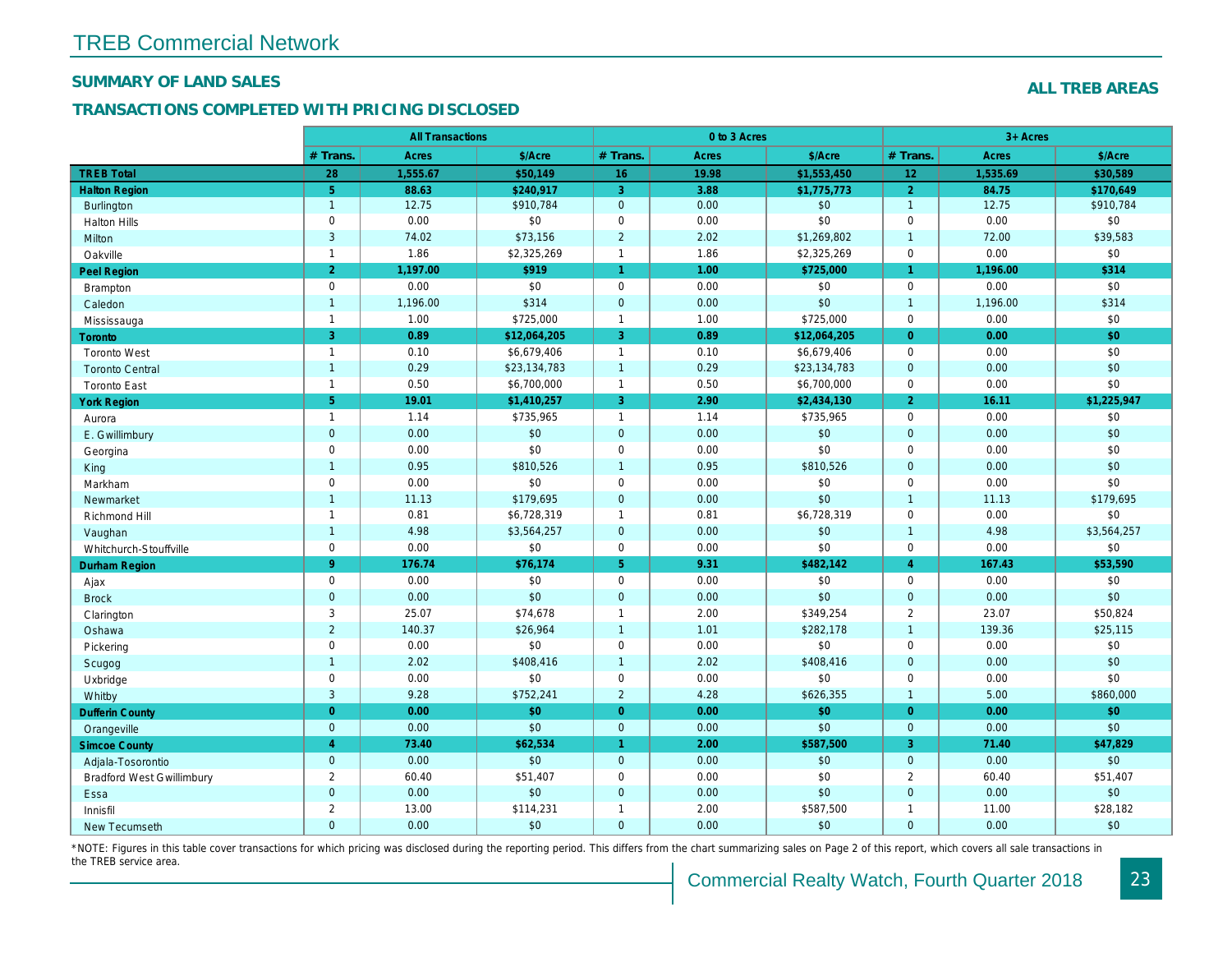# TREB Commercial Network

## SUMMARY OF LAND SALES

## TRANSACTIONS COMPLETED WITH PRICING DISCLOSED

**ALL TREB AREAS**

| | All Transactions | | | 0 to 3 Acres | | | 3+ Acres | | |
|---|---|---|---|---|---|---|---|---|---|
| | # Trans. | Acres | $/Acre | # Trans. | Acres | $/Acre | # Trans. | Acres | $/Acre |
| **TREB Total** | **28** | **1,555.67** | **$50,149** | **16** | **19.98** | **$1,553,450** | **12** | **1,535.69** | **$30,589** |
| **Halton Region** | **5** | **88.63** | **$240,917** | **3** | **3.88** | **$1,775,773** | **2** | **84.75** | **$170,649** |
| Burlington | 1 | 12.75 | $910,784 | 0 | 0.00 | $0 | 1 | 12.75 | $910,784 |
| Halton Hills | 0 | 0.00 | $0 | 0 | 0.00 | $0 | 0 | 0.00 | $0 |
| Milton | 3 | 74.02 | $73,156 | 2 | 2.02 | $1,269,802 | 1 | 72.00 | $39,583 |
| Oakville | 1 | 1.86 | $2,325,269 | 1 | 1.86 | $2,325,269 | 0 | 0.00 | $0 |
| **Peel Region** | **2** | **1,197.00** | **$919** | **1** | **1.00** | **$725,000** | **1** | **1,196.00** | **$314** |
| Brampton | 0 | 0.00 | $0 | 0 | 0.00 | $0 | 0 | 0.00 | $0 |
| Caledon | 1 | 1,196.00 | $314 | 0 | 0.00 | $0 | 1 | 1,196.00 | $314 |
| Mississauga | 1 | 1.00 | $725,000 | 1 | 1.00 | $725,000 | 0 | 0.00 | $0 |
| **Toronto** | **3** | **0.89** | **$12,064,205** | **3** | **0.89** | **$12,064,205** | **0** | **0.00** | **$0** |
| Toronto West | 1 | 0.10 | $6,679,406 | 1 | 0.10 | $6,679,406 | 0 | 0.00 | $0 |
| Toronto Central | 1 | 0.29 | $23,134,783 | 1 | 0.29 | $23,134,783 | 0 | 0.00 | $0 |
| Toronto East | 1 | 0.50 | $6,700,000 | 1 | 0.50 | $6,700,000 | 0 | 0.00 | $0 |
| **York Region** | **5** | **19.01** | **$1,410,257** | **3** | **2.90** | **$2,434,130** | **2** | **16.11** | **$1,225,947** |
| Aurora | 1 | 1.14 | $735,965 | 1 | 1.14 | $735,965 | 0 | 0.00 | $0 |
| E. Gwillimbury | 0 | 0.00 | $0 | 0 | 0.00 | $0 | 0 | 0.00 | $0 |
| Georgina | 0 | 0.00 | $0 | 0 | 0.00 | $0 | 0 | 0.00 | $0 |
| King | 1 | 0.95 | $810,526 | 1 | 0.95 | $810,526 | 0 | 0.00 | $0 |
| Markham | 0 | 0.00 | $0 | 0 | 0.00 | $0 | 0 | 0.00 | $0 |
| Newmarket | 1 | 11.13 | $179,695 | 0 | 0.00 | $0 | 1 | 11.13 | $179,695 |
| Richmond Hill | 1 | 0.81 | $6,728,319 | 1 | 0.81 | $6,728,319 | 0 | 0.00 | $0 |
| Vaughan | 1 | 4.98 | $3,564,257 | 0 | 0.00 | $0 | 1 | 4.98 | $3,564,257 |
| Whitchurch-Stouffville | 0 | 0.00 | $0 | 0 | 0.00 | $0 | 0 | 0.00 | $0 |
| **Durham Region** | **9** | **176.74** | **$76,174** | **5** | **9.31** | **$482,142** | **4** | **167.43** | **$53,590** |
| Ajax | 0 | 0.00 | $0 | 0 | 0.00 | $0 | 0 | 0.00 | $0 |
| Brock | 0 | 0.00 | $0 | 0 | 0.00 | $0 | 0 | 0.00 | $0 |
| Clarington | 3 | 25.07 | $74,678 | 1 | 2.00 | $349,254 | 2 | 23.07 | $50,824 |
| Oshawa | 2 | 140.37 | $26,964 | 1 | 1.01 | $282,178 | 1 | 139.36 | $25,115 |
| Pickering | 0 | 0.00 | $0 | 0 | 0.00 | $0 | 0 | 0.00 | $0 |
| Scugog | 1 | 2.02 | $408,416 | 1 | 2.02 | $408,416 | 0 | 0.00 | $0 |
| Uxbridge | 0 | 0.00 | $0 | 0 | 0.00 | $0 | 0 | 0.00 | $0 |
| Whitby | 3 | 9.28 | $752,241 | 2 | 4.28 | $626,355 | 1 | 5.00 | $860,000 |
| **Dufferin County** | **0** | **0.00** | **$0** | **0** | **0.00** | **$0** | **0** | **0.00** | **$0** |
| Orangeville | 0 | 0.00 | $0 | 0 | 0.00 | $0 | 0 | 0.00 | $0 |
| **Simcoe County** | **4** | **73.40** | **$62,534** | **1** | **2.00** | **$587,500** | **3** | **71.40** | **$47,829** |
| Adjala-Tosorontio | 0 | 0.00 | $0 | 0 | 0.00 | $0 | 0 | 0.00 | $0 |
| Bradford West Gwillimbury | 2 | 60.40 | $51,407 | 0 | 0.00 | $0 | 2 | 60.40 | $51,407 |
| Essa | 0 | 0.00 | $0 | 0 | 0.00 | $0 | 0 | 0.00 | $0 |
| Innisfil | 2 | 13.00 | $114,231 | 1 | 2.00 | $587,500 | 1 | 11.00 | $28,182 |
| New Tecumseth | 0 | 0.00 | $0 | 0 | 0.00 | $0 | 0 | 0.00 | $0 |

*NOTE: Figures in this table cover transactions for which pricing was disclosed during the reporting period. This differs from the chart summarizing sales on Page 2 of this report, which covers all sale transactions in the TREB service area.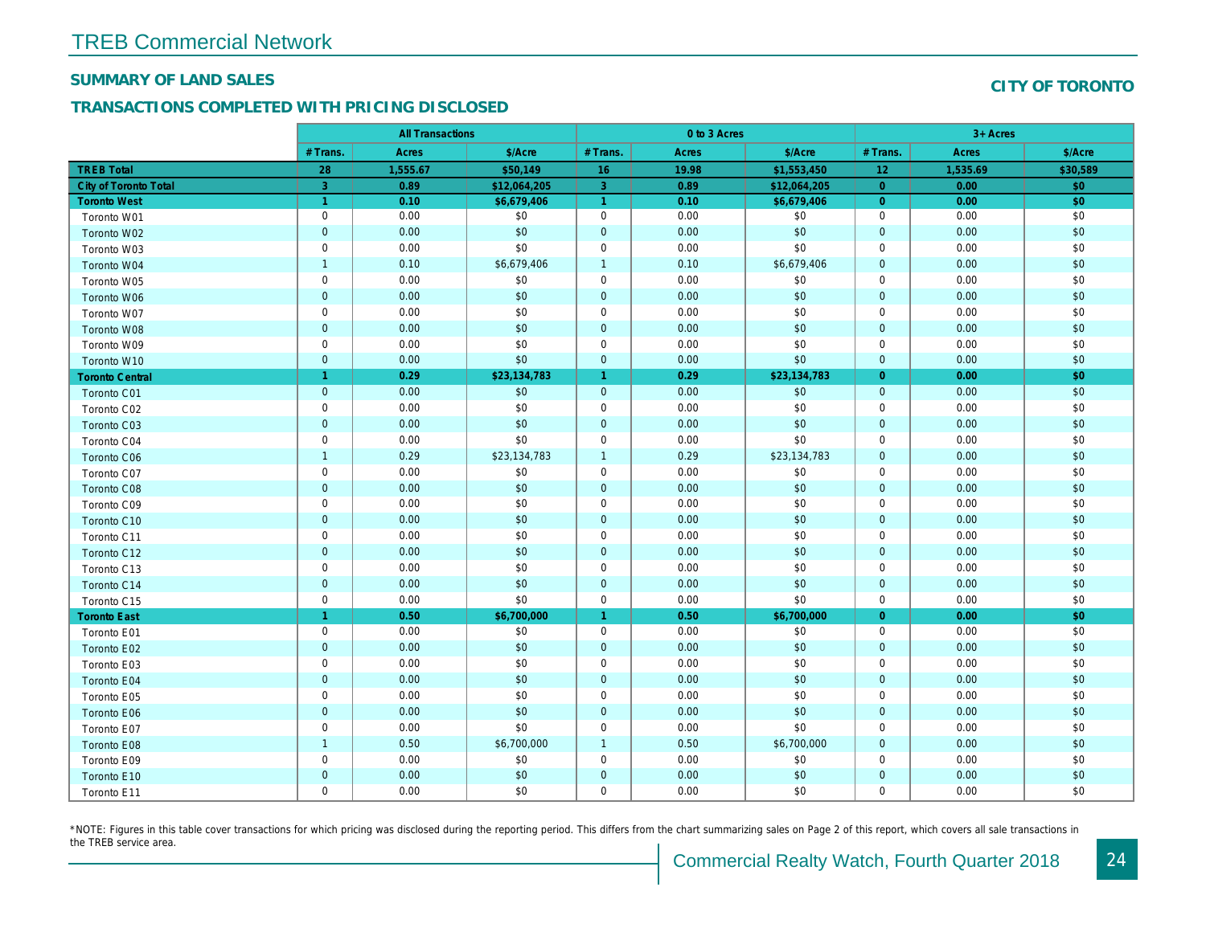# TREB Commercial Network

## SUMMARY OF LAND SALES

## CITY OF TORONTO

## TRANSACTIONS COMPLETED WITH PRICING DISCLOSED

| | All Transactions | | | 0 to 3 Acres | | | 3+ Acres | | |
|---|---|---|---|---|---|---|---|---|---|
| | # Trans. | Acres | $/Acre | # Trans. | Acres | $/Acre | # Trans. | Acres | $/Acre |
| **TREB Total** | **28** | **1,555.67** | **$50,149** | **16** | **19.98** | **$1,553,450** | **12** | **1,535.69** | **$30,589** |
| **City of Toronto Total** | **3** | **0.89** | **$12,064,205** | **3** | **0.89** | **$12,064,205** | **0** | **0.00** | **$0** |
| **Toronto West** | **1** | **0.10** | **$6,679,406** | **1** | **0.10** | **$6,679,406** | **0** | **0.00** | **$0** |
| Toronto W01 | 0 | 0.00 | $0 | 0 | 0.00 | $0 | 0 | 0.00 | $0 |
| Toronto W02 | 0 | 0.00 | $0 | 0 | 0.00 | $0 | 0 | 0.00 | $0 |
| Toronto W03 | 0 | 0.00 | $0 | 0 | 0.00 | $0 | 0 | 0.00 | $0 |
| Toronto W04 | 1 | 0.10 | $6,679,406 | 1 | 0.10 | $6,679,406 | 0 | 0.00 | $0 |
| Toronto W05 | 0 | 0.00 | $0 | 0 | 0.00 | $0 | 0 | 0.00 | $0 |
| Toronto W06 | 0 | 0.00 | $0 | 0 | 0.00 | $0 | 0 | 0.00 | $0 |
| Toronto W07 | 0 | 0.00 | $0 | 0 | 0.00 | $0 | 0 | 0.00 | $0 |
| Toronto W08 | 0 | 0.00 | $0 | 0 | 0.00 | $0 | 0 | 0.00 | $0 |
| Toronto W09 | 0 | 0.00 | $0 | 0 | 0.00 | $0 | 0 | 0.00 | $0 |
| Toronto W10 | 0 | 0.00 | $0 | 0 | 0.00 | $0 | 0 | 0.00 | $0 |
| **Toronto Central** | **1** | **0.29** | **$23,134,783** | **1** | **0.29** | **$23,134,783** | **0** | **0.00** | **$0** |
| Toronto C01 | 0 | 0.00 | $0 | 0 | 0.00 | $0 | 0 | 0.00 | $0 |
| Toronto C02 | 0 | 0.00 | $0 | 0 | 0.00 | $0 | 0 | 0.00 | $0 |
| Toronto C03 | 0 | 0.00 | $0 | 0 | 0.00 | $0 | 0 | 0.00 | $0 |
| Toronto C04 | 0 | 0.00 | $0 | 0 | 0.00 | $0 | 0 | 0.00 | $0 |
| Toronto C06 | 1 | 0.29 | $23,134,783 | 1 | 0.29 | $23,134,783 | 0 | 0.00 | $0 |
| Toronto C07 | 0 | 0.00 | $0 | 0 | 0.00 | $0 | 0 | 0.00 | $0 |
| Toronto C08 | 0 | 0.00 | $0 | 0 | 0.00 | $0 | 0 | 0.00 | $0 |
| Toronto C09 | 0 | 0.00 | $0 | 0 | 0.00 | $0 | 0 | 0.00 | $0 |
| Toronto C10 | 0 | 0.00 | $0 | 0 | 0.00 | $0 | 0 | 0.00 | $0 |
| Toronto C11 | 0 | 0.00 | $0 | 0 | 0.00 | $0 | 0 | 0.00 | $0 |
| Toronto C12 | 0 | 0.00 | $0 | 0 | 0.00 | $0 | 0 | 0.00 | $0 |
| Toronto C13 | 0 | 0.00 | $0 | 0 | 0.00 | $0 | 0 | 0.00 | $0 |
| Toronto C14 | 0 | 0.00 | $0 | 0 | 0.00 | $0 | 0 | 0.00 | $0 |
| Toronto C15 | 0 | 0.00 | $0 | 0 | 0.00 | $0 | 0 | 0.00 | $0 |
| **Toronto East** | **1** | **0.50** | **$6,700,000** | **1** | **0.50** | **$6,700,000** | **0** | **0.00** | **$0** |
| Toronto E01 | 0 | 0.00 | $0 | 0 | 0.00 | $0 | 0 | 0.00 | $0 |
| Toronto E02 | 0 | 0.00 | $0 | 0 | 0.00 | $0 | 0 | 0.00 | $0 |
| Toronto E03 | 0 | 0.00 | $0 | 0 | 0.00 | $0 | 0 | 0.00 | $0 |
| Toronto E04 | 0 | 0.00 | $0 | 0 | 0.00 | $0 | 0 | 0.00 | $0 |
| Toronto E05 | 0 | 0.00 | $0 | 0 | 0.00 | $0 | 0 | 0.00 | $0 |
| Toronto E06 | 0 | 0.00 | $0 | 0 | 0.00 | $0 | 0 | 0.00 | $0 |
| Toronto E07 | 0 | 0.00 | $0 | 0 | 0.00 | $0 | 0 | 0.00 | $0 |
| Toronto E08 | 1 | 0.50 | $6,700,000 | 1 | 0.50 | $6,700,000 | 0 | 0.00 | $0 |
| Toronto E09 | 0 | 0.00 | $0 | 0 | 0.00 | $0 | 0 | 0.00 | $0 |
| Toronto E10 | 0 | 0.00 | $0 | 0 | 0.00 | $0 | 0 | 0.00 | $0 |
| Toronto E11 | 0 | 0.00 | $0 | 0 | 0.00 | $0 | 0 | 0.00 | $0 |

*NOTE: Figures in this table cover transactions for which pricing was disclosed during the reporting period. This differs from the chart summarizing sales on Page 2 of this report, which covers all sale transactions in the TREB service area.

Commercial Realty Watch, Fourth Quarter 2018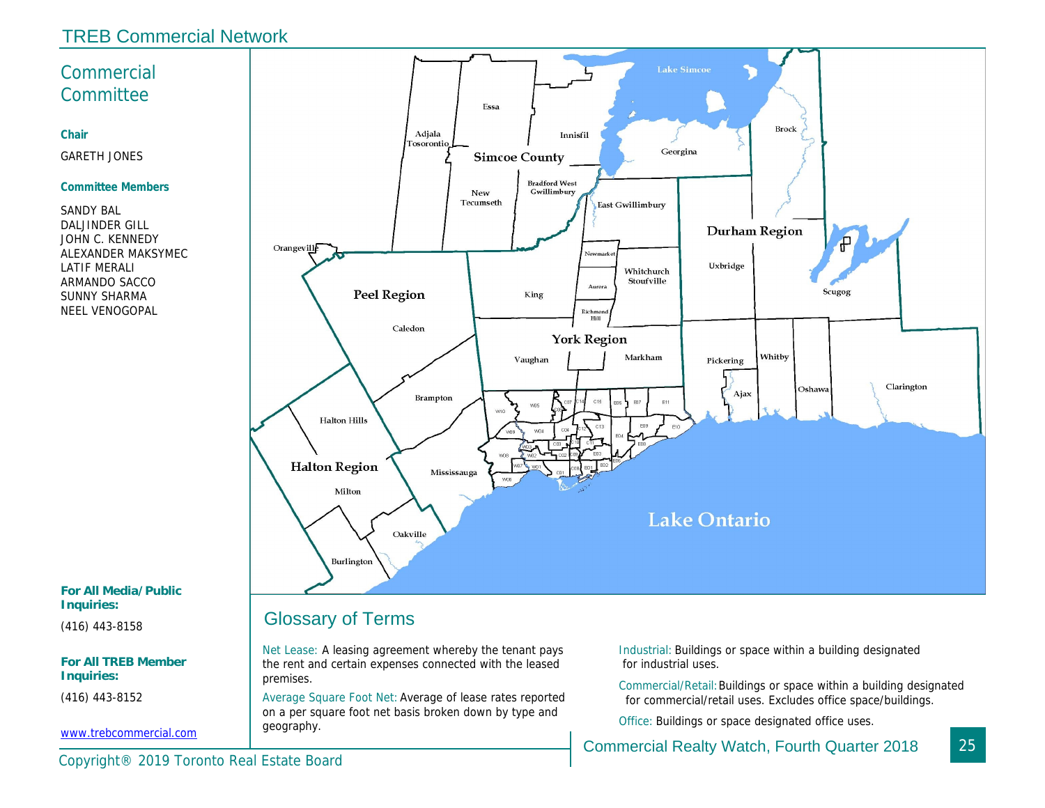## TREB Commercial Network

### Commercial Committee

**Chair**

GARETH JONES

**Committee Members**

SANDY BAL
DALJINDER GILL
JOHN C. KENNEDY
ALEXANDER MAKSYMEC
LATIF MERALI
ARMANDO SACCO
SUNNY SHARMA
NEEL VENOGOPAL

**For All Media/Public Inquiries:**

(416) 443-8158

**For All TREB Member Inquiries:**

(416) 443-8152

www.trebcommercial.com

Lake Simcoe
Essa
Adjala Tosorontio
Innisfil
Simcoe County
Brock
Georgina
Bradford West Gwillimbury
New Tecumseth
East Gwillimbury
Durham Region
Orangeville
Newmarket
Uxbridge
Whitchurch Stoufville
Aurora
Scugog
Peel Region
King
Richmond Hill
Caledon
York Region
Vaughan
Markham
Pickering
Whitby
Oshawa
Clarington
Ajax
Brampton
Halton Hills
Halton Region
Mississauga
Milton
Oakville
Burlington
Lake Ontario
W10 W05 C07 C14 C15 E05 E07 E11 W09 W04 C04 C12 C13 E04 E09 E10 W03 C03 C10 C11 E08 W06 W02 C02 C09 E03 E06 W07 W01 C01 C08 E01 E02 W08 C06

## Glossary of Terms

Net Lease: A leasing agreement whereby the tenant pays the rent and certain expenses connected with the leased premises.

Average Square Foot Net: Average of lease rates reported on a per square foot net basis broken down by type and geography.

Industrial: Buildings or space within a building designated for industrial uses.

Commercial/Retail: Buildings or space within a building designated for commercial/retail uses. Excludes office space/buildings.

Office: Buildings or space designated office uses.

Copyright® 2019 Toronto Real Estate Board